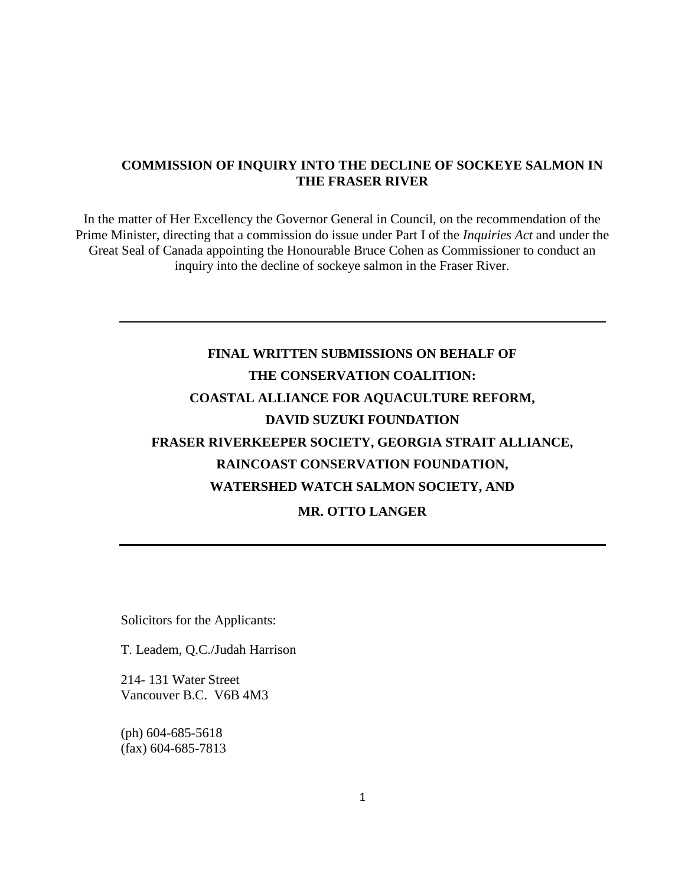**COMMISSION OF INQUIRY INTO THE DECLINE OF SOCKEYE SALMON IN THE FRASER RIVER**

In the matter of Her Excellency the Governor General in Council, on the recommendation of the Prime Minister, directing that a commission do issue under Part I of the *Inquiries Act* and under the Great Seal of Canada appointing the Honourable Bruce Cohen as Commissioner to conduct an inquiry into the decline of sockeye salmon in the Fraser River.

---

**FINAL WRITTEN SUBMISSIONS ON BEHALF OF**
**THE CONSERVATION COALITION:**
**COASTAL ALLIANCE FOR AQUACULTURE REFORM,**
**DAVID SUZUKI FOUNDATION**
**FRASER RIVERKEEPER SOCIETY, GEORGIA STRAIT ALLIANCE,**
**RAINCOAST CONSERVATION FOUNDATION,**
**WATERSHED WATCH SALMON SOCIETY, AND**
**MR. OTTO LANGER**

---

Solicitors for the Applicants:

T. Leadem, Q.C./Judah Harrison

214- 131 Water Street
Vancouver B.C. V6B 4M3

(ph) 604-685-5618
(fax) 604-685-7813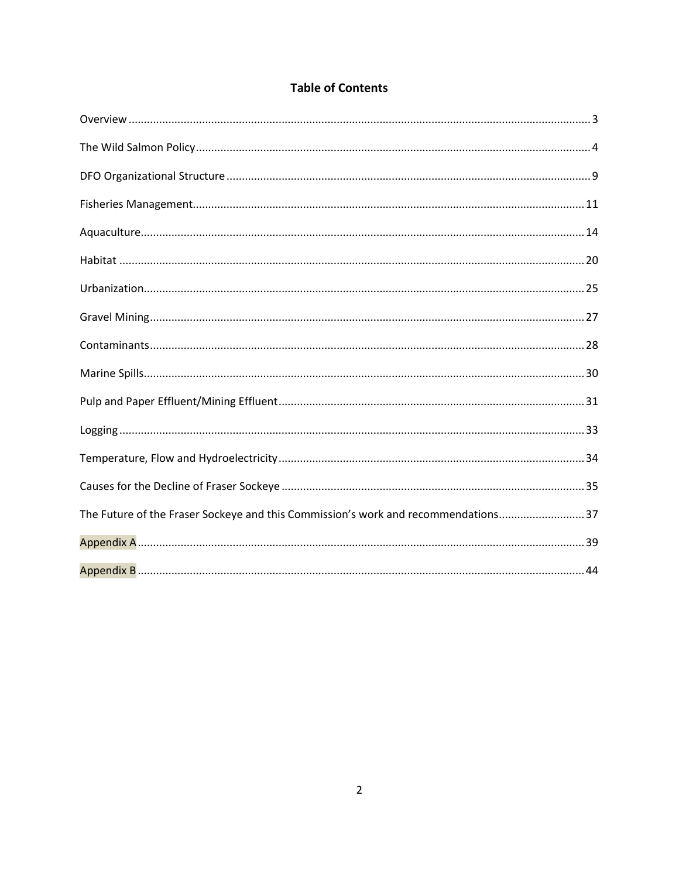# Table of Contents

Overview ..... 3

The Wild Salmon Policy ..... 4

DFO Organizational Structure ..... 9

Fisheries Management ..... 11

Aquaculture ..... 14

Habitat ..... 20

Urbanization ..... 25

Gravel Mining ..... 27

Contaminants ..... 28

Marine Spills ..... 30

Pulp and Paper Effluent/Mining Effluent ..... 31

Logging ..... 33

Temperature, Flow and Hydroelectricity ..... 34

Causes for the Decline of Fraser Sockeye ..... 35

The Future of the Fraser Sockeye and this Commission's work and recommendations ..... 37

Appendix A ..... 39

Appendix B ..... 44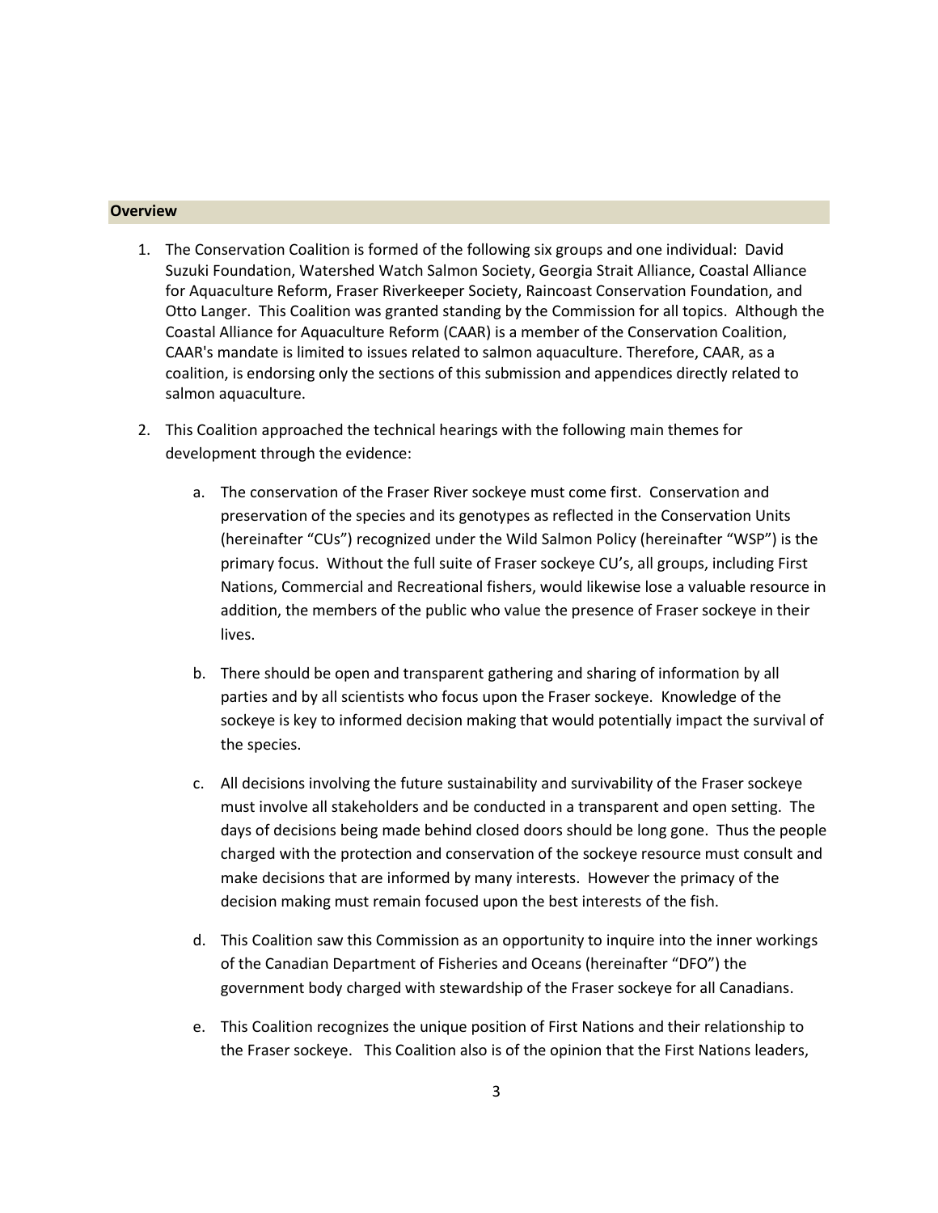## Overview

1. The Conservation Coalition is formed of the following six groups and one individual: David Suzuki Foundation, Watershed Watch Salmon Society, Georgia Strait Alliance, Coastal Alliance for Aquaculture Reform, Fraser Riverkeeper Society, Raincoast Conservation Foundation, and Otto Langer. This Coalition was granted standing by the Commission for all topics. Although the Coastal Alliance for Aquaculture Reform (CAAR) is a member of the Conservation Coalition, CAAR's mandate is limited to issues related to salmon aquaculture. Therefore, CAAR, as a coalition, is endorsing only the sections of this submission and appendices directly related to salmon aquaculture.

2. This Coalition approached the technical hearings with the following main themes for development through the evidence:

   a. The conservation of the Fraser River sockeye must come first. Conservation and preservation of the species and its genotypes as reflected in the Conservation Units (hereinafter "CUs") recognized under the Wild Salmon Policy (hereinafter "WSP") is the primary focus. Without the full suite of Fraser sockeye CU's, all groups, including First Nations, Commercial and Recreational fishers, would likewise lose a valuable resource in addition, the members of the public who value the presence of Fraser sockeye in their lives.

   b. There should be open and transparent gathering and sharing of information by all parties and by all scientists who focus upon the Fraser sockeye. Knowledge of the sockeye is key to informed decision making that would potentially impact the survival of the species.

   c. All decisions involving the future sustainability and survivability of the Fraser sockeye must involve all stakeholders and be conducted in a transparent and open setting. The days of decisions being made behind closed doors should be long gone. Thus the people charged with the protection and conservation of the sockeye resource must consult and make decisions that are informed by many interests. However the primacy of the decision making must remain focused upon the best interests of the fish.

   d. This Coalition saw this Commission as an opportunity to inquire into the inner workings of the Canadian Department of Fisheries and Oceans (hereinafter "DFO") the government body charged with stewardship of the Fraser sockeye for all Canadians.

   e. This Coalition recognizes the unique position of First Nations and their relationship to the Fraser sockeye. This Coalition also is of the opinion that the First Nations leaders,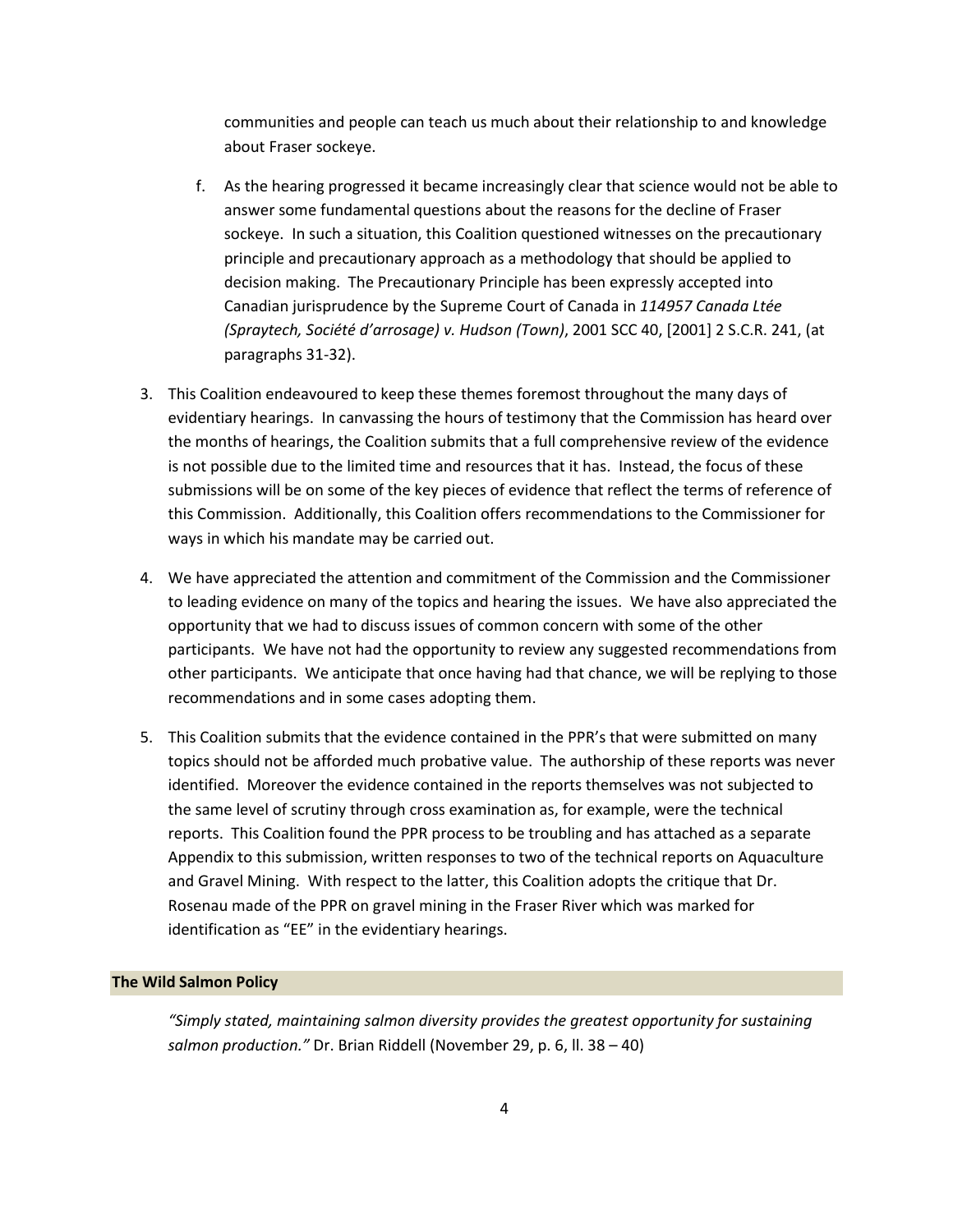communities and people can teach us much about their relationship to and knowledge about Fraser sockeye.

f. As the hearing progressed it became increasingly clear that science would not be able to answer some fundamental questions about the reasons for the decline of Fraser sockeye. In such a situation, this Coalition questioned witnesses on the precautionary principle and precautionary approach as a methodology that should be applied to decision making. The Precautionary Principle has been expressly accepted into Canadian jurisprudence by the Supreme Court of Canada in *114957 Canada Ltée (Spraytech, Société d'arrosage) v. Hudson (Town)*, 2001 SCC 40, [2001] 2 S.C.R. 241, (at paragraphs 31-32).

3. This Coalition endeavoured to keep these themes foremost throughout the many days of evidentiary hearings. In canvassing the hours of testimony that the Commission has heard over the months of hearings, the Coalition submits that a full comprehensive review of the evidence is not possible due to the limited time and resources that it has. Instead, the focus of these submissions will be on some of the key pieces of evidence that reflect the terms of reference of this Commission. Additionally, this Coalition offers recommendations to the Commissioner for ways in which his mandate may be carried out.

4. We have appreciated the attention and commitment of the Commission and the Commissioner to leading evidence on many of the topics and hearing the issues. We have also appreciated the opportunity that we had to discuss issues of common concern with some of the other participants. We have not had the opportunity to review any suggested recommendations from other participants. We anticipate that once having had that chance, we will be replying to those recommendations and in some cases adopting them.

5. This Coalition submits that the evidence contained in the PPR's that were submitted on many topics should not be afforded much probative value. The authorship of these reports was never identified. Moreover the evidence contained in the reports themselves was not subjected to the same level of scrutiny through cross examination as, for example, were the technical reports. This Coalition found the PPR process to be troubling and has attached as a separate Appendix to this submission, written responses to two of the technical reports on Aquaculture and Gravel Mining. With respect to the latter, this Coalition adopts the critique that Dr. Rosenau made of the PPR on gravel mining in the Fraser River which was marked for identification as "EE" in the evidentiary hearings.

## The Wild Salmon Policy

*"Simply stated, maintaining salmon diversity provides the greatest opportunity for sustaining salmon production."* Dr. Brian Riddell (November 29, p. 6, ll. 38 – 40)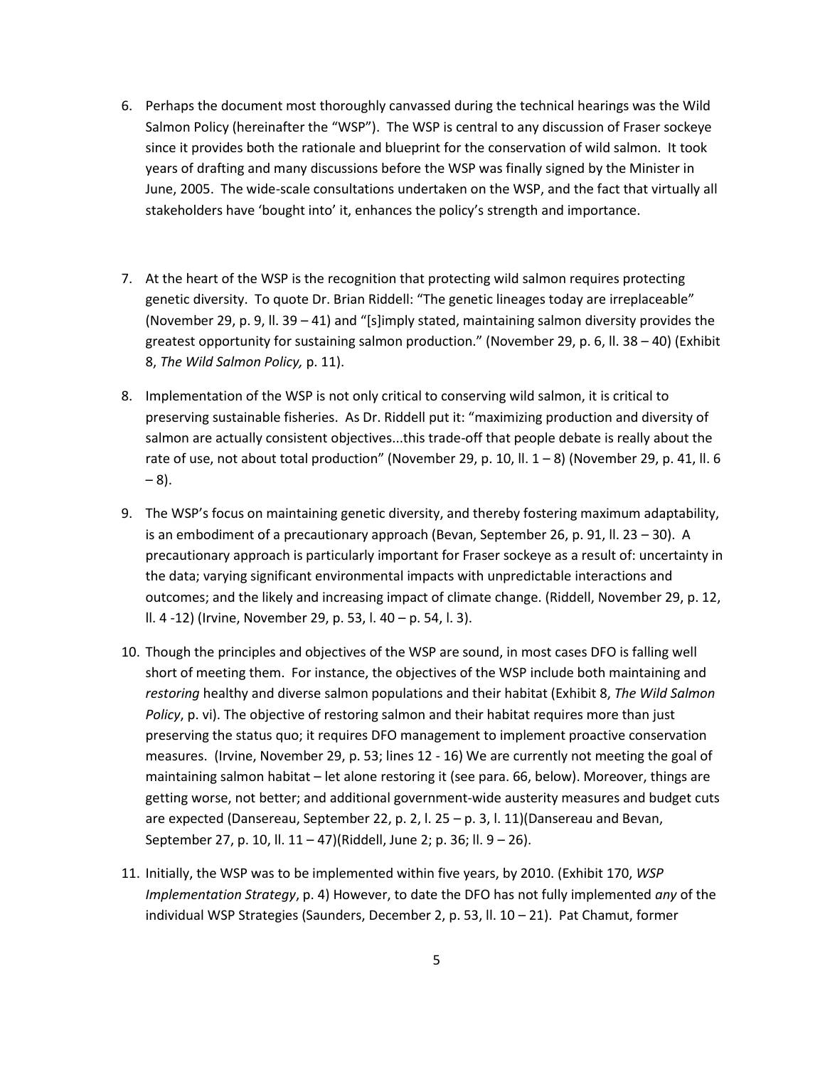6. Perhaps the document most thoroughly canvassed during the technical hearings was the Wild Salmon Policy (hereinafter the "WSP"). The WSP is central to any discussion of Fraser sockeye since it provides both the rationale and blueprint for the conservation of wild salmon. It took years of drafting and many discussions before the WSP was finally signed by the Minister in June, 2005. The wide-scale consultations undertaken on the WSP, and the fact that virtually all stakeholders have 'bought into' it, enhances the policy's strength and importance.

7. At the heart of the WSP is the recognition that protecting wild salmon requires protecting genetic diversity. To quote Dr. Brian Riddell: "The genetic lineages today are irreplaceable" (November 29, p. 9, ll. 39 – 41) and "[s]imply stated, maintaining salmon diversity provides the greatest opportunity for sustaining salmon production." (November 29, p. 6, ll. 38 – 40) (Exhibit 8, *The Wild Salmon Policy,* p. 11).

8. Implementation of the WSP is not only critical to conserving wild salmon, it is critical to preserving sustainable fisheries. As Dr. Riddell put it: "maximizing production and diversity of salmon are actually consistent objectives...this trade-off that people debate is really about the rate of use, not about total production" (November 29, p. 10, ll. 1 – 8) (November 29, p. 41, ll. 6 – 8).

9. The WSP's focus on maintaining genetic diversity, and thereby fostering maximum adaptability, is an embodiment of a precautionary approach (Bevan, September 26, p. 91, ll. 23 – 30). A precautionary approach is particularly important for Fraser sockeye as a result of: uncertainty in the data; varying significant environmental impacts with unpredictable interactions and outcomes; and the likely and increasing impact of climate change. (Riddell, November 29, p. 12, ll. 4 -12) (Irvine, November 29, p. 53, l. 40 – p. 54, l. 3).

10. Though the principles and objectives of the WSP are sound, in most cases DFO is falling well short of meeting them. For instance, the objectives of the WSP include both maintaining and *restoring* healthy and diverse salmon populations and their habitat (Exhibit 8, *The Wild Salmon Policy*, p. vi). The objective of restoring salmon and their habitat requires more than just preserving the status quo; it requires DFO management to implement proactive conservation measures. (Irvine, November 29, p. 53; lines 12 - 16) We are currently not meeting the goal of maintaining salmon habitat – let alone restoring it (see para. 66, below). Moreover, things are getting worse, not better; and additional government-wide austerity measures and budget cuts are expected (Dansereau, September 22, p. 2, l. 25 – p. 3, l. 11)(Dansereau and Bevan, September 27, p. 10, ll. 11 – 47)(Riddell, June 2; p. 36; ll. 9 – 26).

11. Initially, the WSP was to be implemented within five years, by 2010. (Exhibit 170, *WSP Implementation Strategy*, p. 4) However, to date the DFO has not fully implemented *any* of the individual WSP Strategies (Saunders, December 2, p. 53, ll. 10 – 21). Pat Chamut, former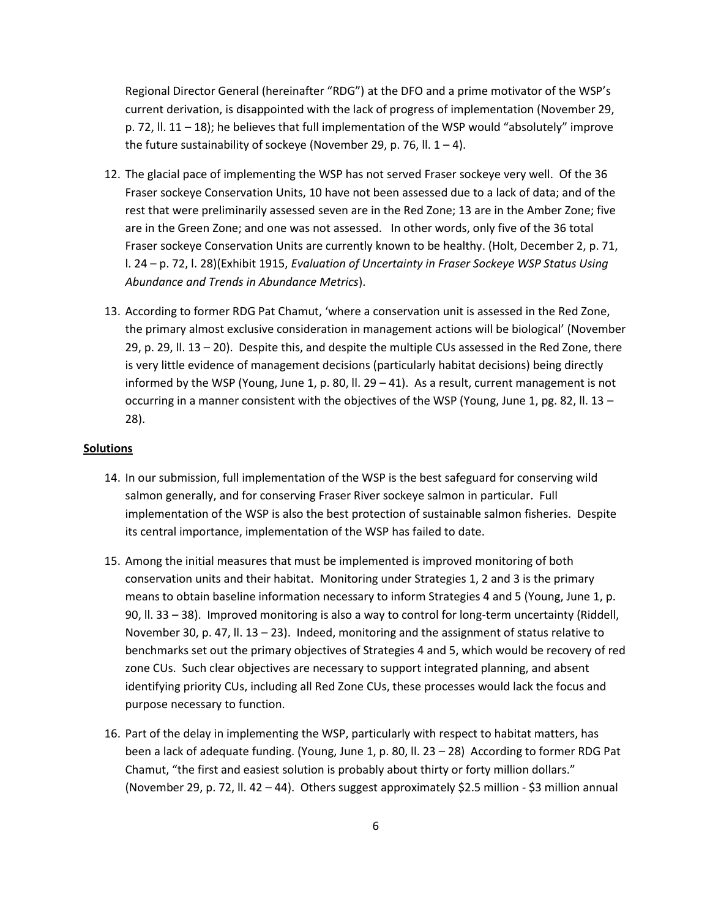Regional Director General (hereinafter "RDG") at the DFO and a prime motivator of the WSP's current derivation, is disappointed with the lack of progress of implementation (November 29, p. 72, ll. 11 – 18); he believes that full implementation of the WSP would "absolutely" improve the future sustainability of sockeye (November 29, p. 76, ll. 1 – 4).

12. The glacial pace of implementing the WSP has not served Fraser sockeye very well. Of the 36 Fraser sockeye Conservation Units, 10 have not been assessed due to a lack of data; and of the rest that were preliminarily assessed seven are in the Red Zone; 13 are in the Amber Zone; five are in the Green Zone; and one was not assessed. In other words, only five of the 36 total Fraser sockeye Conservation Units are currently known to be healthy. (Holt, December 2, p. 71, l. 24 – p. 72, l. 28)(Exhibit 1915, *Evaluation of Uncertainty in Fraser Sockeye WSP Status Using Abundance and Trends in Abundance Metrics*).

13. According to former RDG Pat Chamut, 'where a conservation unit is assessed in the Red Zone, the primary almost exclusive consideration in management actions will be biological' (November 29, p. 29, ll. 13 – 20). Despite this, and despite the multiple CUs assessed in the Red Zone, there is very little evidence of management decisions (particularly habitat decisions) being directly informed by the WSP (Young, June 1, p. 80, ll. 29 – 41). As a result, current management is not occurring in a manner consistent with the objectives of the WSP (Young, June 1, pg. 82, ll. 13 – 28).

**Solutions**

14. In our submission, full implementation of the WSP is the best safeguard for conserving wild salmon generally, and for conserving Fraser River sockeye salmon in particular. Full implementation of the WSP is also the best protection of sustainable salmon fisheries. Despite its central importance, implementation of the WSP has failed to date.

15. Among the initial measures that must be implemented is improved monitoring of both conservation units and their habitat. Monitoring under Strategies 1, 2 and 3 is the primary means to obtain baseline information necessary to inform Strategies 4 and 5 (Young, June 1, p. 90, ll. 33 – 38). Improved monitoring is also a way to control for long-term uncertainty (Riddell, November 30, p. 47, ll. 13 – 23). Indeed, monitoring and the assignment of status relative to benchmarks set out the primary objectives of Strategies 4 and 5, which would be recovery of red zone CUs. Such clear objectives are necessary to support integrated planning, and absent identifying priority CUs, including all Red Zone CUs, these processes would lack the focus and purpose necessary to function.

16. Part of the delay in implementing the WSP, particularly with respect to habitat matters, has been a lack of adequate funding. (Young, June 1, p. 80, ll. 23 – 28) According to former RDG Pat Chamut, "the first and easiest solution is probably about thirty or forty million dollars." (November 29, p. 72, ll. 42 – 44). Others suggest approximately $2.5 million - $3 million annual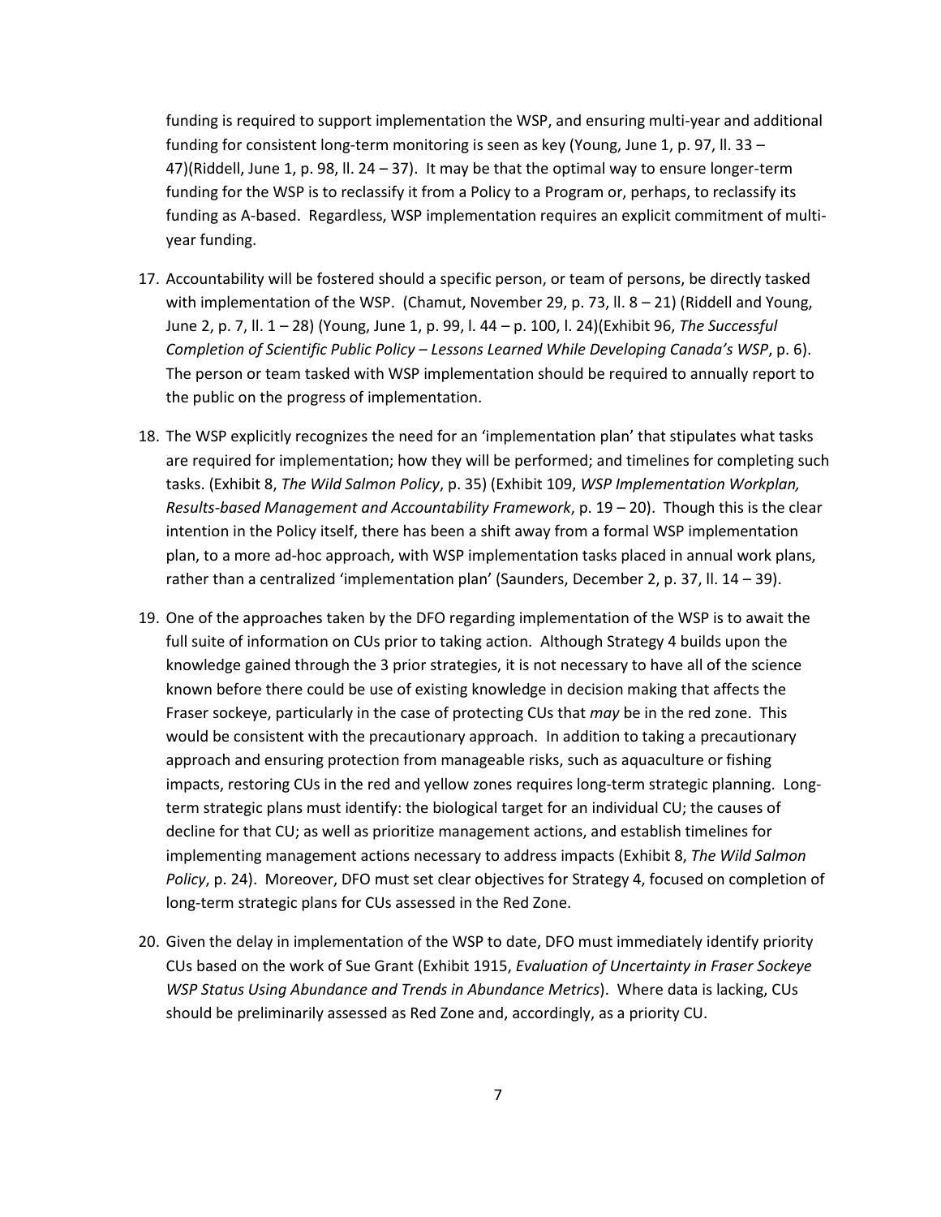funding is required to support implementation the WSP, and ensuring multi-year and additional funding for consistent long-term monitoring is seen as key (Young, June 1, p. 97, ll. 33 – 47)(Riddell, June 1, p. 98, ll. 24 – 37). It may be that the optimal way to ensure longer-term funding for the WSP is to reclassify it from a Policy to a Program or, perhaps, to reclassify its funding as A-based. Regardless, WSP implementation requires an explicit commitment of multi-year funding.

17. Accountability will be fostered should a specific person, or team of persons, be directly tasked with implementation of the WSP. (Chamut, November 29, p. 73, ll. 8 – 21) (Riddell and Young, June 2, p. 7, ll. 1 – 28) (Young, June 1, p. 99, l. 44 – p. 100, l. 24)(Exhibit 96, *The Successful Completion of Scientific Public Policy – Lessons Learned While Developing Canada's WSP*, p. 6). The person or team tasked with WSP implementation should be required to annually report to the public on the progress of implementation.

18. The WSP explicitly recognizes the need for an 'implementation plan' that stipulates what tasks are required for implementation; how they will be performed; and timelines for completing such tasks. (Exhibit 8, *The Wild Salmon Policy*, p. 35) (Exhibit 109, *WSP Implementation Workplan, Results-based Management and Accountability Framework*, p. 19 – 20). Though this is the clear intention in the Policy itself, there has been a shift away from a formal WSP implementation plan, to a more ad-hoc approach, with WSP implementation tasks placed in annual work plans, rather than a centralized 'implementation plan' (Saunders, December 2, p. 37, ll. 14 – 39).

19. One of the approaches taken by the DFO regarding implementation of the WSP is to await the full suite of information on CUs prior to taking action. Although Strategy 4 builds upon the knowledge gained through the 3 prior strategies, it is not necessary to have all of the science known before there could be use of existing knowledge in decision making that affects the Fraser sockeye, particularly in the case of protecting CUs that *may* be in the red zone. This would be consistent with the precautionary approach. In addition to taking a precautionary approach and ensuring protection from manageable risks, such as aquaculture or fishing impacts, restoring CUs in the red and yellow zones requires long-term strategic planning. Long-term strategic plans must identify: the biological target for an individual CU; the causes of decline for that CU; as well as prioritize management actions, and establish timelines for implementing management actions necessary to address impacts (Exhibit 8, *The Wild Salmon Policy*, p. 24). Moreover, DFO must set clear objectives for Strategy 4, focused on completion of long-term strategic plans for CUs assessed in the Red Zone.

20. Given the delay in implementation of the WSP to date, DFO must immediately identify priority CUs based on the work of Sue Grant (Exhibit 1915, *Evaluation of Uncertainty in Fraser Sockeye WSP Status Using Abundance and Trends in Abundance Metrics*). Where data is lacking, CUs should be preliminarily assessed as Red Zone and, accordingly, as a priority CU.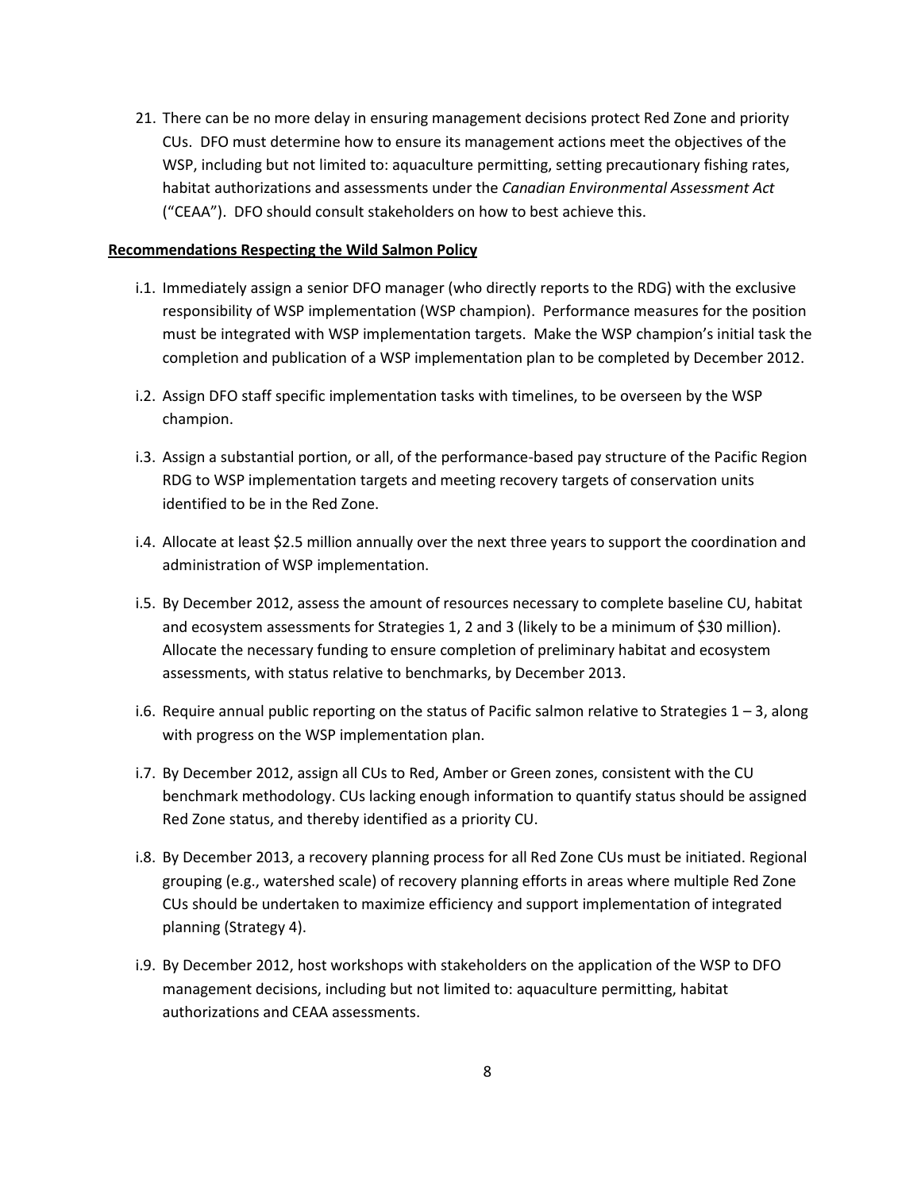21. There can be no more delay in ensuring management decisions protect Red Zone and priority CUs. DFO must determine how to ensure its management actions meet the objectives of the WSP, including but not limited to: aquaculture permitting, setting precautionary fishing rates, habitat authorizations and assessments under the *Canadian Environmental Assessment Act* ("CEAA"). DFO should consult stakeholders on how to best achieve this.

**Recommendations Respecting the Wild Salmon Policy**

i.1. Immediately assign a senior DFO manager (who directly reports to the RDG) with the exclusive responsibility of WSP implementation (WSP champion). Performance measures for the position must be integrated with WSP implementation targets. Make the WSP champion's initial task the completion and publication of a WSP implementation plan to be completed by December 2012.

i.2. Assign DFO staff specific implementation tasks with timelines, to be overseen by the WSP champion.

i.3. Assign a substantial portion, or all, of the performance-based pay structure of the Pacific Region RDG to WSP implementation targets and meeting recovery targets of conservation units identified to be in the Red Zone.

i.4. Allocate at least $2.5 million annually over the next three years to support the coordination and administration of WSP implementation.

i.5. By December 2012, assess the amount of resources necessary to complete baseline CU, habitat and ecosystem assessments for Strategies 1, 2 and 3 (likely to be a minimum of $30 million). Allocate the necessary funding to ensure completion of preliminary habitat and ecosystem assessments, with status relative to benchmarks, by December 2013.

i.6. Require annual public reporting on the status of Pacific salmon relative to Strategies 1 – 3, along with progress on the WSP implementation plan.

i.7. By December 2012, assign all CUs to Red, Amber or Green zones, consistent with the CU benchmark methodology. CUs lacking enough information to quantify status should be assigned Red Zone status, and thereby identified as a priority CU.

i.8. By December 2013, a recovery planning process for all Red Zone CUs must be initiated. Regional grouping (e.g., watershed scale) of recovery planning efforts in areas where multiple Red Zone CUs should be undertaken to maximize efficiency and support implementation of integrated planning (Strategy 4).

i.9. By December 2012, host workshops with stakeholders on the application of the WSP to DFO management decisions, including but not limited to: aquaculture permitting, habitat authorizations and CEAA assessments.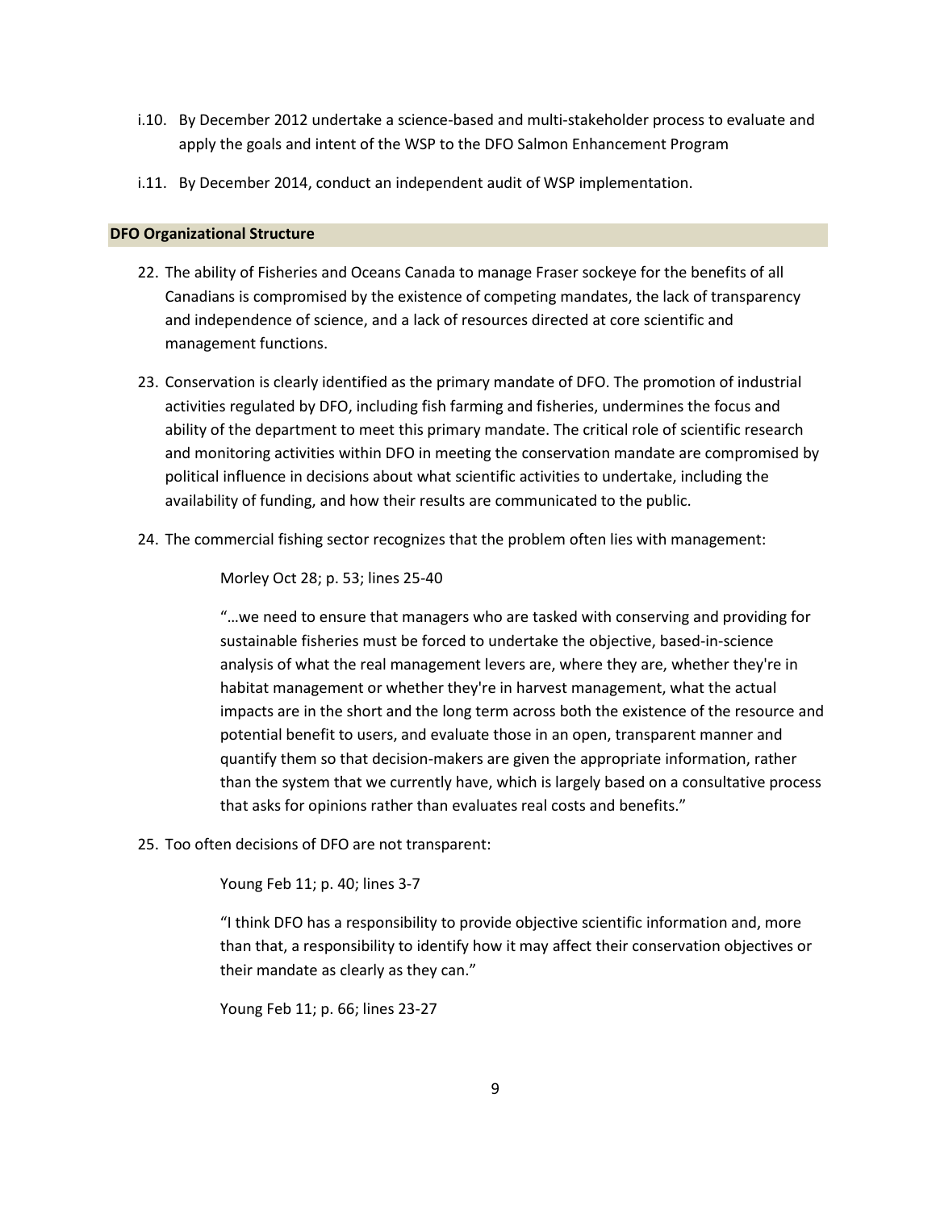i.10. By December 2012 undertake a science-based and multi-stakeholder process to evaluate and apply the goals and intent of the WSP to the DFO Salmon Enhancement Program

i.11. By December 2014, conduct an independent audit of WSP implementation.

## DFO Organizational Structure

22. The ability of Fisheries and Oceans Canada to manage Fraser sockeye for the benefits of all Canadians is compromised by the existence of competing mandates, the lack of transparency and independence of science, and a lack of resources directed at core scientific and management functions.

23. Conservation is clearly identified as the primary mandate of DFO. The promotion of industrial activities regulated by DFO, including fish farming and fisheries, undermines the focus and ability of the department to meet this primary mandate. The critical role of scientific research and monitoring activities within DFO in meeting the conservation mandate are compromised by political influence in decisions about what scientific activities to undertake, including the availability of funding, and how their results are communicated to the public.

24. The commercial fishing sector recognizes that the problem often lies with management:

    Morley Oct 28; p. 53; lines 25-40

    "…we need to ensure that managers who are tasked with conserving and providing for sustainable fisheries must be forced to undertake the objective, based-in-science analysis of what the real management levers are, where they are, whether they're in habitat management or whether they're in harvest management, what the actual impacts are in the short and the long term across both the existence of the resource and potential benefit to users, and evaluate those in an open, transparent manner and quantify them so that decision-makers are given the appropriate information, rather than the system that we currently have, which is largely based on a consultative process that asks for opinions rather than evaluates real costs and benefits."

25. Too often decisions of DFO are not transparent:

    Young Feb 11; p. 40; lines 3-7

    "I think DFO has a responsibility to provide objective scientific information and, more than that, a responsibility to identify how it may affect their conservation objectives or their mandate as clearly as they can."

    Young Feb 11; p. 66; lines 23-27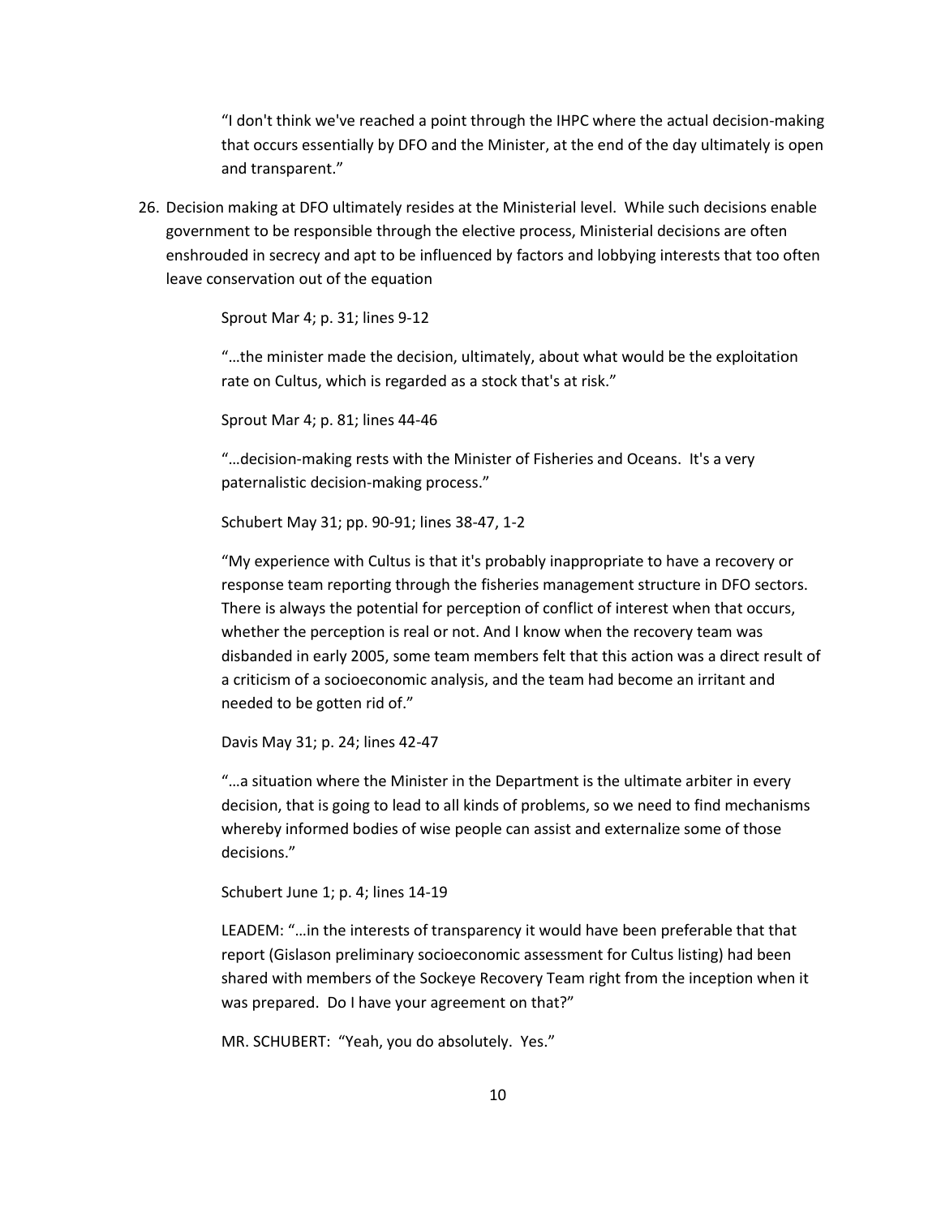"I don't think we've reached a point through the IHPC where the actual decision-making that occurs essentially by DFO and the Minister, at the end of the day ultimately is open and transparent."

26. Decision making at DFO ultimately resides at the Ministerial level. While such decisions enable government to be responsible through the elective process, Ministerial decisions are often enshrouded in secrecy and apt to be influenced by factors and lobbying interests that too often leave conservation out of the equation

    Sprout Mar 4; p. 31; lines 9-12

    "…the minister made the decision, ultimately, about what would be the exploitation rate on Cultus, which is regarded as a stock that's at risk."

    Sprout Mar 4; p. 81; lines 44-46

    "…decision-making rests with the Minister of Fisheries and Oceans. It's a very paternalistic decision-making process."

    Schubert May 31; pp. 90-91; lines 38-47, 1-2

    "My experience with Cultus is that it's probably inappropriate to have a recovery or response team reporting through the fisheries management structure in DFO sectors. There is always the potential for perception of conflict of interest when that occurs, whether the perception is real or not. And I know when the recovery team was disbanded in early 2005, some team members felt that this action was a direct result of a criticism of a socioeconomic analysis, and the team had become an irritant and needed to be gotten rid of."

    Davis May 31; p. 24; lines 42-47

    "…a situation where the Minister in the Department is the ultimate arbiter in every decision, that is going to lead to all kinds of problems, so we need to find mechanisms whereby informed bodies of wise people can assist and externalize some of those decisions."

    Schubert June 1; p. 4; lines 14-19

    LEADEM: "…in the interests of transparency it would have been preferable that that report (Gislason preliminary socioeconomic assessment for Cultus listing) had been shared with members of the Sockeye Recovery Team right from the inception when it was prepared. Do I have your agreement on that?"

    MR. SCHUBERT: "Yeah, you do absolutely. Yes."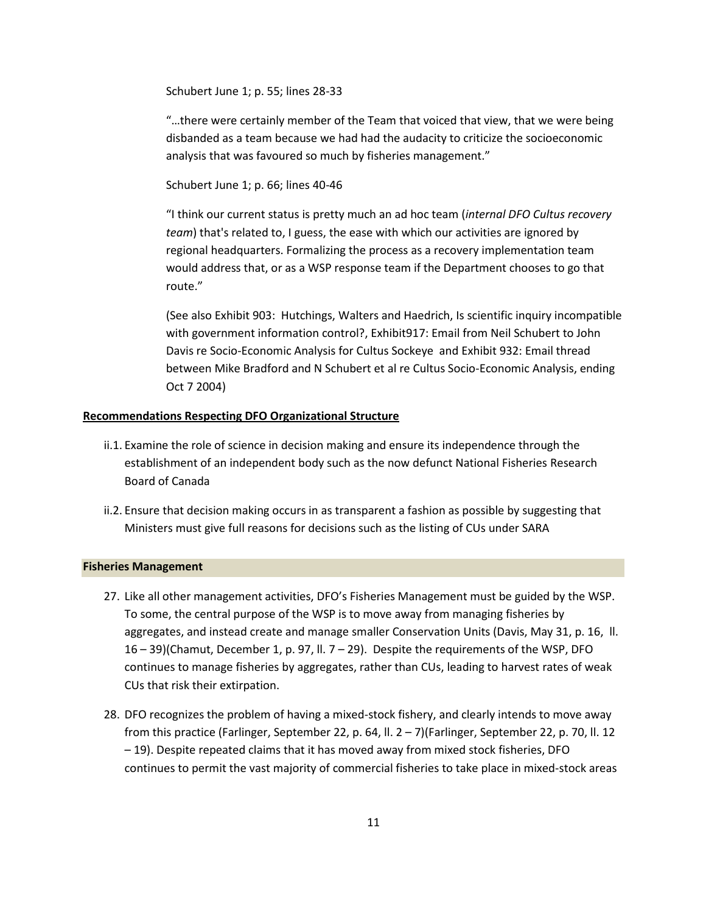Schubert June 1; p. 55; lines 28-33

"…there were certainly member of the Team that voiced that view, that we were being disbanded as a team because we had had the audacity to criticize the socioeconomic analysis that was favoured so much by fisheries management."

Schubert June 1; p. 66; lines 40-46

"I think our current status is pretty much an ad hoc team (*internal DFO Cultus recovery team*) that's related to, I guess, the ease with which our activities are ignored by regional headquarters. Formalizing the process as a recovery implementation team would address that, or as a WSP response team if the Department chooses to go that route."

(See also Exhibit 903: Hutchings, Walters and Haedrich, Is scientific inquiry incompatible with government information control?, Exhibit917: Email from Neil Schubert to John Davis re Socio-Economic Analysis for Cultus Sockeye and Exhibit 932: Email thread between Mike Bradford and N Schubert et al re Cultus Socio-Economic Analysis, ending Oct 7 2004)

**<u>Recommendations Respecting DFO Organizational Structure</u>**

ii.1. Examine the role of science in decision making and ensure its independence through the establishment of an independent body such as the now defunct National Fisheries Research Board of Canada

ii.2. Ensure that decision making occurs in as transparent a fashion as possible by suggesting that Ministers must give full reasons for decisions such as the listing of CUs under SARA

### Fisheries Management

27. Like all other management activities, DFO's Fisheries Management must be guided by the WSP. To some, the central purpose of the WSP is to move away from managing fisheries by aggregates, and instead create and manage smaller Conservation Units (Davis, May 31, p. 16, ll. 16 – 39)(Chamut, December 1, p. 97, ll. 7 – 29). Despite the requirements of the WSP, DFO continues to manage fisheries by aggregates, rather than CUs, leading to harvest rates of weak CUs that risk their extirpation.

28. DFO recognizes the problem of having a mixed-stock fishery, and clearly intends to move away from this practice (Farlinger, September 22, p. 64, ll. 2 – 7)(Farlinger, September 22, p. 70, ll. 12 – 19). Despite repeated claims that it has moved away from mixed stock fisheries, DFO continues to permit the vast majority of commercial fisheries to take place in mixed-stock areas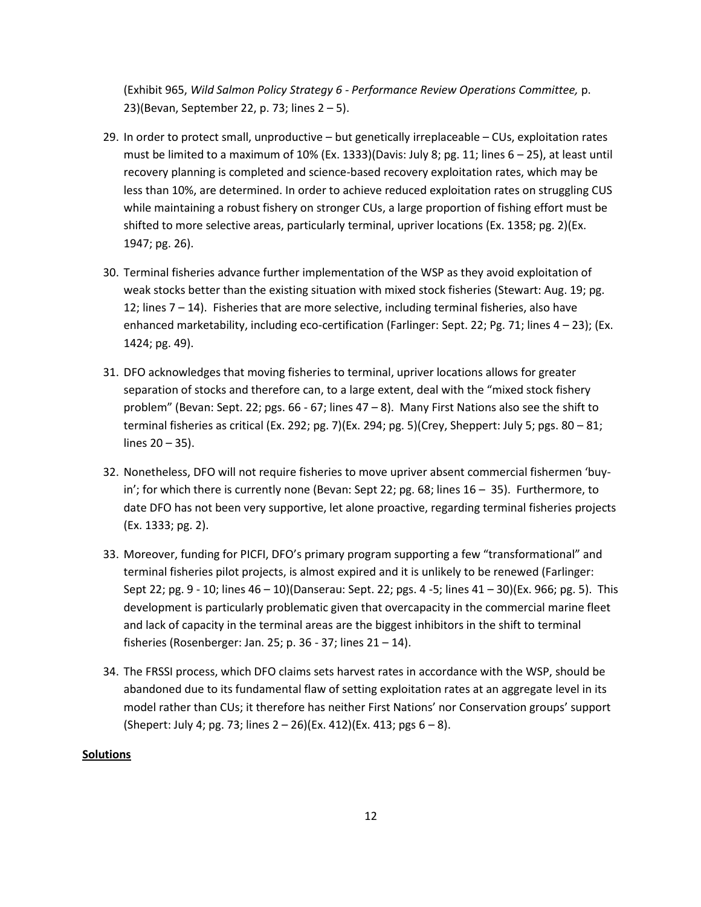(Exhibit 965, *Wild Salmon Policy Strategy 6 - Performance Review Operations Committee,* p. 23)(Bevan, September 22, p. 73; lines 2 – 5).

29. In order to protect small, unproductive – but genetically irreplaceable – CUs, exploitation rates must be limited to a maximum of 10% (Ex. 1333)(Davis: July 8; pg. 11; lines 6 – 25), at least until recovery planning is completed and science-based recovery exploitation rates, which may be less than 10%, are determined. In order to achieve reduced exploitation rates on struggling CUS while maintaining a robust fishery on stronger CUs, a large proportion of fishing effort must be shifted to more selective areas, particularly terminal, upriver locations (Ex. 1358; pg. 2)(Ex. 1947; pg. 26).

30. Terminal fisheries advance further implementation of the WSP as they avoid exploitation of weak stocks better than the existing situation with mixed stock fisheries (Stewart: Aug. 19; pg. 12; lines 7 – 14). Fisheries that are more selective, including terminal fisheries, also have enhanced marketability, including eco-certification (Farlinger: Sept. 22; Pg. 71; lines 4 – 23); (Ex. 1424; pg. 49).

31. DFO acknowledges that moving fisheries to terminal, upriver locations allows for greater separation of stocks and therefore can, to a large extent, deal with the "mixed stock fishery problem" (Bevan: Sept. 22; pgs. 66 - 67; lines 47 – 8). Many First Nations also see the shift to terminal fisheries as critical (Ex. 292; pg. 7)(Ex. 294; pg. 5)(Crey, Sheppert: July 5; pgs. 80 – 81; lines 20 – 35).

32. Nonetheless, DFO will not require fisheries to move upriver absent commercial fishermen 'buy-in'; for which there is currently none (Bevan: Sept 22; pg. 68; lines 16 – 35). Furthermore, to date DFO has not been very supportive, let alone proactive, regarding terminal fisheries projects (Ex. 1333; pg. 2).

33. Moreover, funding for PICFI, DFO's primary program supporting a few "transformational" and terminal fisheries pilot projects, is almost expired and it is unlikely to be renewed (Farlinger: Sept 22; pg. 9 - 10; lines 46 – 10)(Danserau: Sept. 22; pgs. 4 -5; lines 41 – 30)(Ex. 966; pg. 5). This development is particularly problematic given that overcapacity in the commercial marine fleet and lack of capacity in the terminal areas are the biggest inhibitors in the shift to terminal fisheries (Rosenberger: Jan. 25; p. 36 - 37; lines 21 – 14).

34. The FRSSI process, which DFO claims sets harvest rates in accordance with the WSP, should be abandoned due to its fundamental flaw of setting exploitation rates at an aggregate level in its model rather than CUs; it therefore has neither First Nations' nor Conservation groups' support (Shepert: July 4; pg. 73; lines 2 – 26)(Ex. 412)(Ex. 413; pgs 6 – 8).

**Solutions**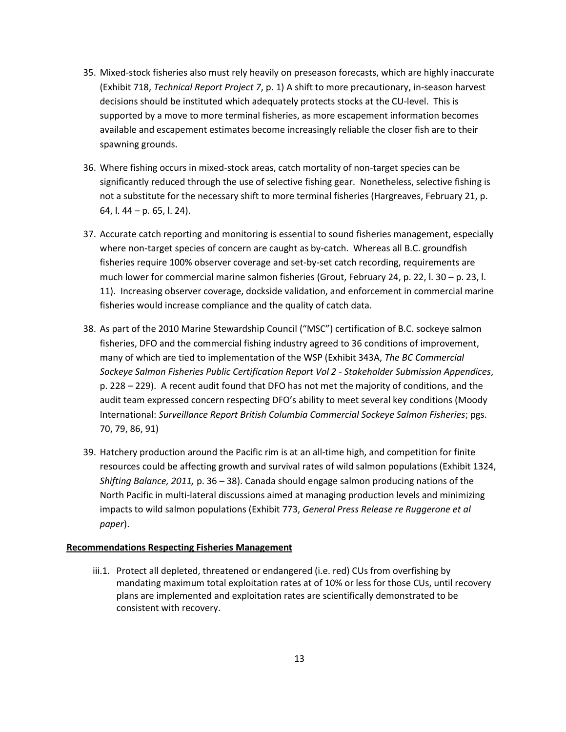35. Mixed-stock fisheries also must rely heavily on preseason forecasts, which are highly inaccurate (Exhibit 718, *Technical Report Project 7*, p. 1) A shift to more precautionary, in-season harvest decisions should be instituted which adequately protects stocks at the CU-level. This is supported by a move to more terminal fisheries, as more escapement information becomes available and escapement estimates become increasingly reliable the closer fish are to their spawning grounds.

36. Where fishing occurs in mixed-stock areas, catch mortality of non-target species can be significantly reduced through the use of selective fishing gear. Nonetheless, selective fishing is not a substitute for the necessary shift to more terminal fisheries (Hargreaves, February 21, p. 64, l. 44 – p. 65, l. 24).

37. Accurate catch reporting and monitoring is essential to sound fisheries management, especially where non-target species of concern are caught as by-catch. Whereas all B.C. groundfish fisheries require 100% observer coverage and set-by-set catch recording, requirements are much lower for commercial marine salmon fisheries (Grout, February 24, p. 22, l. 30 – p. 23, l. 11). Increasing observer coverage, dockside validation, and enforcement in commercial marine fisheries would increase compliance and the quality of catch data.

38. As part of the 2010 Marine Stewardship Council ("MSC") certification of B.C. sockeye salmon fisheries, DFO and the commercial fishing industry agreed to 36 conditions of improvement, many of which are tied to implementation of the WSP (Exhibit 343A, *The BC Commercial Sockeye Salmon Fisheries Public Certification Report Vol 2 - Stakeholder Submission Appendices*, p. 228 – 229). A recent audit found that DFO has not met the majority of conditions, and the audit team expressed concern respecting DFO's ability to meet several key conditions (Moody International: *Surveillance Report British Columbia Commercial Sockeye Salmon Fisheries*; pgs. 70, 79, 86, 91)

39. Hatchery production around the Pacific rim is at an all-time high, and competition for finite resources could be affecting growth and survival rates of wild salmon populations (Exhibit 1324, *Shifting Balance, 2011,* p. 36 – 38). Canada should engage salmon producing nations of the North Pacific in multi-lateral discussions aimed at managing production levels and minimizing impacts to wild salmon populations (Exhibit 773, *General Press Release re Ruggerone et al paper*).

**Recommendations Respecting Fisheries Management**

iii.1. Protect all depleted, threatened or endangered (i.e. red) CUs from overfishing by mandating maximum total exploitation rates at of 10% or less for those CUs, until recovery plans are implemented and exploitation rates are scientifically demonstrated to be consistent with recovery.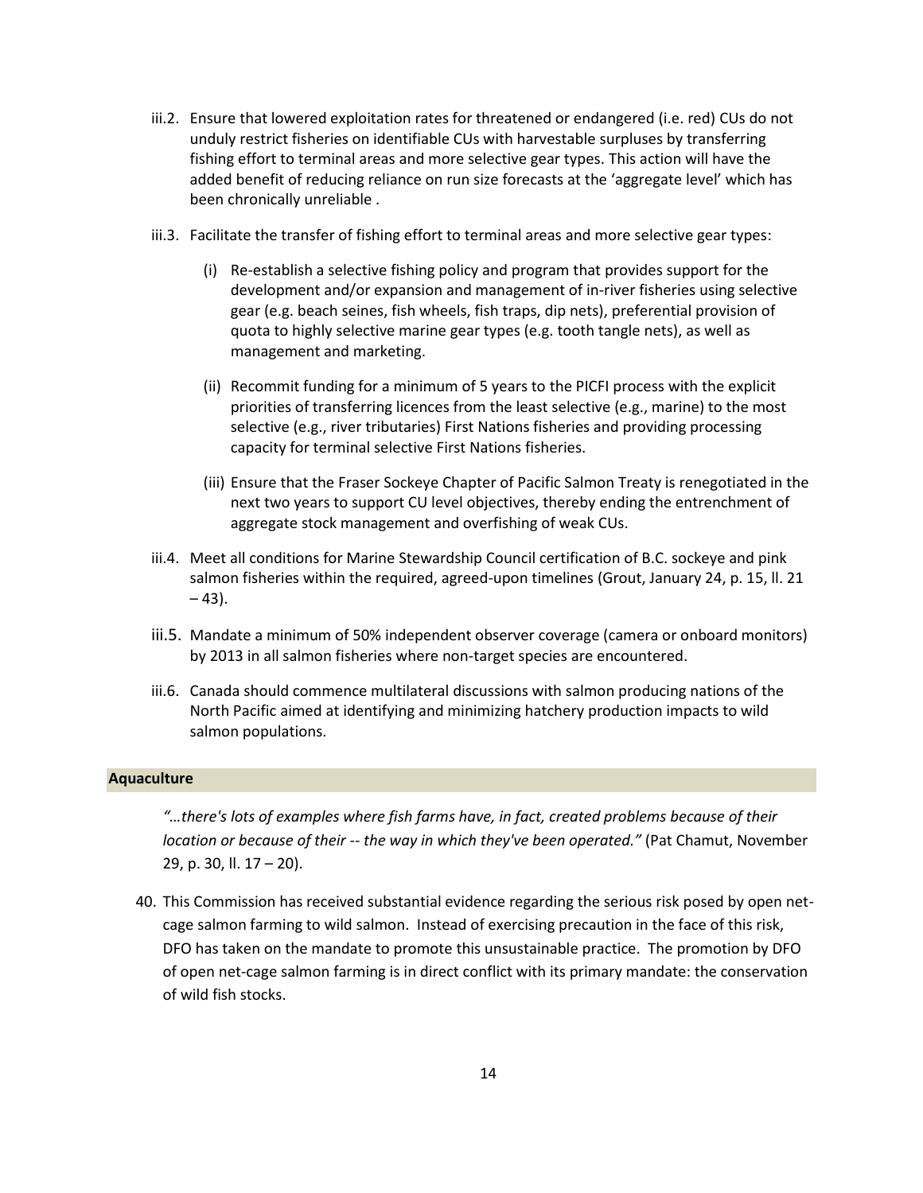iii.2. Ensure that lowered exploitation rates for threatened or endangered (i.e. red) CUs do not unduly restrict fisheries on identifiable CUs with harvestable surpluses by transferring fishing effort to terminal areas and more selective gear types. This action will have the added benefit of reducing reliance on run size forecasts at the 'aggregate level' which has been chronically unreliable .

iii.3. Facilitate the transfer of fishing effort to terminal areas and more selective gear types:

(i) Re-establish a selective fishing policy and program that provides support for the development and/or expansion and management of in-river fisheries using selective gear (e.g. beach seines, fish wheels, fish traps, dip nets), preferential provision of quota to highly selective marine gear types (e.g. tooth tangle nets), as well as management and marketing.

(ii) Recommit funding for a minimum of 5 years to the PICFI process with the explicit priorities of transferring licences from the least selective (e.g., marine) to the most selective (e.g., river tributaries) First Nations fisheries and providing processing capacity for terminal selective First Nations fisheries.

(iii) Ensure that the Fraser Sockeye Chapter of Pacific Salmon Treaty is renegotiated in the next two years to support CU level objectives, thereby ending the entrenchment of aggregate stock management and overfishing of weak CUs.

iii.4. Meet all conditions for Marine Stewardship Council certification of B.C. sockeye and pink salmon fisheries within the required, agreed-upon timelines (Grout, January 24, p. 15, ll. 21 – 43).

iii.5. Mandate a minimum of 50% independent observer coverage (camera or onboard monitors) by 2013 in all salmon fisheries where non-target species are encountered.

iii.6. Canada should commence multilateral discussions with salmon producing nations of the North Pacific aimed at identifying and minimizing hatchery production impacts to wild salmon populations.

## Aquaculture

*"…there's lots of examples where fish farms have, in fact, created problems because of their location or because of their -- the way in which they've been operated."* (Pat Chamut, November 29, p. 30, ll. 17 – 20).

40. This Commission has received substantial evidence regarding the serious risk posed by open net-cage salmon farming to wild salmon. Instead of exercising precaution in the face of this risk, DFO has taken on the mandate to promote this unsustainable practice. The promotion by DFO of open net-cage salmon farming is in direct conflict with its primary mandate: the conservation of wild fish stocks.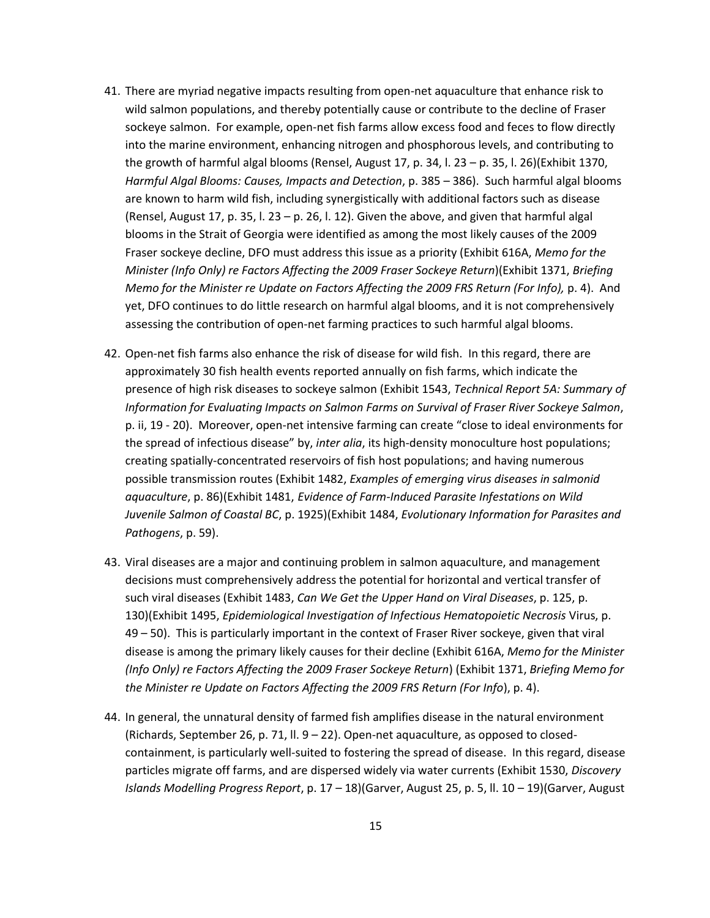41. There are myriad negative impacts resulting from open-net aquaculture that enhance risk to wild salmon populations, and thereby potentially cause or contribute to the decline of Fraser sockeye salmon. For example, open-net fish farms allow excess food and feces to flow directly into the marine environment, enhancing nitrogen and phosphorous levels, and contributing to the growth of harmful algal blooms (Rensel, August 17, p. 34, l. 23 – p. 35, l. 26)(Exhibit 1370, *Harmful Algal Blooms: Causes, Impacts and Detection*, p. 385 – 386). Such harmful algal blooms are known to harm wild fish, including synergistically with additional factors such as disease (Rensel, August 17, p. 35, l. 23 – p. 26, l. 12). Given the above, and given that harmful algal blooms in the Strait of Georgia were identified as among the most likely causes of the 2009 Fraser sockeye decline, DFO must address this issue as a priority (Exhibit 616A, *Memo for the Minister (Info Only) re Factors Affecting the 2009 Fraser Sockeye Return*)(Exhibit 1371, *Briefing Memo for the Minister re Update on Factors Affecting the 2009 FRS Return (For Info),* p. 4). And yet, DFO continues to do little research on harmful algal blooms, and it is not comprehensively assessing the contribution of open-net farming practices to such harmful algal blooms.

42. Open-net fish farms also enhance the risk of disease for wild fish. In this regard, there are approximately 30 fish health events reported annually on fish farms, which indicate the presence of high risk diseases to sockeye salmon (Exhibit 1543, *Technical Report 5A: Summary of Information for Evaluating Impacts on Salmon Farms on Survival of Fraser River Sockeye Salmon*, p. ii, 19 - 20). Moreover, open-net intensive farming can create "close to ideal environments for the spread of infectious disease" by, *inter alia*, its high-density monoculture host populations; creating spatially-concentrated reservoirs of fish host populations; and having numerous possible transmission routes (Exhibit 1482, *Examples of emerging virus diseases in salmonid aquaculture*, p. 86)(Exhibit 1481, *Evidence of Farm-Induced Parasite Infestations on Wild Juvenile Salmon of Coastal BC*, p. 1925)(Exhibit 1484, *Evolutionary Information for Parasites and Pathogens*, p. 59).

43. Viral diseases are a major and continuing problem in salmon aquaculture, and management decisions must comprehensively address the potential for horizontal and vertical transfer of such viral diseases (Exhibit 1483, *Can We Get the Upper Hand on Viral Diseases*, p. 125, p. 130)(Exhibit 1495, *Epidemiological Investigation of Infectious Hematopoietic Necrosis* Virus, p. 49 – 50). This is particularly important in the context of Fraser River sockeye, given that viral disease is among the primary likely causes for their decline (Exhibit 616A, *Memo for the Minister (Info Only) re Factors Affecting the 2009 Fraser Sockeye Return*) (Exhibit 1371, *Briefing Memo for the Minister re Update on Factors Affecting the 2009 FRS Return (For Info)*, p. 4).

44. In general, the unnatural density of farmed fish amplifies disease in the natural environment (Richards, September 26, p. 71, ll. 9 – 22). Open-net aquaculture, as opposed to closed-containment, is particularly well-suited to fostering the spread of disease. In this regard, disease particles migrate off farms, and are dispersed widely via water currents (Exhibit 1530, *Discovery Islands Modelling Progress Report*, p. 17 – 18)(Garver, August 25, p. 5, ll. 10 – 19)(Garver, August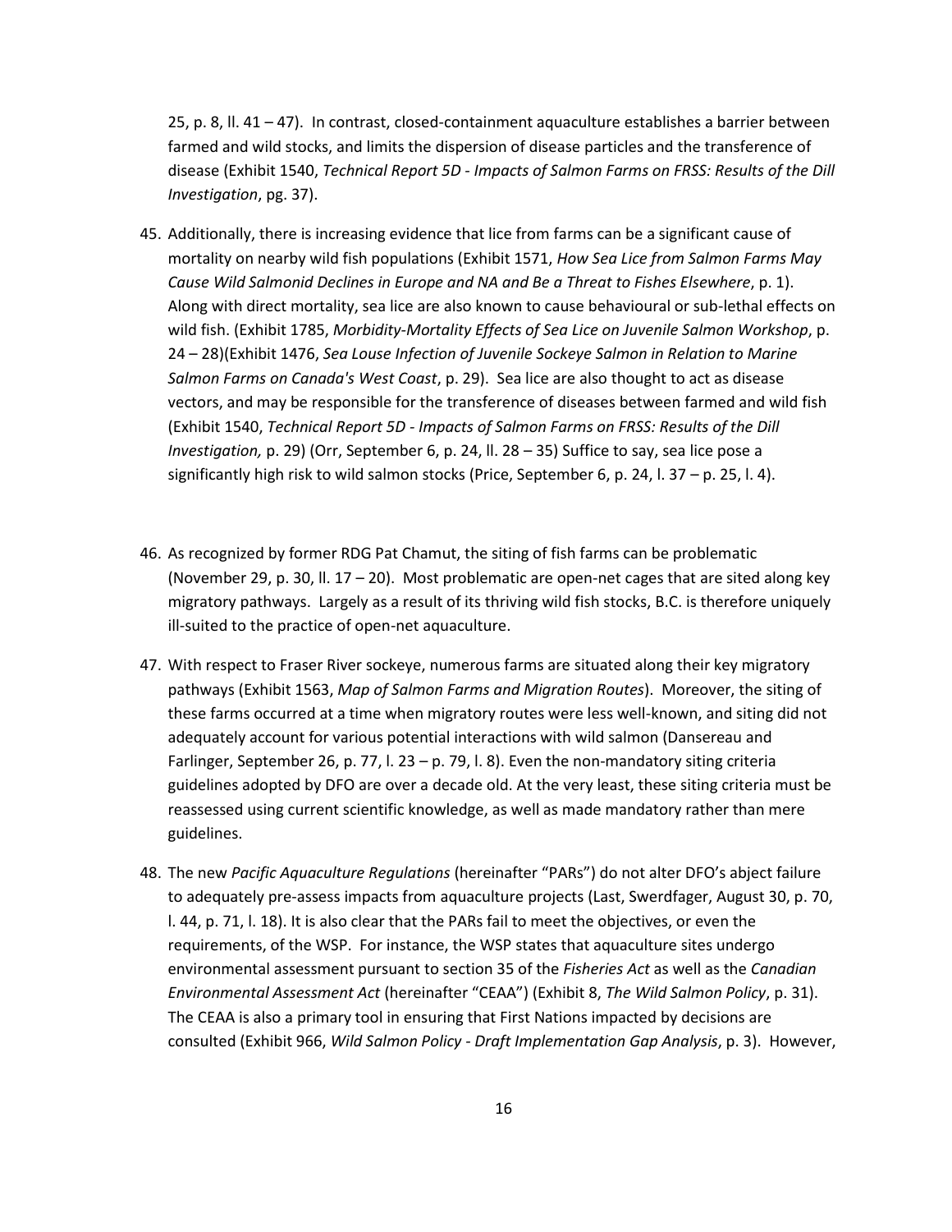25, p. 8, ll. 41 – 47). In contrast, closed-containment aquaculture establishes a barrier between farmed and wild stocks, and limits the dispersion of disease particles and the transference of disease (Exhibit 1540, *Technical Report 5D - Impacts of Salmon Farms on FRSS: Results of the Dill Investigation*, pg. 37).

45. Additionally, there is increasing evidence that lice from farms can be a significant cause of mortality on nearby wild fish populations (Exhibit 1571, *How Sea Lice from Salmon Farms May Cause Wild Salmonid Declines in Europe and NA and Be a Threat to Fishes Elsewhere*, p. 1). Along with direct mortality, sea lice are also known to cause behavioural or sub-lethal effects on wild fish. (Exhibit 1785, *Morbidity-Mortality Effects of Sea Lice on Juvenile Salmon Workshop*, p. 24 – 28)(Exhibit 1476, *Sea Louse Infection of Juvenile Sockeye Salmon in Relation to Marine Salmon Farms on Canada's West Coast*, p. 29). Sea lice are also thought to act as disease vectors, and may be responsible for the transference of diseases between farmed and wild fish (Exhibit 1540, *Technical Report 5D - Impacts of Salmon Farms on FRSS: Results of the Dill Investigation,* p. 29) (Orr, September 6, p. 24, ll. 28 – 35) Suffice to say, sea lice pose a significantly high risk to wild salmon stocks (Price, September 6, p. 24, l. 37 – p. 25, l. 4).

46. As recognized by former RDG Pat Chamut, the siting of fish farms can be problematic (November 29, p. 30, ll. 17 – 20). Most problematic are open-net cages that are sited along key migratory pathways. Largely as a result of its thriving wild fish stocks, B.C. is therefore uniquely ill-suited to the practice of open-net aquaculture.

47. With respect to Fraser River sockeye, numerous farms are situated along their key migratory pathways (Exhibit 1563, *Map of Salmon Farms and Migration Routes*). Moreover, the siting of these farms occurred at a time when migratory routes were less well-known, and siting did not adequately account for various potential interactions with wild salmon (Dansereau and Farlinger, September 26, p. 77, l. 23 – p. 79, l. 8). Even the non-mandatory siting criteria guidelines adopted by DFO are over a decade old. At the very least, these siting criteria must be reassessed using current scientific knowledge, as well as made mandatory rather than mere guidelines.

48. The new *Pacific Aquaculture Regulations* (hereinafter "PARs") do not alter DFO's abject failure to adequately pre-assess impacts from aquaculture projects (Last, Swerdfager, August 30, p. 70, l. 44, p. 71, l. 18). It is also clear that the PARs fail to meet the objectives, or even the requirements, of the WSP. For instance, the WSP states that aquaculture sites undergo environmental assessment pursuant to section 35 of the *Fisheries Act* as well as the *Canadian Environmental Assessment Act* (hereinafter "CEAA") (Exhibit 8, *The Wild Salmon Policy*, p. 31). The CEAA is also a primary tool in ensuring that First Nations impacted by decisions are consulted (Exhibit 966, *Wild Salmon Policy - Draft Implementation Gap Analysis*, p. 3). However,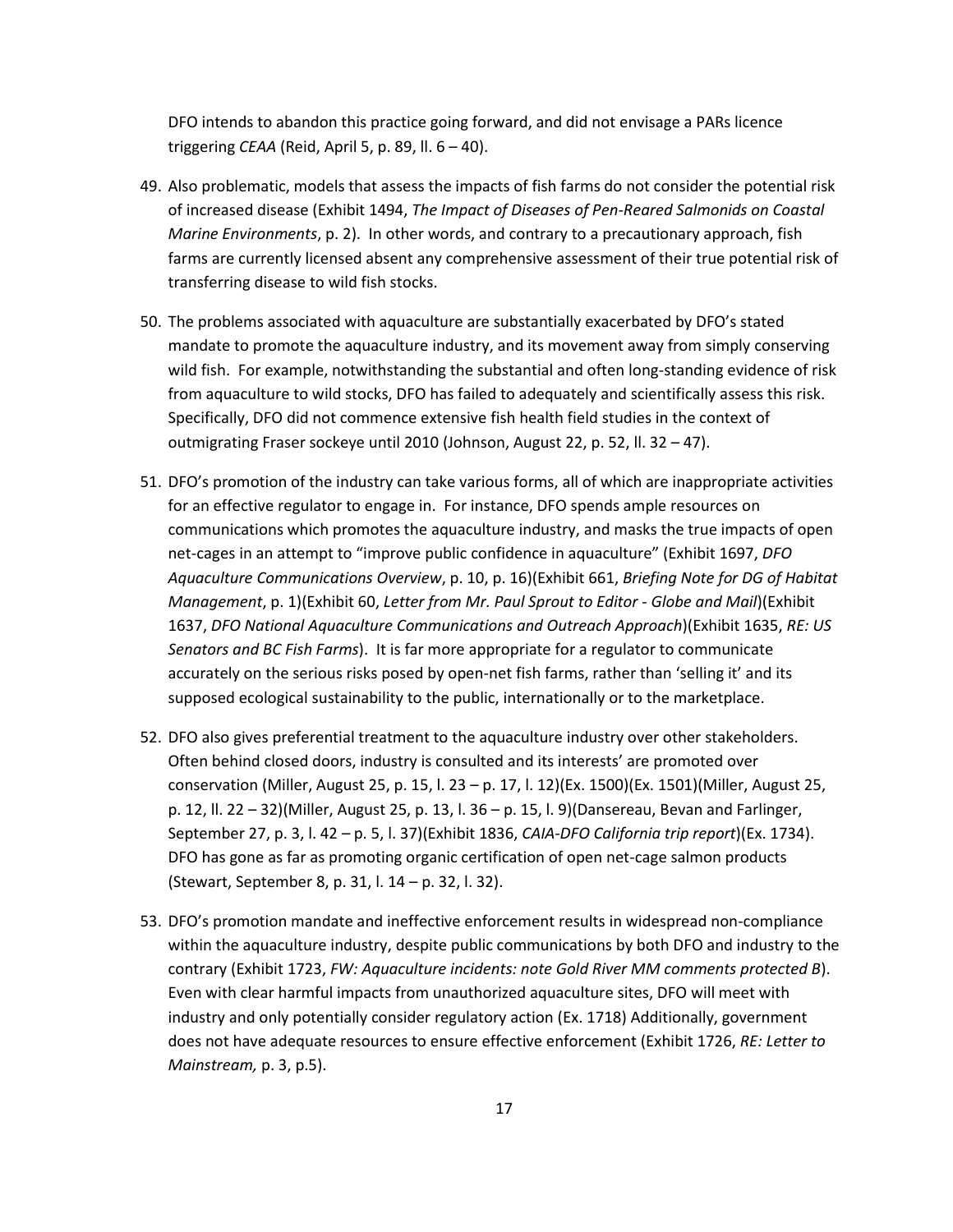DFO intends to abandon this practice going forward, and did not envisage a PARs licence triggering *CEAA* (Reid, April 5, p. 89, ll. 6 – 40).

49. Also problematic, models that assess the impacts of fish farms do not consider the potential risk of increased disease (Exhibit 1494, *The Impact of Diseases of Pen-Reared Salmonids on Coastal Marine Environments*, p. 2). In other words, and contrary to a precautionary approach, fish farms are currently licensed absent any comprehensive assessment of their true potential risk of transferring disease to wild fish stocks.

50. The problems associated with aquaculture are substantially exacerbated by DFO's stated mandate to promote the aquaculture industry, and its movement away from simply conserving wild fish. For example, notwithstanding the substantial and often long-standing evidence of risk from aquaculture to wild stocks, DFO has failed to adequately and scientifically assess this risk. Specifically, DFO did not commence extensive fish health field studies in the context of outmigrating Fraser sockeye until 2010 (Johnson, August 22, p. 52, ll. 32 – 47).

51. DFO's promotion of the industry can take various forms, all of which are inappropriate activities for an effective regulator to engage in. For instance, DFO spends ample resources on communications which promotes the aquaculture industry, and masks the true impacts of open net-cages in an attempt to "improve public confidence in aquaculture" (Exhibit 1697, *DFO Aquaculture Communications Overview*, p. 10, p. 16)(Exhibit 661, *Briefing Note for DG of Habitat Management*, p. 1)(Exhibit 60, *Letter from Mr. Paul Sprout to Editor - Globe and Mail*)(Exhibit 1637, *DFO National Aquaculture Communications and Outreach Approach*)(Exhibit 1635, *RE: US Senators and BC Fish Farms*). It is far more appropriate for a regulator to communicate accurately on the serious risks posed by open-net fish farms, rather than 'selling it' and its supposed ecological sustainability to the public, internationally or to the marketplace.

52. DFO also gives preferential treatment to the aquaculture industry over other stakeholders. Often behind closed doors, industry is consulted and its interests' are promoted over conservation (Miller, August 25, p. 15, l. 23 – p. 17, l. 12)(Ex. 1500)(Ex. 1501)(Miller, August 25, p. 12, ll. 22 – 32)(Miller, August 25, p. 13, l. 36 – p. 15, l. 9)(Dansereau, Bevan and Farlinger, September 27, p. 3, l. 42 – p. 5, l. 37)(Exhibit 1836, *CAIA-DFO California trip report*)(Ex. 1734). DFO has gone as far as promoting organic certification of open net-cage salmon products (Stewart, September 8, p. 31, l. 14 – p. 32, l. 32).

53. DFO's promotion mandate and ineffective enforcement results in widespread non-compliance within the aquaculture industry, despite public communications by both DFO and industry to the contrary (Exhibit 1723, *FW: Aquaculture incidents: note Gold River MM comments protected B*). Even with clear harmful impacts from unauthorized aquaculture sites, DFO will meet with industry and only potentially consider regulatory action (Ex. 1718) Additionally, government does not have adequate resources to ensure effective enforcement (Exhibit 1726, *RE: Letter to Mainstream,* p. 3, p.5).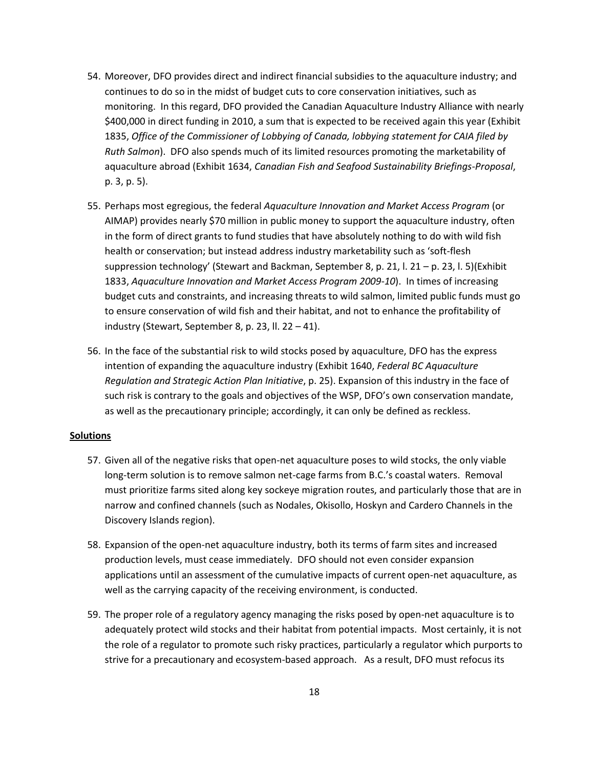54. Moreover, DFO provides direct and indirect financial subsidies to the aquaculture industry; and continues to do so in the midst of budget cuts to core conservation initiatives, such as monitoring. In this regard, DFO provided the Canadian Aquaculture Industry Alliance with nearly $400,000 in direct funding in 2010, a sum that is expected to be received again this year (Exhibit 1835, *Office of the Commissioner of Lobbying of Canada, lobbying statement for CAIA filed by Ruth Salmon*). DFO also spends much of its limited resources promoting the marketability of aquaculture abroad (Exhibit 1634, *Canadian Fish and Seafood Sustainability Briefings-Proposal*, p. 3, p. 5).

55. Perhaps most egregious, the federal *Aquaculture Innovation and Market Access Program* (or AIMAP) provides nearly $70 million in public money to support the aquaculture industry, often in the form of direct grants to fund studies that have absolutely nothing to do with wild fish health or conservation; but instead address industry marketability such as 'soft-flesh suppression technology' (Stewart and Backman, September 8, p. 21, l. 21 – p. 23, l. 5)(Exhibit 1833, *Aquaculture Innovation and Market Access Program 2009-10*). In times of increasing budget cuts and constraints, and increasing threats to wild salmon, limited public funds must go to ensure conservation of wild fish and their habitat, and not to enhance the profitability of industry (Stewart, September 8, p. 23, ll. 22 – 41).

56. In the face of the substantial risk to wild stocks posed by aquaculture, DFO has the express intention of expanding the aquaculture industry (Exhibit 1640, *Federal BC Aquaculture Regulation and Strategic Action Plan Initiative*, p. 25). Expansion of this industry in the face of such risk is contrary to the goals and objectives of the WSP, DFO's own conservation mandate, as well as the precautionary principle; accordingly, it can only be defined as reckless.

**Solutions**

57. Given all of the negative risks that open-net aquaculture poses to wild stocks, the only viable long-term solution is to remove salmon net-cage farms from B.C.'s coastal waters. Removal must prioritize farms sited along key sockeye migration routes, and particularly those that are in narrow and confined channels (such as Nodales, Okisollo, Hoskyn and Cardero Channels in the Discovery Islands region).

58. Expansion of the open-net aquaculture industry, both its terms of farm sites and increased production levels, must cease immediately. DFO should not even consider expansion applications until an assessment of the cumulative impacts of current open-net aquaculture, as well as the carrying capacity of the receiving environment, is conducted.

59. The proper role of a regulatory agency managing the risks posed by open-net aquaculture is to adequately protect wild stocks and their habitat from potential impacts. Most certainly, it is not the role of a regulator to promote such risky practices, particularly a regulator which purports to strive for a precautionary and ecosystem-based approach. As a result, DFO must refocus its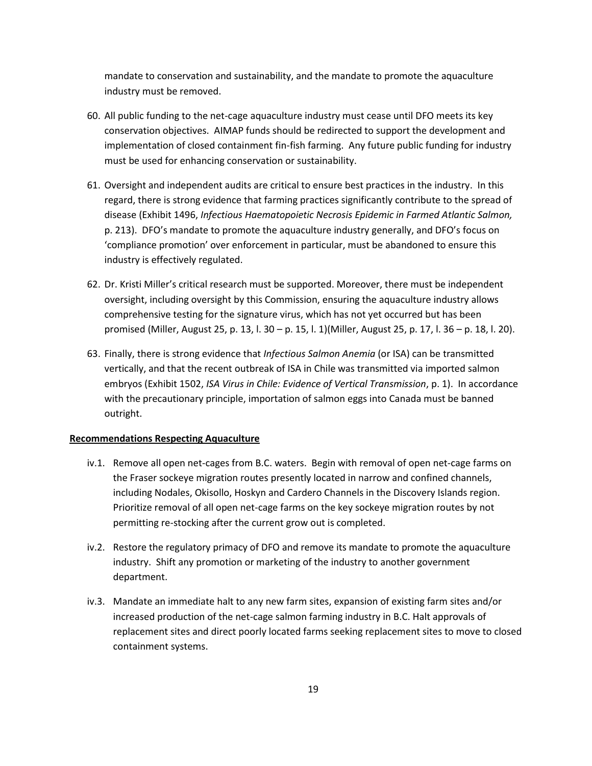mandate to conservation and sustainability, and the mandate to promote the aquaculture industry must be removed.

60. All public funding to the net-cage aquaculture industry must cease until DFO meets its key conservation objectives. AIMAP funds should be redirected to support the development and implementation of closed containment fin-fish farming. Any future public funding for industry must be used for enhancing conservation or sustainability.

61. Oversight and independent audits are critical to ensure best practices in the industry. In this regard, there is strong evidence that farming practices significantly contribute to the spread of disease (Exhibit 1496, *Infectious Haematopoietic Necrosis Epidemic in Farmed Atlantic Salmon,* p. 213). DFO's mandate to promote the aquaculture industry generally, and DFO's focus on 'compliance promotion' over enforcement in particular, must be abandoned to ensure this industry is effectively regulated.

62. Dr. Kristi Miller's critical research must be supported. Moreover, there must be independent oversight, including oversight by this Commission, ensuring the aquaculture industry allows comprehensive testing for the signature virus, which has not yet occurred but has been promised (Miller, August 25, p. 13, l. 30 – p. 15, l. 1)(Miller, August 25, p. 17, l. 36 – p. 18, l. 20).

63. Finally, there is strong evidence that *Infectious Salmon Anemia* (or ISA) can be transmitted vertically, and that the recent outbreak of ISA in Chile was transmitted via imported salmon embryos (Exhibit 1502, *ISA Virus in Chile: Evidence of Vertical Transmission*, p. 1). In accordance with the precautionary principle, importation of salmon eggs into Canada must be banned outright.

**Recommendations Respecting Aquaculture**

iv.1. Remove all open net-cages from B.C. waters. Begin with removal of open net-cage farms on the Fraser sockeye migration routes presently located in narrow and confined channels, including Nodales, Okisollo, Hoskyn and Cardero Channels in the Discovery Islands region. Prioritize removal of all open net-cage farms on the key sockeye migration routes by not permitting re-stocking after the current grow out is completed.

iv.2. Restore the regulatory primacy of DFO and remove its mandate to promote the aquaculture industry. Shift any promotion or marketing of the industry to another government department.

iv.3. Mandate an immediate halt to any new farm sites, expansion of existing farm sites and/or increased production of the net-cage salmon farming industry in B.C. Halt approvals of replacement sites and direct poorly located farms seeking replacement sites to move to closed containment systems.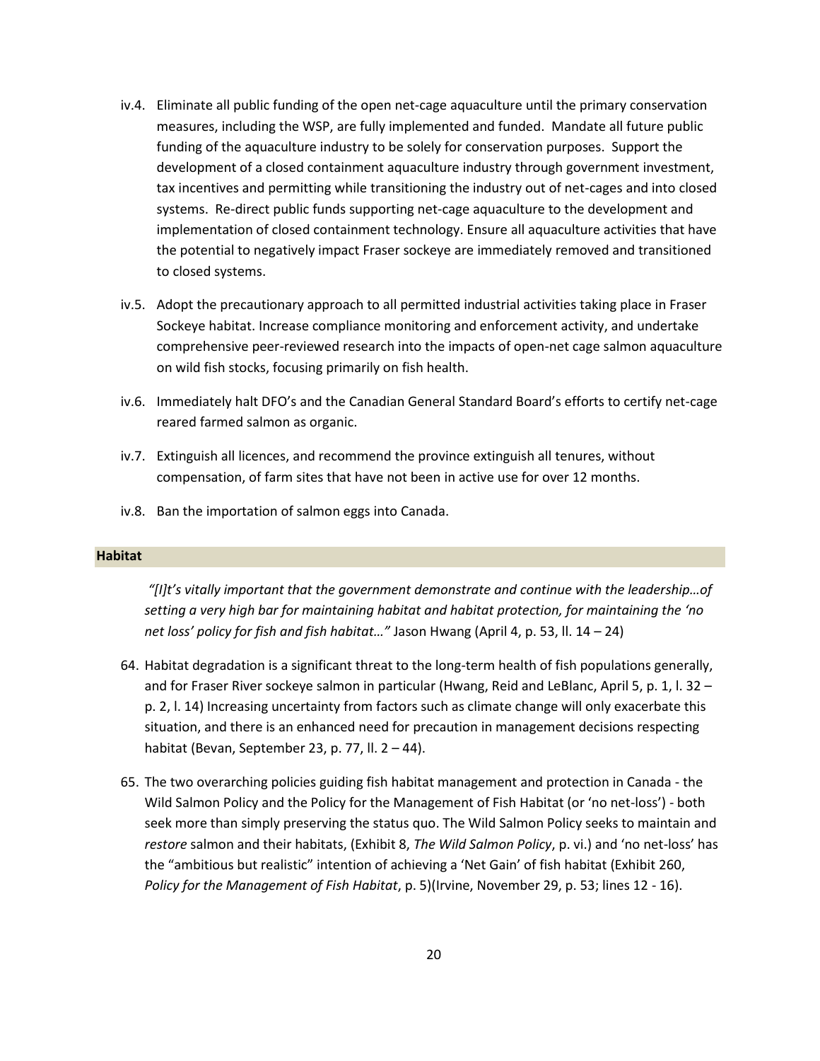iv.4. Eliminate all public funding of the open net-cage aquaculture until the primary conservation measures, including the WSP, are fully implemented and funded. Mandate all future public funding of the aquaculture industry to be solely for conservation purposes. Support the development of a closed containment aquaculture industry through government investment, tax incentives and permitting while transitioning the industry out of net-cages and into closed systems. Re-direct public funds supporting net-cage aquaculture to the development and implementation of closed containment technology. Ensure all aquaculture activities that have the potential to negatively impact Fraser sockeye are immediately removed and transitioned to closed systems.

iv.5. Adopt the precautionary approach to all permitted industrial activities taking place in Fraser Sockeye habitat. Increase compliance monitoring and enforcement activity, and undertake comprehensive peer-reviewed research into the impacts of open-net cage salmon aquaculture on wild fish stocks, focusing primarily on fish health.

iv.6. Immediately halt DFO's and the Canadian General Standard Board's efforts to certify net-cage reared farmed salmon as organic.

iv.7. Extinguish all licences, and recommend the province extinguish all tenures, without compensation, of farm sites that have not been in active use for over 12 months.

iv.8. Ban the importation of salmon eggs into Canada.

## Habitat

*"[I]t's vitally important that the government demonstrate and continue with the leadership…of setting a very high bar for maintaining habitat and habitat protection, for maintaining the 'no net loss' policy for fish and fish habitat…"* Jason Hwang (April 4, p. 53, ll. 14 – 24)

64. Habitat degradation is a significant threat to the long-term health of fish populations generally, and for Fraser River sockeye salmon in particular (Hwang, Reid and LeBlanc, April 5, p. 1, l. 32 – p. 2, l. 14) Increasing uncertainty from factors such as climate change will only exacerbate this situation, and there is an enhanced need for precaution in management decisions respecting habitat (Bevan, September 23, p. 77, ll. 2 – 44).

65. The two overarching policies guiding fish habitat management and protection in Canada - the Wild Salmon Policy and the Policy for the Management of Fish Habitat (or 'no net-loss') - both seek more than simply preserving the status quo. The Wild Salmon Policy seeks to maintain and *restore* salmon and their habitats, (Exhibit 8, *The Wild Salmon Policy*, p. vi.) and 'no net-loss' has the "ambitious but realistic" intention of achieving a 'Net Gain' of fish habitat (Exhibit 260, *Policy for the Management of Fish Habitat*, p. 5)(Irvine, November 29, p. 53; lines 12 - 16).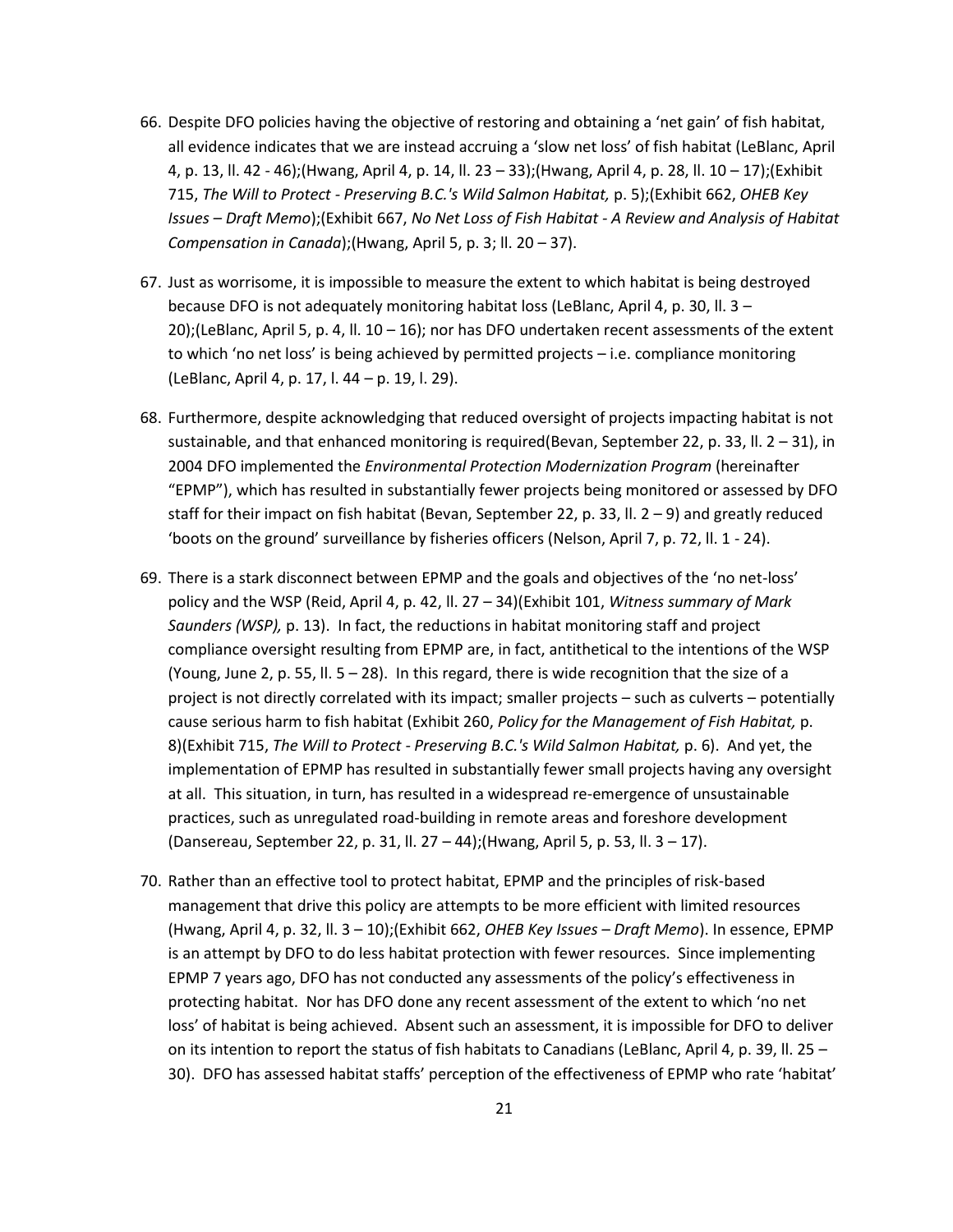66. Despite DFO policies having the objective of restoring and obtaining a 'net gain' of fish habitat, all evidence indicates that we are instead accruing a 'slow net loss' of fish habitat (LeBlanc, April 4, p. 13, ll. 42 - 46);(Hwang, April 4, p. 14, ll. 23 – 33);(Hwang, April 4, p. 28, ll. 10 – 17);(Exhibit 715, *The Will to Protect - Preserving B.C.'s Wild Salmon Habitat,* p. 5);(Exhibit 662, *OHEB Key Issues – Draft Memo*);(Exhibit 667, *No Net Loss of Fish Habitat - A Review and Analysis of Habitat Compensation in Canada*);(Hwang, April 5, p. 3; ll. 20 – 37).

67. Just as worrisome, it is impossible to measure the extent to which habitat is being destroyed because DFO is not adequately monitoring habitat loss (LeBlanc, April 4, p. 30, ll. 3 – 20);(LeBlanc, April 5, p. 4, ll. 10 – 16); nor has DFO undertaken recent assessments of the extent to which 'no net loss' is being achieved by permitted projects – i.e. compliance monitoring (LeBlanc, April 4, p. 17, l. 44 – p. 19, l. 29).

68. Furthermore, despite acknowledging that reduced oversight of projects impacting habitat is not sustainable, and that enhanced monitoring is required(Bevan, September 22, p. 33, ll. 2 – 31), in 2004 DFO implemented the *Environmental Protection Modernization Program* (hereinafter "EPMP"), which has resulted in substantially fewer projects being monitored or assessed by DFO staff for their impact on fish habitat (Bevan, September 22, p. 33, ll. 2 – 9) and greatly reduced 'boots on the ground' surveillance by fisheries officers (Nelson, April 7, p. 72, ll. 1 - 24).

69. There is a stark disconnect between EPMP and the goals and objectives of the 'no net-loss' policy and the WSP (Reid, April 4, p. 42, ll. 27 – 34)(Exhibit 101, *Witness summary of Mark Saunders (WSP),* p. 13). In fact, the reductions in habitat monitoring staff and project compliance oversight resulting from EPMP are, in fact, antithetical to the intentions of the WSP (Young, June 2, p. 55, ll. 5 – 28). In this regard, there is wide recognition that the size of a project is not directly correlated with its impact; smaller projects – such as culverts – potentially cause serious harm to fish habitat (Exhibit 260, *Policy for the Management of Fish Habitat,* p. 8)(Exhibit 715, *The Will to Protect - Preserving B.C.'s Wild Salmon Habitat,* p. 6). And yet, the implementation of EPMP has resulted in substantially fewer small projects having any oversight at all. This situation, in turn, has resulted in a widespread re-emergence of unsustainable practices, such as unregulated road-building in remote areas and foreshore development (Dansereau, September 22, p. 31, ll. 27 – 44);(Hwang, April 5, p. 53, ll. 3 – 17).

70. Rather than an effective tool to protect habitat, EPMP and the principles of risk-based management that drive this policy are attempts to be more efficient with limited resources (Hwang, April 4, p. 32, ll. 3 – 10);(Exhibit 662, *OHEB Key Issues – Draft Memo*). In essence, EPMP is an attempt by DFO to do less habitat protection with fewer resources. Since implementing EPMP 7 years ago, DFO has not conducted any assessments of the policy's effectiveness in protecting habitat. Nor has DFO done any recent assessment of the extent to which 'no net loss' of habitat is being achieved. Absent such an assessment, it is impossible for DFO to deliver on its intention to report the status of fish habitats to Canadians (LeBlanc, April 4, p. 39, ll. 25 – 30). DFO has assessed habitat staffs' perception of the effectiveness of EPMP who rate 'habitat'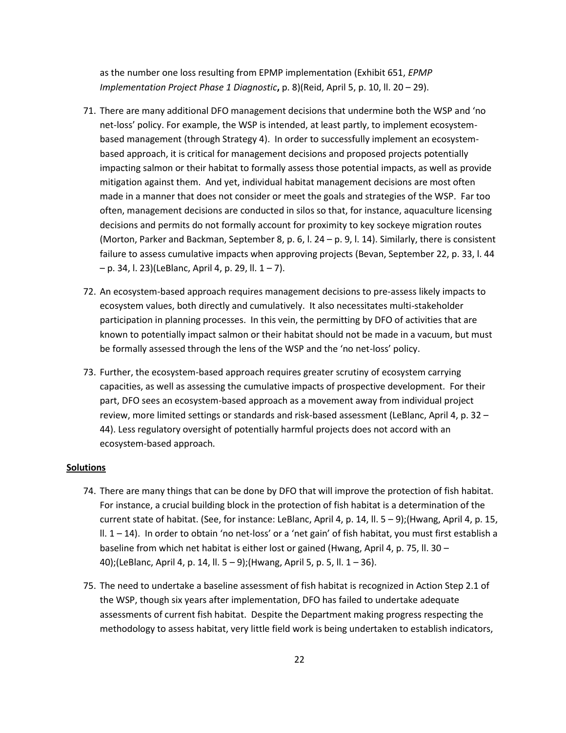as the number one loss resulting from EPMP implementation (Exhibit 651, *EPMP Implementation Project Phase 1 Diagnostic*, p. 8)(Reid, April 5, p. 10, ll. 20 – 29).

71. There are many additional DFO management decisions that undermine both the WSP and 'no net-loss' policy. For example, the WSP is intended, at least partly, to implement ecosystem-based management (through Strategy 4). In order to successfully implement an ecosystem-based approach, it is critical for management decisions and proposed projects potentially impacting salmon or their habitat to formally assess those potential impacts, as well as provide mitigation against them. And yet, individual habitat management decisions are most often made in a manner that does not consider or meet the goals and strategies of the WSP. Far too often, management decisions are conducted in silos so that, for instance, aquaculture licensing decisions and permits do not formally account for proximity to key sockeye migration routes (Morton, Parker and Backman, September 8, p. 6, l. 24 – p. 9, l. 14). Similarly, there is consistent failure to assess cumulative impacts when approving projects (Bevan, September 22, p. 33, l. 44 – p. 34, l. 23)(LeBlanc, April 4, p. 29, ll. 1 – 7).

72. An ecosystem-based approach requires management decisions to pre-assess likely impacts to ecosystem values, both directly and cumulatively. It also necessitates multi-stakeholder participation in planning processes. In this vein, the permitting by DFO of activities that are known to potentially impact salmon or their habitat should not be made in a vacuum, but must be formally assessed through the lens of the WSP and the 'no net-loss' policy.

73. Further, the ecosystem-based approach requires greater scrutiny of ecosystem carrying capacities, as well as assessing the cumulative impacts of prospective development. For their part, DFO sees an ecosystem-based approach as a movement away from individual project review, more limited settings or standards and risk-based assessment (LeBlanc, April 4, p. 32 – 44). Less regulatory oversight of potentially harmful projects does not accord with an ecosystem-based approach.

**Solutions**

74. There are many things that can be done by DFO that will improve the protection of fish habitat. For instance, a crucial building block in the protection of fish habitat is a determination of the current state of habitat. (See, for instance: LeBlanc, April 4, p. 14, ll. 5 – 9);(Hwang, April 4, p. 15, ll. 1 – 14). In order to obtain 'no net-loss' or a 'net gain' of fish habitat, you must first establish a baseline from which net habitat is either lost or gained (Hwang, April 4, p. 75, ll. 30 – 40);(LeBlanc, April 4, p. 14, ll. 5 – 9);(Hwang, April 5, p. 5, ll. 1 – 36).

75. The need to undertake a baseline assessment of fish habitat is recognized in Action Step 2.1 of the WSP, though six years after implementation, DFO has failed to undertake adequate assessments of current fish habitat. Despite the Department making progress respecting the methodology to assess habitat, very little field work is being undertaken to establish indicators,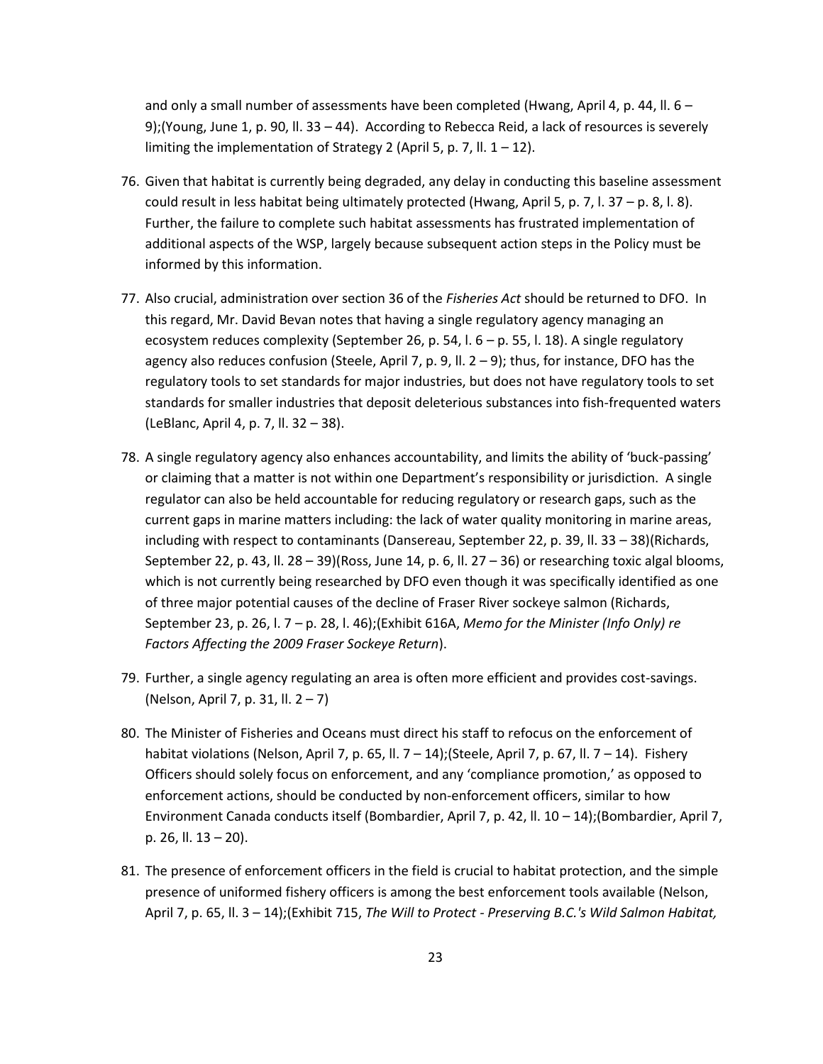and only a small number of assessments have been completed (Hwang, April 4, p. 44, ll. 6 – 9);(Young, June 1, p. 90, ll. 33 – 44). According to Rebecca Reid, a lack of resources is severely limiting the implementation of Strategy 2 (April 5, p. 7, ll. 1 – 12).

76. Given that habitat is currently being degraded, any delay in conducting this baseline assessment could result in less habitat being ultimately protected (Hwang, April 5, p. 7, l. 37 – p. 8, l. 8). Further, the failure to complete such habitat assessments has frustrated implementation of additional aspects of the WSP, largely because subsequent action steps in the Policy must be informed by this information.

77. Also crucial, administration over section 36 of the *Fisheries Act* should be returned to DFO. In this regard, Mr. David Bevan notes that having a single regulatory agency managing an ecosystem reduces complexity (September 26, p. 54, l. 6 – p. 55, l. 18). A single regulatory agency also reduces confusion (Steele, April 7, p. 9, ll. 2 – 9); thus, for instance, DFO has the regulatory tools to set standards for major industries, but does not have regulatory tools to set standards for smaller industries that deposit deleterious substances into fish-frequented waters (LeBlanc, April 4, p. 7, ll. 32 – 38).

78. A single regulatory agency also enhances accountability, and limits the ability of 'buck-passing' or claiming that a matter is not within one Department's responsibility or jurisdiction. A single regulator can also be held accountable for reducing regulatory or research gaps, such as the current gaps in marine matters including: the lack of water quality monitoring in marine areas, including with respect to contaminants (Dansereau, September 22, p. 39, ll. 33 – 38)(Richards, September 22, p. 43, ll. 28 – 39)(Ross, June 14, p. 6, ll. 27 – 36) or researching toxic algal blooms, which is not currently being researched by DFO even though it was specifically identified as one of three major potential causes of the decline of Fraser River sockeye salmon (Richards, September 23, p. 26, l. 7 – p. 28, l. 46);(Exhibit 616A, *Memo for the Minister (Info Only) re Factors Affecting the 2009 Fraser Sockeye Return*).

79. Further, a single agency regulating an area is often more efficient and provides cost-savings. (Nelson, April 7, p. 31, ll. 2 – 7)

80. The Minister of Fisheries and Oceans must direct his staff to refocus on the enforcement of habitat violations (Nelson, April 7, p. 65, ll. 7 – 14);(Steele, April 7, p. 67, ll. 7 – 14). Fishery Officers should solely focus on enforcement, and any 'compliance promotion,' as opposed to enforcement actions, should be conducted by non-enforcement officers, similar to how Environment Canada conducts itself (Bombardier, April 7, p. 42, ll. 10 – 14);(Bombardier, April 7, p. 26, ll. 13 – 20).

81. The presence of enforcement officers in the field is crucial to habitat protection, and the simple presence of uniformed fishery officers is among the best enforcement tools available (Nelson, April 7, p. 65, ll. 3 – 14);(Exhibit 715, *The Will to Protect - Preserving B.C.'s Wild Salmon Habitat,*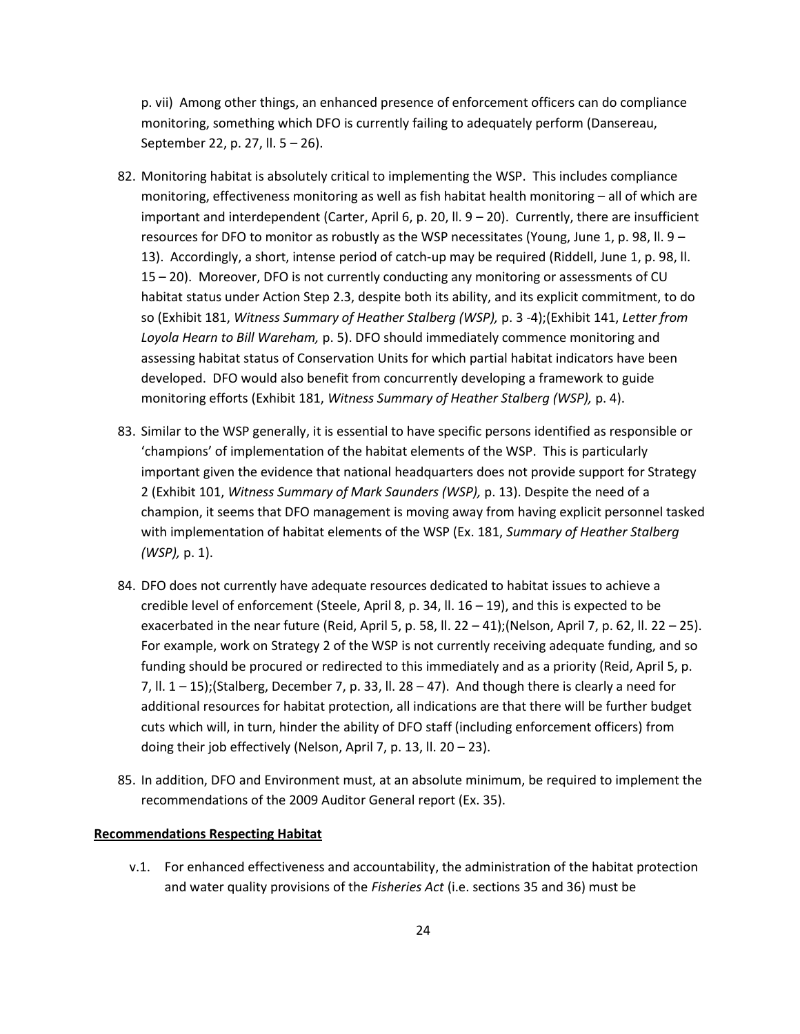p. vii) Among other things, an enhanced presence of enforcement officers can do compliance monitoring, something which DFO is currently failing to adequately perform (Dansereau, September 22, p. 27, ll. 5 – 26).

82. Monitoring habitat is absolutely critical to implementing the WSP. This includes compliance monitoring, effectiveness monitoring as well as fish habitat health monitoring – all of which are important and interdependent (Carter, April 6, p. 20, ll. 9 – 20). Currently, there are insufficient resources for DFO to monitor as robustly as the WSP necessitates (Young, June 1, p. 98, ll. 9 – 13). Accordingly, a short, intense period of catch-up may be required (Riddell, June 1, p. 98, ll. 15 – 20). Moreover, DFO is not currently conducting any monitoring or assessments of CU habitat status under Action Step 2.3, despite both its ability, and its explicit commitment, to do so (Exhibit 181, *Witness Summary of Heather Stalberg (WSP),* p. 3 -4);(Exhibit 141, *Letter from Loyola Hearn to Bill Wareham,* p. 5). DFO should immediately commence monitoring and assessing habitat status of Conservation Units for which partial habitat indicators have been developed. DFO would also benefit from concurrently developing a framework to guide monitoring efforts (Exhibit 181, *Witness Summary of Heather Stalberg (WSP),* p. 4).

83. Similar to the WSP generally, it is essential to have specific persons identified as responsible or 'champions' of implementation of the habitat elements of the WSP. This is particularly important given the evidence that national headquarters does not provide support for Strategy 2 (Exhibit 101, *Witness Summary of Mark Saunders (WSP),* p. 13). Despite the need of a champion, it seems that DFO management is moving away from having explicit personnel tasked with implementation of habitat elements of the WSP (Ex. 181, *Summary of Heather Stalberg (WSP),* p. 1).

84. DFO does not currently have adequate resources dedicated to habitat issues to achieve a credible level of enforcement (Steele, April 8, p. 34, ll. 16 – 19), and this is expected to be exacerbated in the near future (Reid, April 5, p. 58, ll. 22 – 41);(Nelson, April 7, p. 62, ll. 22 – 25). For example, work on Strategy 2 of the WSP is not currently receiving adequate funding, and so funding should be procured or redirected to this immediately and as a priority (Reid, April 5, p. 7, ll. 1 – 15);(Stalberg, December 7, p. 33, ll. 28 – 47). And though there is clearly a need for additional resources for habitat protection, all indications are that there will be further budget cuts which will, in turn, hinder the ability of DFO staff (including enforcement officers) from doing their job effectively (Nelson, April 7, p. 13, ll. 20 – 23).

85. In addition, DFO and Environment must, at an absolute minimum, be required to implement the recommendations of the 2009 Auditor General report (Ex. 35).

**Recommendations Respecting Habitat**

v.1. For enhanced effectiveness and accountability, the administration of the habitat protection and water quality provisions of the *Fisheries Act* (i.e. sections 35 and 36) must be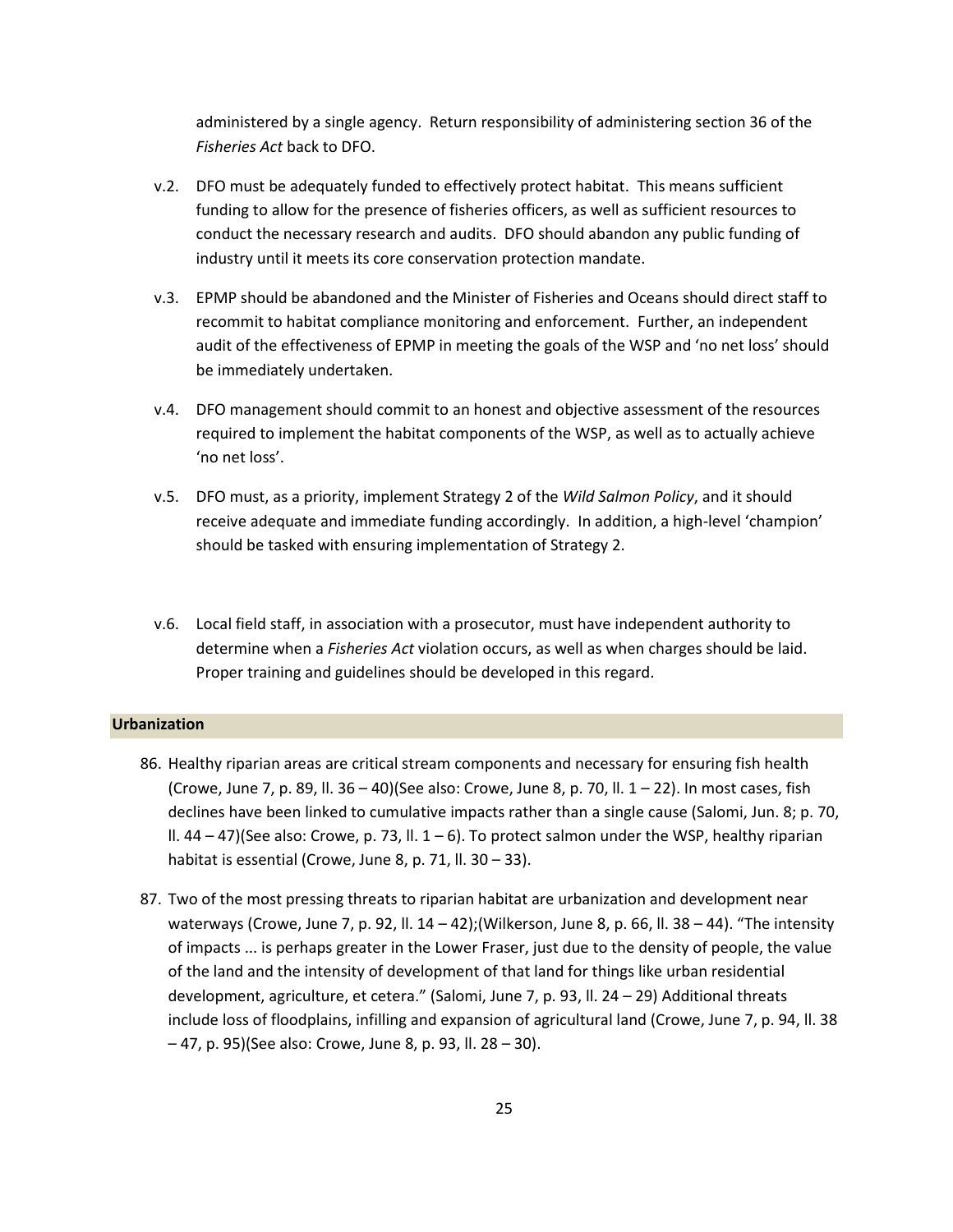administered by a single agency. Return responsibility of administering section 36 of the *Fisheries Act* back to DFO.

v.2. DFO must be adequately funded to effectively protect habitat. This means sufficient funding to allow for the presence of fisheries officers, as well as sufficient resources to conduct the necessary research and audits. DFO should abandon any public funding of industry until it meets its core conservation protection mandate.

v.3. EPMP should be abandoned and the Minister of Fisheries and Oceans should direct staff to recommit to habitat compliance monitoring and enforcement. Further, an independent audit of the effectiveness of EPMP in meeting the goals of the WSP and 'no net loss' should be immediately undertaken.

v.4. DFO management should commit to an honest and objective assessment of the resources required to implement the habitat components of the WSP, as well as to actually achieve 'no net loss'.

v.5. DFO must, as a priority, implement Strategy 2 of the *Wild Salmon Policy*, and it should receive adequate and immediate funding accordingly. In addition, a high-level 'champion' should be tasked with ensuring implementation of Strategy 2.

v.6. Local field staff, in association with a prosecutor, must have independent authority to determine when a *Fisheries Act* violation occurs, as well as when charges should be laid. Proper training and guidelines should be developed in this regard.

**Urbanization**

86. Healthy riparian areas are critical stream components and necessary for ensuring fish health (Crowe, June 7, p. 89, ll. 36 – 40)(See also: Crowe, June 8, p. 70, ll. 1 – 22). In most cases, fish declines have been linked to cumulative impacts rather than a single cause (Salomi, Jun. 8; p. 70, ll. 44 – 47)(See also: Crowe, p. 73, ll. 1 – 6). To protect salmon under the WSP, healthy riparian habitat is essential (Crowe, June 8, p. 71, ll. 30 – 33).

87. Two of the most pressing threats to riparian habitat are urbanization and development near waterways (Crowe, June 7, p. 92, ll. 14 – 42);(Wilkerson, June 8, p. 66, ll. 38 – 44). "The intensity of impacts ... is perhaps greater in the Lower Fraser, just due to the density of people, the value of the land and the intensity of development of that land for things like urban residential development, agriculture, et cetera." (Salomi, June 7, p. 93, ll. 24 – 29) Additional threats include loss of floodplains, infilling and expansion of agricultural land (Crowe, June 7, p. 94, ll. 38 – 47, p. 95)(See also: Crowe, June 8, p. 93, ll. 28 – 30).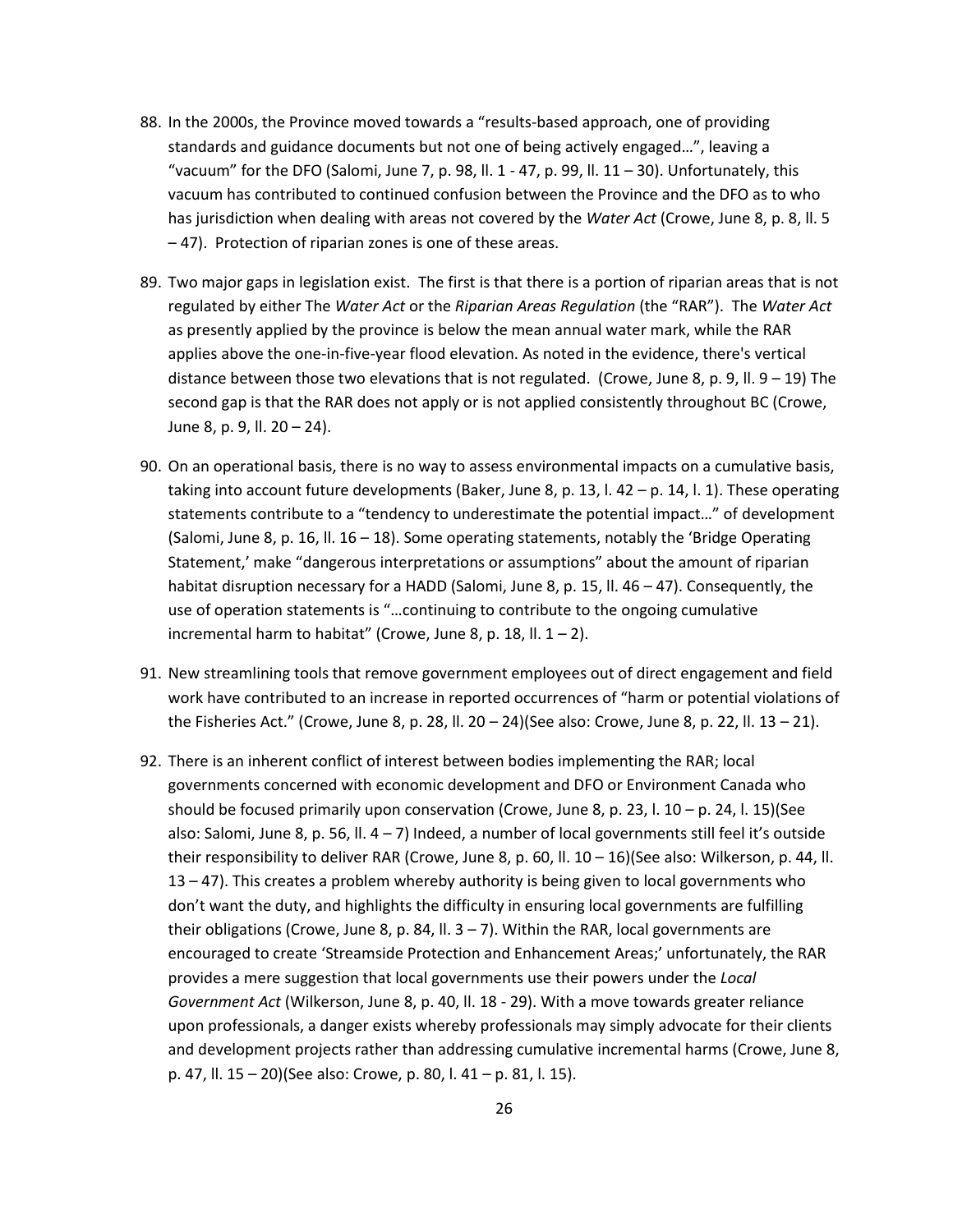88. In the 2000s, the Province moved towards a "results-based approach, one of providing standards and guidance documents but not one of being actively engaged…", leaving a "vacuum" for the DFO (Salomi, June 7, p. 98, ll. 1 - 47, p. 99, ll. 11 – 30). Unfortunately, this vacuum has contributed to continued confusion between the Province and the DFO as to who has jurisdiction when dealing with areas not covered by the *Water Act* (Crowe, June 8, p. 8, ll. 5 – 47). Protection of riparian zones is one of these areas.

89. Two major gaps in legislation exist. The first is that there is a portion of riparian areas that is not regulated by either The *Water Act* or the *Riparian Areas Regulation* (the "RAR"). The *Water Act* as presently applied by the province is below the mean annual water mark, while the RAR applies above the one-in-five-year flood elevation. As noted in the evidence, there's vertical distance between those two elevations that is not regulated. (Crowe, June 8, p. 9, ll. 9 – 19) The second gap is that the RAR does not apply or is not applied consistently throughout BC (Crowe, June 8, p. 9, ll. 20 – 24).

90. On an operational basis, there is no way to assess environmental impacts on a cumulative basis, taking into account future developments (Baker, June 8, p. 13, l. 42 – p. 14, l. 1). These operating statements contribute to a "tendency to underestimate the potential impact…" of development (Salomi, June 8, p. 16, ll. 16 – 18). Some operating statements, notably the 'Bridge Operating Statement,' make "dangerous interpretations or assumptions" about the amount of riparian habitat disruption necessary for a HADD (Salomi, June 8, p. 15, ll. 46 – 47). Consequently, the use of operation statements is "…continuing to contribute to the ongoing cumulative incremental harm to habitat" (Crowe, June 8, p. 18, ll. 1 – 2).

91. New streamlining tools that remove government employees out of direct engagement and field work have contributed to an increase in reported occurrences of "harm or potential violations of the Fisheries Act." (Crowe, June 8, p. 28, ll. 20 – 24)(See also: Crowe, June 8, p. 22, ll. 13 – 21).

92. There is an inherent conflict of interest between bodies implementing the RAR; local governments concerned with economic development and DFO or Environment Canada who should be focused primarily upon conservation (Crowe, June 8, p. 23, l. 10 – p. 24, l. 15)(See also: Salomi, June 8, p. 56, ll. 4 – 7) Indeed, a number of local governments still feel it's outside their responsibility to deliver RAR (Crowe, June 8, p. 60, ll. 10 – 16)(See also: Wilkerson, p. 44, ll. 13 – 47). This creates a problem whereby authority is being given to local governments who don't want the duty, and highlights the difficulty in ensuring local governments are fulfilling their obligations (Crowe, June 8, p. 84, ll. 3 – 7). Within the RAR, local governments are encouraged to create 'Streamside Protection and Enhancement Areas;' unfortunately, the RAR provides a mere suggestion that local governments use their powers under the *Local Government Act* (Wilkerson, June 8, p. 40, ll. 18 - 29). With a move towards greater reliance upon professionals, a danger exists whereby professionals may simply advocate for their clients and development projects rather than addressing cumulative incremental harms (Crowe, June 8, p. 47, ll. 15 – 20)(See also: Crowe, p. 80, l. 41 – p. 81, l. 15).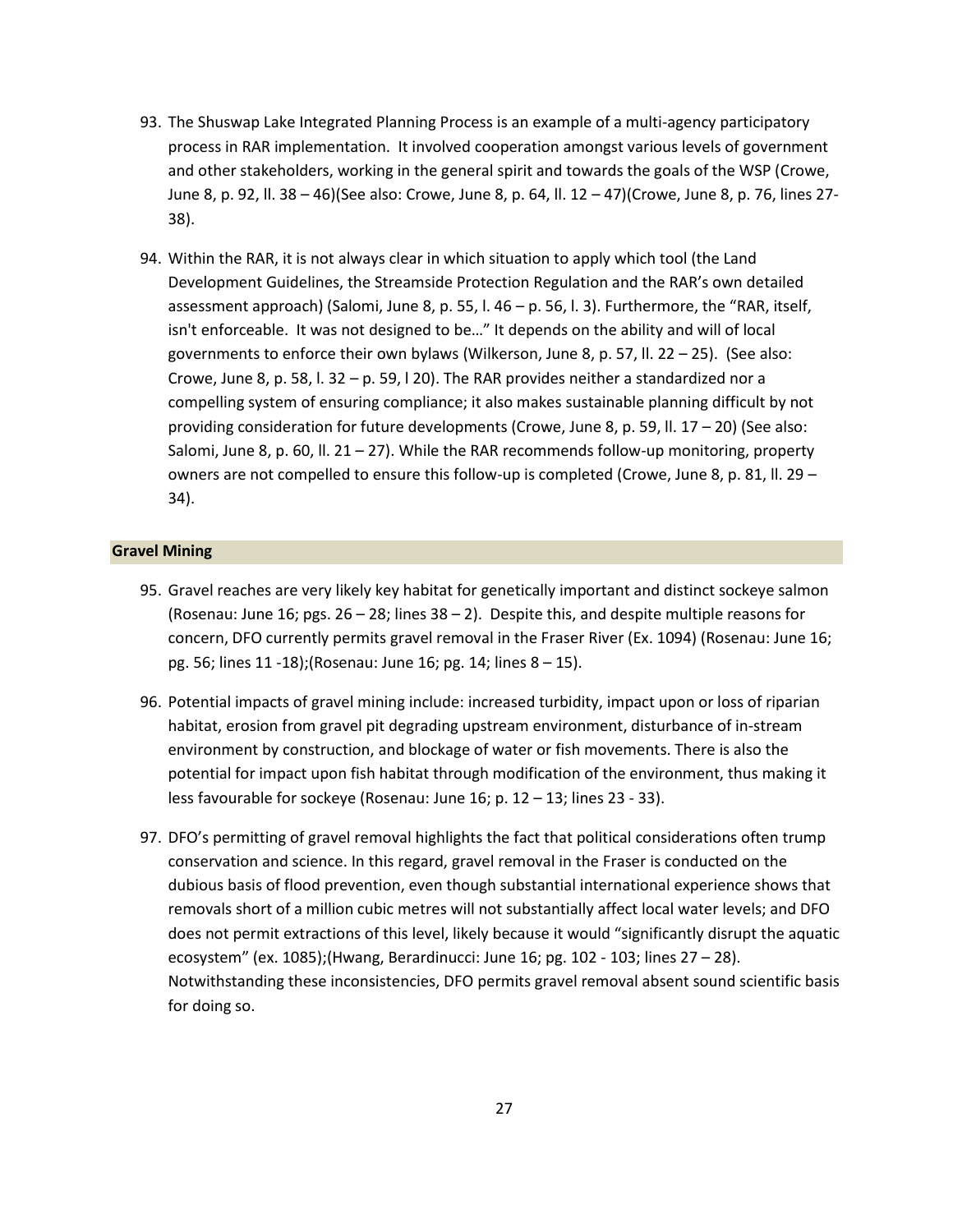93. The Shuswap Lake Integrated Planning Process is an example of a multi-agency participatory process in RAR implementation. It involved cooperation amongst various levels of government and other stakeholders, working in the general spirit and towards the goals of the WSP (Crowe, June 8, p. 92, ll. 38 – 46)(See also: Crowe, June 8, p. 64, ll. 12 – 47)(Crowe, June 8, p. 76, lines 27-38).

94. Within the RAR, it is not always clear in which situation to apply which tool (the Land Development Guidelines, the Streamside Protection Regulation and the RAR's own detailed assessment approach) (Salomi, June 8, p. 55, l. 46 – p. 56, l. 3). Furthermore, the "RAR, itself, isn't enforceable. It was not designed to be…" It depends on the ability and will of local governments to enforce their own bylaws (Wilkerson, June 8, p. 57, ll. 22 – 25). (See also: Crowe, June 8, p. 58, l. 32 – p. 59, l 20). The RAR provides neither a standardized nor a compelling system of ensuring compliance; it also makes sustainable planning difficult by not providing consideration for future developments (Crowe, June 8, p. 59, ll. 17 – 20) (See also: Salomi, June 8, p. 60, ll. 21 – 27). While the RAR recommends follow-up monitoring, property owners are not compelled to ensure this follow-up is completed (Crowe, June 8, p. 81, ll. 29 – 34).

## Gravel Mining

95. Gravel reaches are very likely key habitat for genetically important and distinct sockeye salmon (Rosenau: June 16; pgs. 26 – 28; lines 38 – 2). Despite this, and despite multiple reasons for concern, DFO currently permits gravel removal in the Fraser River (Ex. 1094) (Rosenau: June 16; pg. 56; lines 11 -18);(Rosenau: June 16; pg. 14; lines 8 – 15).

96. Potential impacts of gravel mining include: increased turbidity, impact upon or loss of riparian habitat, erosion from gravel pit degrading upstream environment, disturbance of in-stream environment by construction, and blockage of water or fish movements. There is also the potential for impact upon fish habitat through modification of the environment, thus making it less favourable for sockeye (Rosenau: June 16; p. 12 – 13; lines 23 - 33).

97. DFO's permitting of gravel removal highlights the fact that political considerations often trump conservation and science. In this regard, gravel removal in the Fraser is conducted on the dubious basis of flood prevention, even though substantial international experience shows that removals short of a million cubic metres will not substantially affect local water levels; and DFO does not permit extractions of this level, likely because it would "significantly disrupt the aquatic ecosystem" (ex. 1085);(Hwang, Berardinucci: June 16; pg. 102 - 103; lines 27 – 28). Notwithstanding these inconsistencies, DFO permits gravel removal absent sound scientific basis for doing so.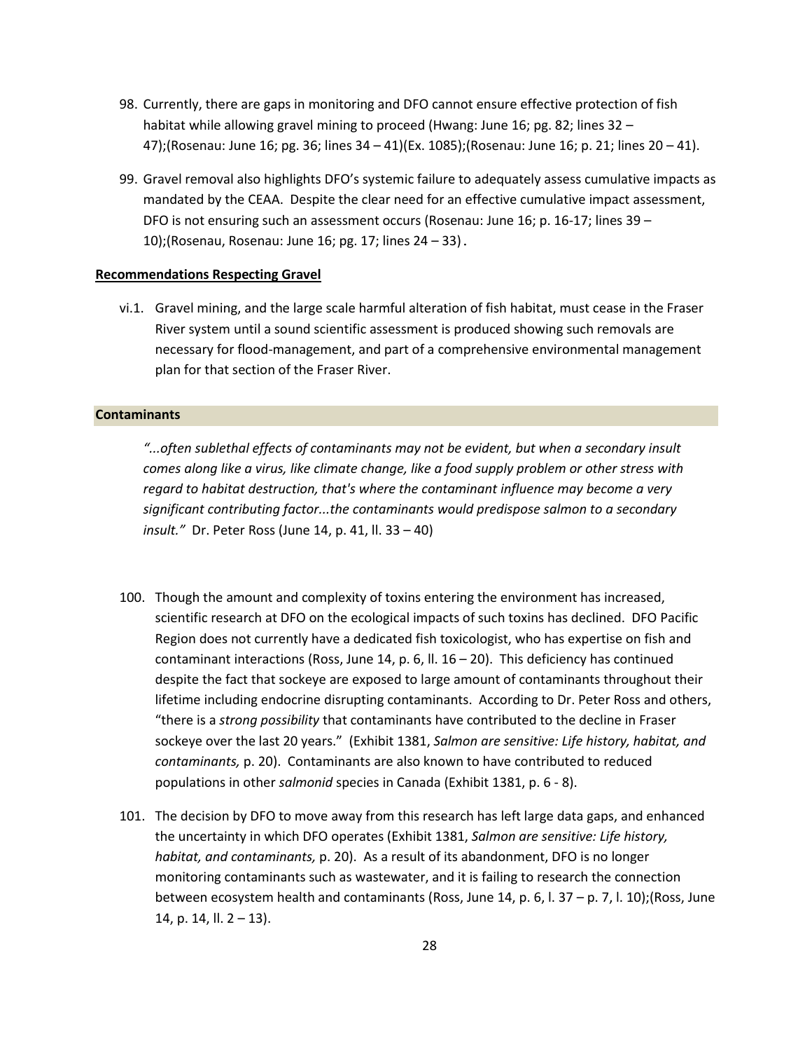98. Currently, there are gaps in monitoring and DFO cannot ensure effective protection of fish habitat while allowing gravel mining to proceed (Hwang: June 16; pg. 82; lines 32 – 47);(Rosenau: June 16; pg. 36; lines 34 – 41)(Ex. 1085);(Rosenau: June 16; p. 21; lines 20 – 41).

99. Gravel removal also highlights DFO's systemic failure to adequately assess cumulative impacts as mandated by the CEAA. Despite the clear need for an effective cumulative impact assessment, DFO is not ensuring such an assessment occurs (Rosenau: June 16; p. 16-17; lines 39 – 10);(Rosenau, Rosenau: June 16; pg. 17; lines 24 – 33).

**Recommendations Respecting Gravel**

vi.1. Gravel mining, and the large scale harmful alteration of fish habitat, must cease in the Fraser River system until a sound scientific assessment is produced showing such removals are necessary for flood-management, and part of a comprehensive environmental management plan for that section of the Fraser River.

## Contaminants

*"...often sublethal effects of contaminants may not be evident, but when a secondary insult comes along like a virus, like climate change, like a food supply problem or other stress with regard to habitat destruction, that's where the contaminant influence may become a very significant contributing factor...the contaminants would predispose salmon to a secondary insult."* Dr. Peter Ross (June 14, p. 41, ll. 33 – 40)

100. Though the amount and complexity of toxins entering the environment has increased, scientific research at DFO on the ecological impacts of such toxins has declined. DFO Pacific Region does not currently have a dedicated fish toxicologist, who has expertise on fish and contaminant interactions (Ross, June 14, p. 6, ll. 16 – 20). This deficiency has continued despite the fact that sockeye are exposed to large amount of contaminants throughout their lifetime including endocrine disrupting contaminants. According to Dr. Peter Ross and others, "there is a *strong possibility* that contaminants have contributed to the decline in Fraser sockeye over the last 20 years." (Exhibit 1381, *Salmon are sensitive: Life history, habitat, and contaminants,* p. 20). Contaminants are also known to have contributed to reduced populations in other *salmonid* species in Canada (Exhibit 1381, p. 6 - 8).

101. The decision by DFO to move away from this research has left large data gaps, and enhanced the uncertainty in which DFO operates (Exhibit 1381, *Salmon are sensitive: Life history, habitat, and contaminants,* p. 20). As a result of its abandonment, DFO is no longer monitoring contaminants such as wastewater, and it is failing to research the connection between ecosystem health and contaminants (Ross, June 14, p. 6, l. 37 – p. 7, l. 10);(Ross, June 14, p. 14, ll. 2 – 13).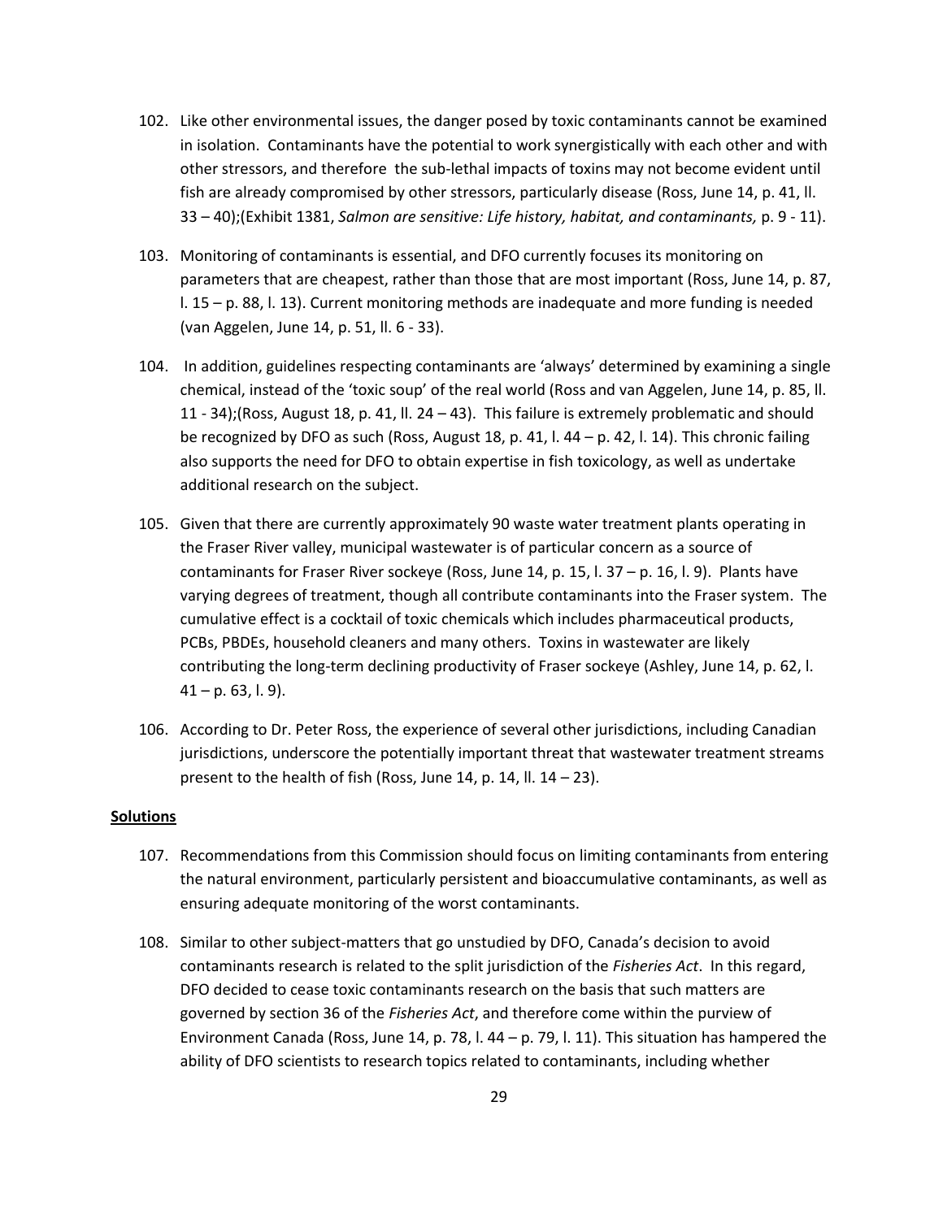102. Like other environmental issues, the danger posed by toxic contaminants cannot be examined in isolation. Contaminants have the potential to work synergistically with each other and with other stressors, and therefore the sub-lethal impacts of toxins may not become evident until fish are already compromised by other stressors, particularly disease (Ross, June 14, p. 41, ll. 33 – 40);(Exhibit 1381, *Salmon are sensitive: Life history, habitat, and contaminants,* p. 9 - 11).

103. Monitoring of contaminants is essential, and DFO currently focuses its monitoring on parameters that are cheapest, rather than those that are most important (Ross, June 14, p. 87, l. 15 – p. 88, l. 13). Current monitoring methods are inadequate and more funding is needed (van Aggelen, June 14, p. 51, ll. 6 - 33).

104. In addition, guidelines respecting contaminants are 'always' determined by examining a single chemical, instead of the 'toxic soup' of the real world (Ross and van Aggelen, June 14, p. 85, ll. 11 - 34);(Ross, August 18, p. 41, ll. 24 – 43). This failure is extremely problematic and should be recognized by DFO as such (Ross, August 18, p. 41, l. 44 – p. 42, l. 14). This chronic failing also supports the need for DFO to obtain expertise in fish toxicology, as well as undertake additional research on the subject.

105. Given that there are currently approximately 90 waste water treatment plants operating in the Fraser River valley, municipal wastewater is of particular concern as a source of contaminants for Fraser River sockeye (Ross, June 14, p. 15, l. 37 – p. 16, l. 9). Plants have varying degrees of treatment, though all contribute contaminants into the Fraser system. The cumulative effect is a cocktail of toxic chemicals which includes pharmaceutical products, PCBs, PBDEs, household cleaners and many others. Toxins in wastewater are likely contributing the long-term declining productivity of Fraser sockeye (Ashley, June 14, p. 62, l. 41 – p. 63, l. 9).

106. According to Dr. Peter Ross, the experience of several other jurisdictions, including Canadian jurisdictions, underscore the potentially important threat that wastewater treatment streams present to the health of fish (Ross, June 14, p. 14, ll. 14 – 23).

**Solutions**

107. Recommendations from this Commission should focus on limiting contaminants from entering the natural environment, particularly persistent and bioaccumulative contaminants, as well as ensuring adequate monitoring of the worst contaminants.

108. Similar to other subject-matters that go unstudied by DFO, Canada's decision to avoid contaminants research is related to the split jurisdiction of the *Fisheries Act*. In this regard, DFO decided to cease toxic contaminants research on the basis that such matters are governed by section 36 of the *Fisheries Act*, and therefore come within the purview of Environment Canada (Ross, June 14, p. 78, l. 44 – p. 79, l. 11). This situation has hampered the ability of DFO scientists to research topics related to contaminants, including whether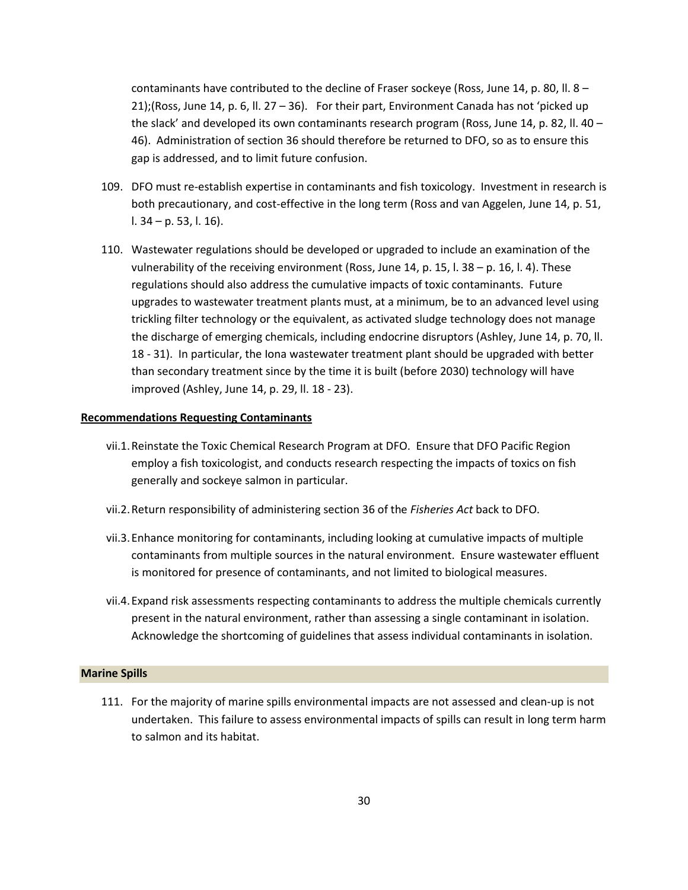contaminants have contributed to the decline of Fraser sockeye (Ross, June 14, p. 80, ll. 8 – 21);(Ross, June 14, p. 6, ll. 27 – 36). For their part, Environment Canada has not 'picked up the slack' and developed its own contaminants research program (Ross, June 14, p. 82, ll. 40 – 46). Administration of section 36 should therefore be returned to DFO, so as to ensure this gap is addressed, and to limit future confusion.

109. DFO must re-establish expertise in contaminants and fish toxicology. Investment in research is both precautionary, and cost-effective in the long term (Ross and van Aggelen, June 14, p. 51, l. 34 – p. 53, l. 16).

110. Wastewater regulations should be developed or upgraded to include an examination of the vulnerability of the receiving environment (Ross, June 14, p. 15, l. 38 – p. 16, l. 4). These regulations should also address the cumulative impacts of toxic contaminants. Future upgrades to wastewater treatment plants must, at a minimum, be to an advanced level using trickling filter technology or the equivalent, as activated sludge technology does not manage the discharge of emerging chemicals, including endocrine disruptors (Ashley, June 14, p. 70, ll. 18 - 31). In particular, the Iona wastewater treatment plant should be upgraded with better than secondary treatment since by the time it is built (before 2030) technology will have improved (Ashley, June 14, p. 29, ll. 18 - 23).

**Recommendations Requesting Contaminants**

vii.1. Reinstate the Toxic Chemical Research Program at DFO. Ensure that DFO Pacific Region employ a fish toxicologist, and conducts research respecting the impacts of toxics on fish generally and sockeye salmon in particular.

vii.2. Return responsibility of administering section 36 of the *Fisheries Act* back to DFO.

vii.3. Enhance monitoring for contaminants, including looking at cumulative impacts of multiple contaminants from multiple sources in the natural environment. Ensure wastewater effluent is monitored for presence of contaminants, and not limited to biological measures.

vii.4. Expand risk assessments respecting contaminants to address the multiple chemicals currently present in the natural environment, rather than assessing a single contaminant in isolation. Acknowledge the shortcoming of guidelines that assess individual contaminants in isolation.

## Marine Spills

111. For the majority of marine spills environmental impacts are not assessed and clean-up is not undertaken. This failure to assess environmental impacts of spills can result in long term harm to salmon and its habitat.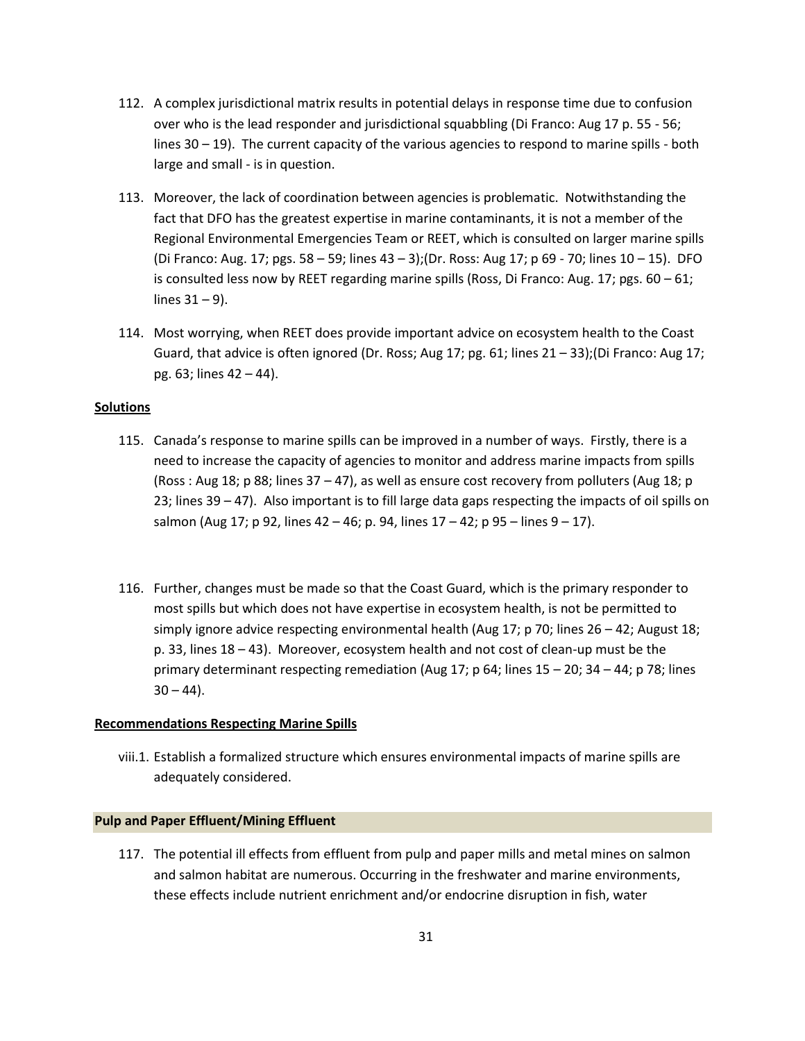112. A complex jurisdictional matrix results in potential delays in response time due to confusion over who is the lead responder and jurisdictional squabbling (Di Franco: Aug 17 p. 55 - 56; lines 30 – 19). The current capacity of the various agencies to respond to marine spills - both large and small - is in question.

113. Moreover, the lack of coordination between agencies is problematic. Notwithstanding the fact that DFO has the greatest expertise in marine contaminants, it is not a member of the Regional Environmental Emergencies Team or REET, which is consulted on larger marine spills (Di Franco: Aug. 17; pgs. 58 – 59; lines 43 – 3);(Dr. Ross: Aug 17; p 69 - 70; lines 10 – 15). DFO is consulted less now by REET regarding marine spills (Ross, Di Franco: Aug. 17; pgs. 60 – 61; lines 31 – 9).

114. Most worrying, when REET does provide important advice on ecosystem health to the Coast Guard, that advice is often ignored (Dr. Ross; Aug 17; pg. 61; lines 21 – 33);(Di Franco: Aug 17; pg. 63; lines 42 – 44).

**Solutions**

115. Canada's response to marine spills can be improved in a number of ways. Firstly, there is a need to increase the capacity of agencies to monitor and address marine impacts from spills (Ross : Aug 18; p 88; lines 37 – 47), as well as ensure cost recovery from polluters (Aug 18; p 23; lines 39 – 47). Also important is to fill large data gaps respecting the impacts of oil spills on salmon (Aug 17; p 92, lines 42 – 46; p. 94, lines 17 – 42; p 95 – lines 9 – 17).

116. Further, changes must be made so that the Coast Guard, which is the primary responder to most spills but which does not have expertise in ecosystem health, is not be permitted to simply ignore advice respecting environmental health (Aug 17; p 70; lines 26 – 42; August 18; p. 33, lines 18 – 43). Moreover, ecosystem health and not cost of clean-up must be the primary determinant respecting remediation (Aug 17; p 64; lines 15 – 20; 34 – 44; p 78; lines 30 – 44).

**Recommendations Respecting Marine Spills**

viii.1. Establish a formalized structure which ensures environmental impacts of marine spills are adequately considered.

### Pulp and Paper Effluent/Mining Effluent

117. The potential ill effects from effluent from pulp and paper mills and metal mines on salmon and salmon habitat are numerous. Occurring in the freshwater and marine environments, these effects include nutrient enrichment and/or endocrine disruption in fish, water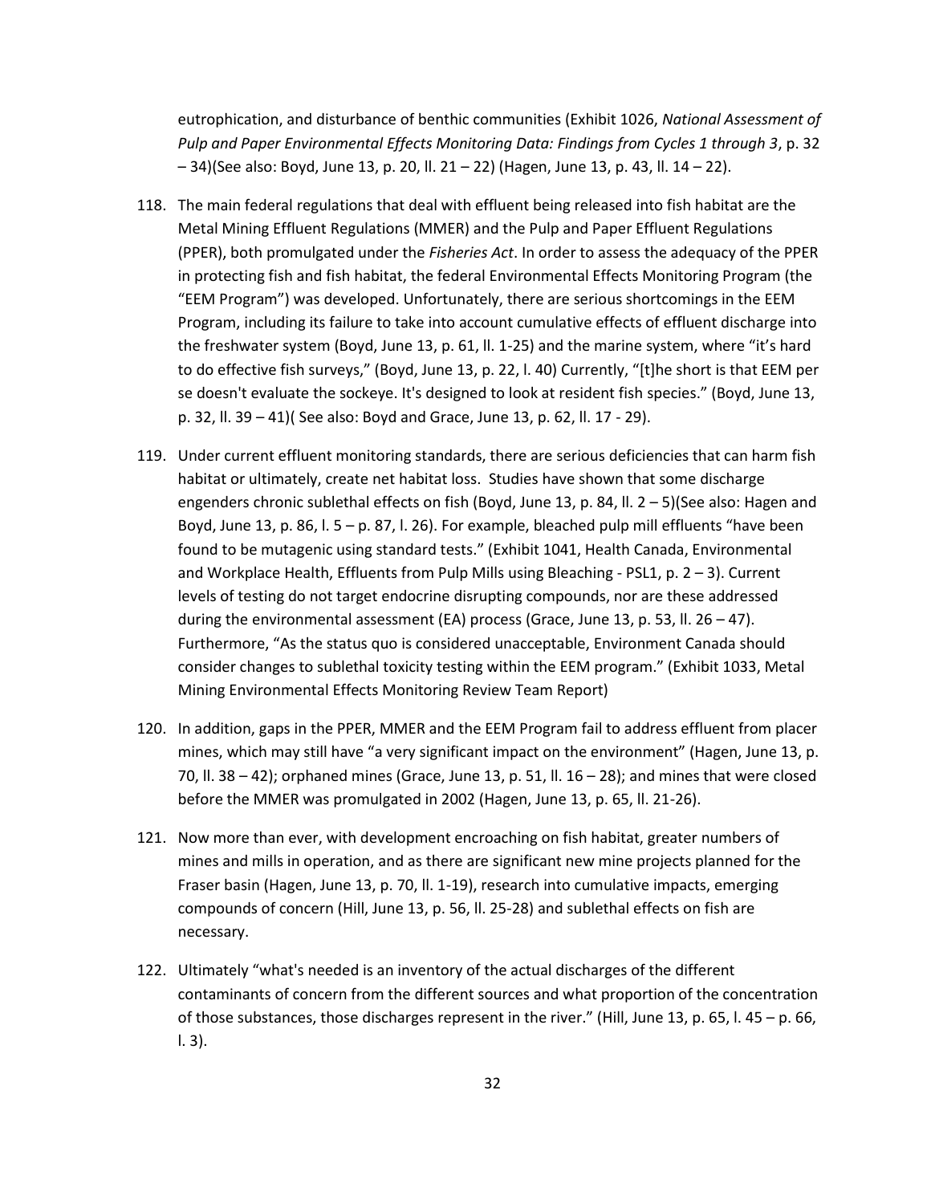eutrophication, and disturbance of benthic communities (Exhibit 1026, *National Assessment of Pulp and Paper Environmental Effects Monitoring Data: Findings from Cycles 1 through 3*, p. 32 – 34)(See also: Boyd, June 13, p. 20, ll. 21 – 22) (Hagen, June 13, p. 43, ll. 14 – 22).

118. The main federal regulations that deal with effluent being released into fish habitat are the Metal Mining Effluent Regulations (MMER) and the Pulp and Paper Effluent Regulations (PPER), both promulgated under the *Fisheries Act*. In order to assess the adequacy of the PPER in protecting fish and fish habitat, the federal Environmental Effects Monitoring Program (the "EEM Program") was developed. Unfortunately, there are serious shortcomings in the EEM Program, including its failure to take into account cumulative effects of effluent discharge into the freshwater system (Boyd, June 13, p. 61, ll. 1-25) and the marine system, where "it's hard to do effective fish surveys," (Boyd, June 13, p. 22, l. 40) Currently, "[t]he short is that EEM per se doesn't evaluate the sockeye. It's designed to look at resident fish species." (Boyd, June 13, p. 32, ll. 39 – 41)( See also: Boyd and Grace, June 13, p. 62, ll. 17 - 29).

119. Under current effluent monitoring standards, there are serious deficiencies that can harm fish habitat or ultimately, create net habitat loss. Studies have shown that some discharge engenders chronic sublethal effects on fish (Boyd, June 13, p. 84, ll. 2 – 5)(See also: Hagen and Boyd, June 13, p. 86, l. 5 – p. 87, l. 26). For example, bleached pulp mill effluents "have been found to be mutagenic using standard tests." (Exhibit 1041, Health Canada, Environmental and Workplace Health, Effluents from Pulp Mills using Bleaching - PSL1, p. 2 – 3). Current levels of testing do not target endocrine disrupting compounds, nor are these addressed during the environmental assessment (EA) process (Grace, June 13, p. 53, ll. 26 – 47). Furthermore, "As the status quo is considered unacceptable, Environment Canada should consider changes to sublethal toxicity testing within the EEM program." (Exhibit 1033, Metal Mining Environmental Effects Monitoring Review Team Report)

120. In addition, gaps in the PPER, MMER and the EEM Program fail to address effluent from placer mines, which may still have "a very significant impact on the environment" (Hagen, June 13, p. 70, ll. 38 – 42); orphaned mines (Grace, June 13, p. 51, ll. 16 – 28); and mines that were closed before the MMER was promulgated in 2002 (Hagen, June 13, p. 65, ll. 21-26).

121. Now more than ever, with development encroaching on fish habitat, greater numbers of mines and mills in operation, and as there are significant new mine projects planned for the Fraser basin (Hagen, June 13, p. 70, ll. 1-19), research into cumulative impacts, emerging compounds of concern (Hill, June 13, p. 56, ll. 25-28) and sublethal effects on fish are necessary.

122. Ultimately "what's needed is an inventory of the actual discharges of the different contaminants of concern from the different sources and what proportion of the concentration of those substances, those discharges represent in the river." (Hill, June 13, p. 65, l. 45 – p. 66, l. 3).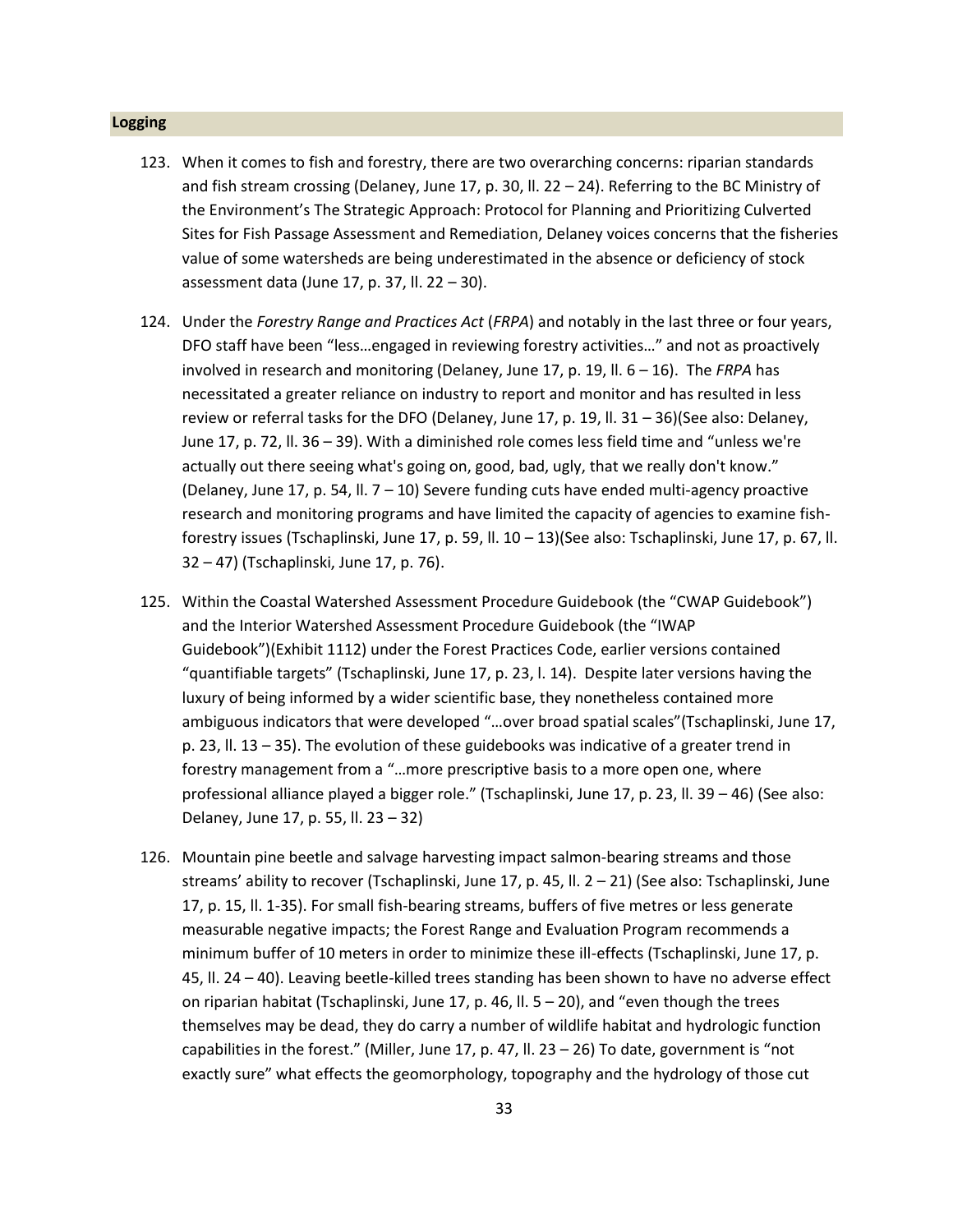## Logging

123. When it comes to fish and forestry, there are two overarching concerns: riparian standards and fish stream crossing (Delaney, June 17, p. 30, ll. 22 – 24). Referring to the BC Ministry of the Environment's The Strategic Approach: Protocol for Planning and Prioritizing Culverted Sites for Fish Passage Assessment and Remediation, Delaney voices concerns that the fisheries value of some watersheds are being underestimated in the absence or deficiency of stock assessment data (June 17, p. 37, ll. 22 – 30).

124. Under the *Forestry Range and Practices Act* (*FRPA*) and notably in the last three or four years, DFO staff have been "less…engaged in reviewing forestry activities…" and not as proactively involved in research and monitoring (Delaney, June 17, p. 19, ll. 6 – 16). The *FRPA* has necessitated a greater reliance on industry to report and monitor and has resulted in less review or referral tasks for the DFO (Delaney, June 17, p. 19, ll. 31 – 36)(See also: Delaney, June 17, p. 72, ll. 36 – 39). With a diminished role comes less field time and "unless we're actually out there seeing what's going on, good, bad, ugly, that we really don't know." (Delaney, June 17, p. 54, ll. 7 – 10) Severe funding cuts have ended multi-agency proactive research and monitoring programs and have limited the capacity of agencies to examine fish-forestry issues (Tschaplinski, June 17, p. 59, ll. 10 – 13)(See also: Tschaplinski, June 17, p. 67, ll. 32 – 47) (Tschaplinski, June 17, p. 76).

125. Within the Coastal Watershed Assessment Procedure Guidebook (the "CWAP Guidebook") and the Interior Watershed Assessment Procedure Guidebook (the "IWAP Guidebook")(Exhibit 1112) under the Forest Practices Code, earlier versions contained "quantifiable targets" (Tschaplinski, June 17, p. 23, l. 14). Despite later versions having the luxury of being informed by a wider scientific base, they nonetheless contained more ambiguous indicators that were developed "…over broad spatial scales"(Tschaplinski, June 17, p. 23, ll. 13 – 35). The evolution of these guidebooks was indicative of a greater trend in forestry management from a "…more prescriptive basis to a more open one, where professional alliance played a bigger role." (Tschaplinski, June 17, p. 23, ll. 39 – 46) (See also: Delaney, June 17, p. 55, ll. 23 – 32)

126. Mountain pine beetle and salvage harvesting impact salmon-bearing streams and those streams' ability to recover (Tschaplinski, June 17, p. 45, ll. 2 – 21) (See also: Tschaplinski, June 17, p. 15, ll. 1-35). For small fish-bearing streams, buffers of five metres or less generate measurable negative impacts; the Forest Range and Evaluation Program recommends a minimum buffer of 10 meters in order to minimize these ill-effects (Tschaplinski, June 17, p. 45, ll. 24 – 40). Leaving beetle-killed trees standing has been shown to have no adverse effect on riparian habitat (Tschaplinski, June 17, p. 46, ll. 5 – 20), and "even though the trees themselves may be dead, they do carry a number of wildlife habitat and hydrologic function capabilities in the forest." (Miller, June 17, p. 47, ll. 23 – 26) To date, government is "not exactly sure" what effects the geomorphology, topography and the hydrology of those cut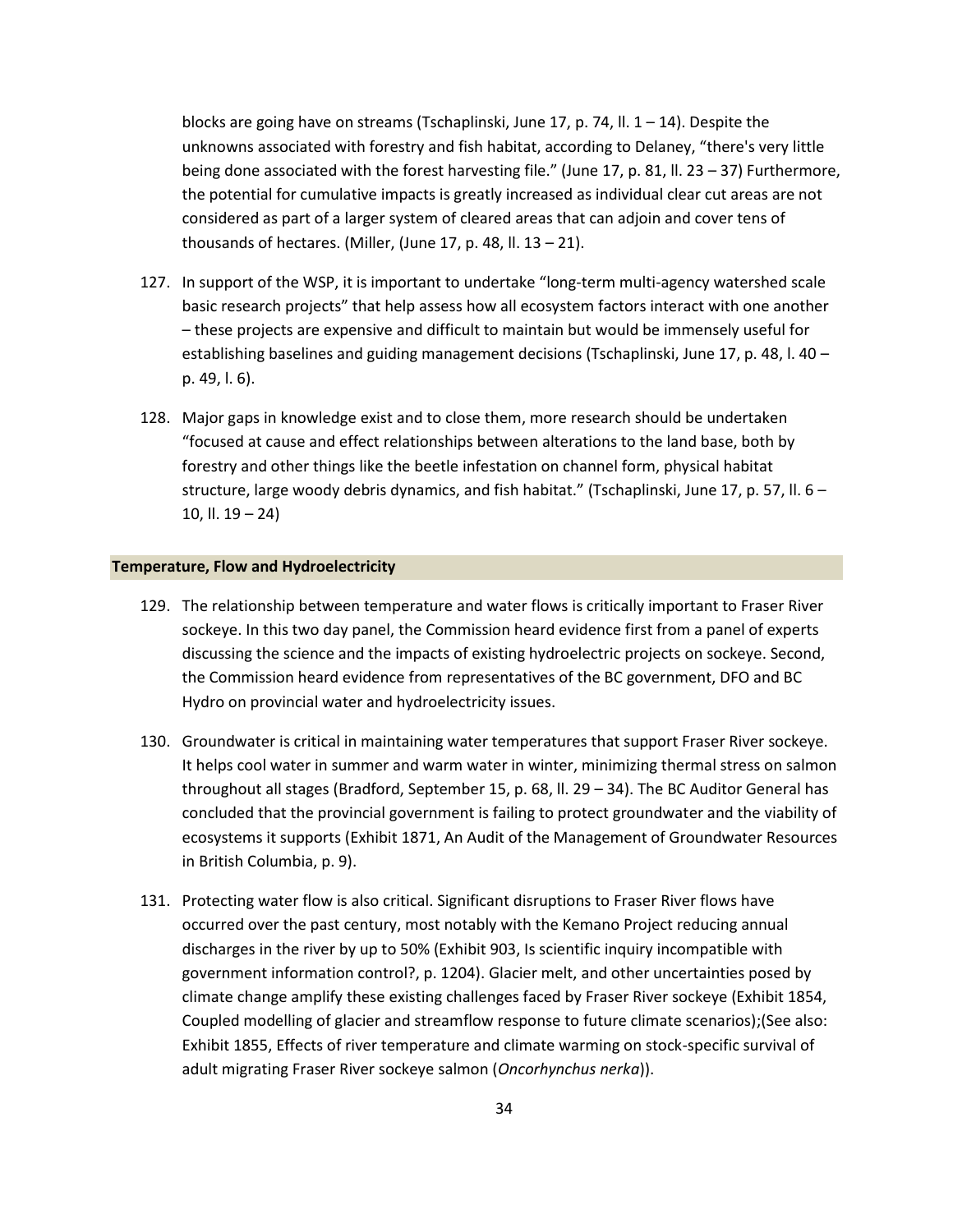blocks are going have on streams (Tschaplinski, June 17, p. 74, ll. 1 – 14). Despite the unknowns associated with forestry and fish habitat, according to Delaney, "there's very little being done associated with the forest harvesting file." (June 17, p. 81, ll. 23 – 37) Furthermore, the potential for cumulative impacts is greatly increased as individual clear cut areas are not considered as part of a larger system of cleared areas that can adjoin and cover tens of thousands of hectares. (Miller, (June 17, p. 48, ll. 13 – 21).

127. In support of the WSP, it is important to undertake "long-term multi-agency watershed scale basic research projects" that help assess how all ecosystem factors interact with one another – these projects are expensive and difficult to maintain but would be immensely useful for establishing baselines and guiding management decisions (Tschaplinski, June 17, p. 48, l. 40 – p. 49, l. 6).

128. Major gaps in knowledge exist and to close them, more research should be undertaken "focused at cause and effect relationships between alterations to the land base, both by forestry and other things like the beetle infestation on channel form, physical habitat structure, large woody debris dynamics, and fish habitat." (Tschaplinski, June 17, p. 57, ll. 6 – 10, ll. 19 – 24)

### Temperature, Flow and Hydroelectricity

129. The relationship between temperature and water flows is critically important to Fraser River sockeye. In this two day panel, the Commission heard evidence first from a panel of experts discussing the science and the impacts of existing hydroelectric projects on sockeye. Second, the Commission heard evidence from representatives of the BC government, DFO and BC Hydro on provincial water and hydroelectricity issues.

130. Groundwater is critical in maintaining water temperatures that support Fraser River sockeye. It helps cool water in summer and warm water in winter, minimizing thermal stress on salmon throughout all stages (Bradford, September 15, p. 68, ll. 29 – 34). The BC Auditor General has concluded that the provincial government is failing to protect groundwater and the viability of ecosystems it supports (Exhibit 1871, An Audit of the Management of Groundwater Resources in British Columbia, p. 9).

131. Protecting water flow is also critical. Significant disruptions to Fraser River flows have occurred over the past century, most notably with the Kemano Project reducing annual discharges in the river by up to 50% (Exhibit 903, Is scientific inquiry incompatible with government information control?, p. 1204). Glacier melt, and other uncertainties posed by climate change amplify these existing challenges faced by Fraser River sockeye (Exhibit 1854, Coupled modelling of glacier and streamflow response to future climate scenarios);(See also: Exhibit 1855, Effects of river temperature and climate warming on stock-specific survival of adult migrating Fraser River sockeye salmon (*Oncorhynchus nerka*)).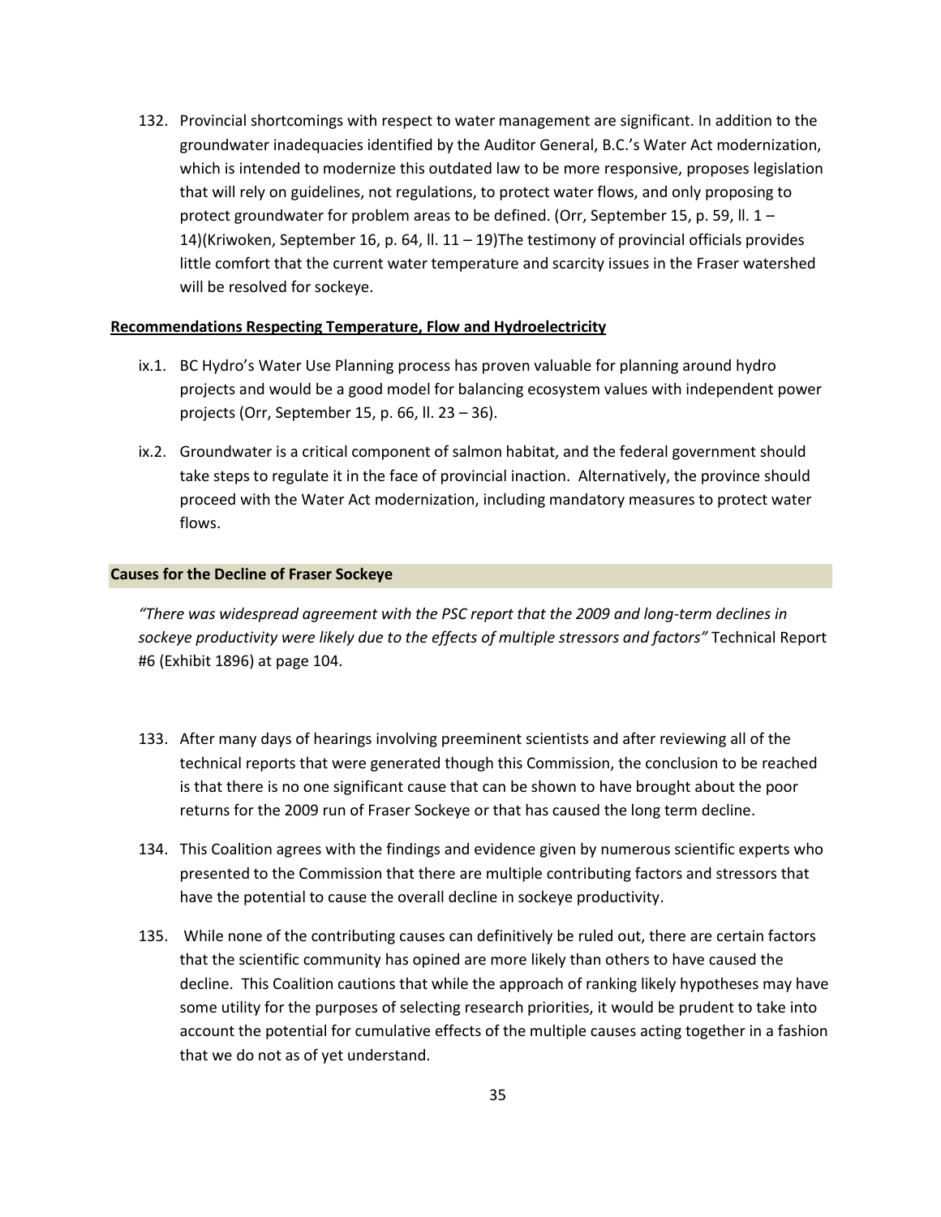132. Provincial shortcomings with respect to water management are significant. In addition to the groundwater inadequacies identified by the Auditor General, B.C.'s Water Act modernization, which is intended to modernize this outdated law to be more responsive, proposes legislation that will rely on guidelines, not regulations, to protect water flows, and only proposing to protect groundwater for problem areas to be defined. (Orr, September 15, p. 59, ll. 1 – 14)(Kriwoken, September 16, p. 64, ll. 11 – 19)The testimony of provincial officials provides little comfort that the current water temperature and scarcity issues in the Fraser watershed will be resolved for sockeye.

**Recommendations Respecting Temperature, Flow and Hydroelectricity**

ix.1. BC Hydro's Water Use Planning process has proven valuable for planning around hydro projects and would be a good model for balancing ecosystem values with independent power projects (Orr, September 15, p. 66, ll. 23 – 36).

ix.2. Groundwater is a critical component of salmon habitat, and the federal government should take steps to regulate it in the face of provincial inaction. Alternatively, the province should proceed with the Water Act modernization, including mandatory measures to protect water flows.

## Causes for the Decline of Fraser Sockeye

*"There was widespread agreement with the PSC report that the 2009 and long-term declines in sockeye productivity were likely due to the effects of multiple stressors and factors"* Technical Report #6 (Exhibit 1896) at page 104.

133. After many days of hearings involving preeminent scientists and after reviewing all of the technical reports that were generated though this Commission, the conclusion to be reached is that there is no one significant cause that can be shown to have brought about the poor returns for the 2009 run of Fraser Sockeye or that has caused the long term decline.

134. This Coalition agrees with the findings and evidence given by numerous scientific experts who presented to the Commission that there are multiple contributing factors and stressors that have the potential to cause the overall decline in sockeye productivity.

135. While none of the contributing causes can definitively be ruled out, there are certain factors that the scientific community has opined are more likely than others to have caused the decline. This Coalition cautions that while the approach of ranking likely hypotheses may have some utility for the purposes of selecting research priorities, it would be prudent to take into account the potential for cumulative effects of the multiple causes acting together in a fashion that we do not as of yet understand.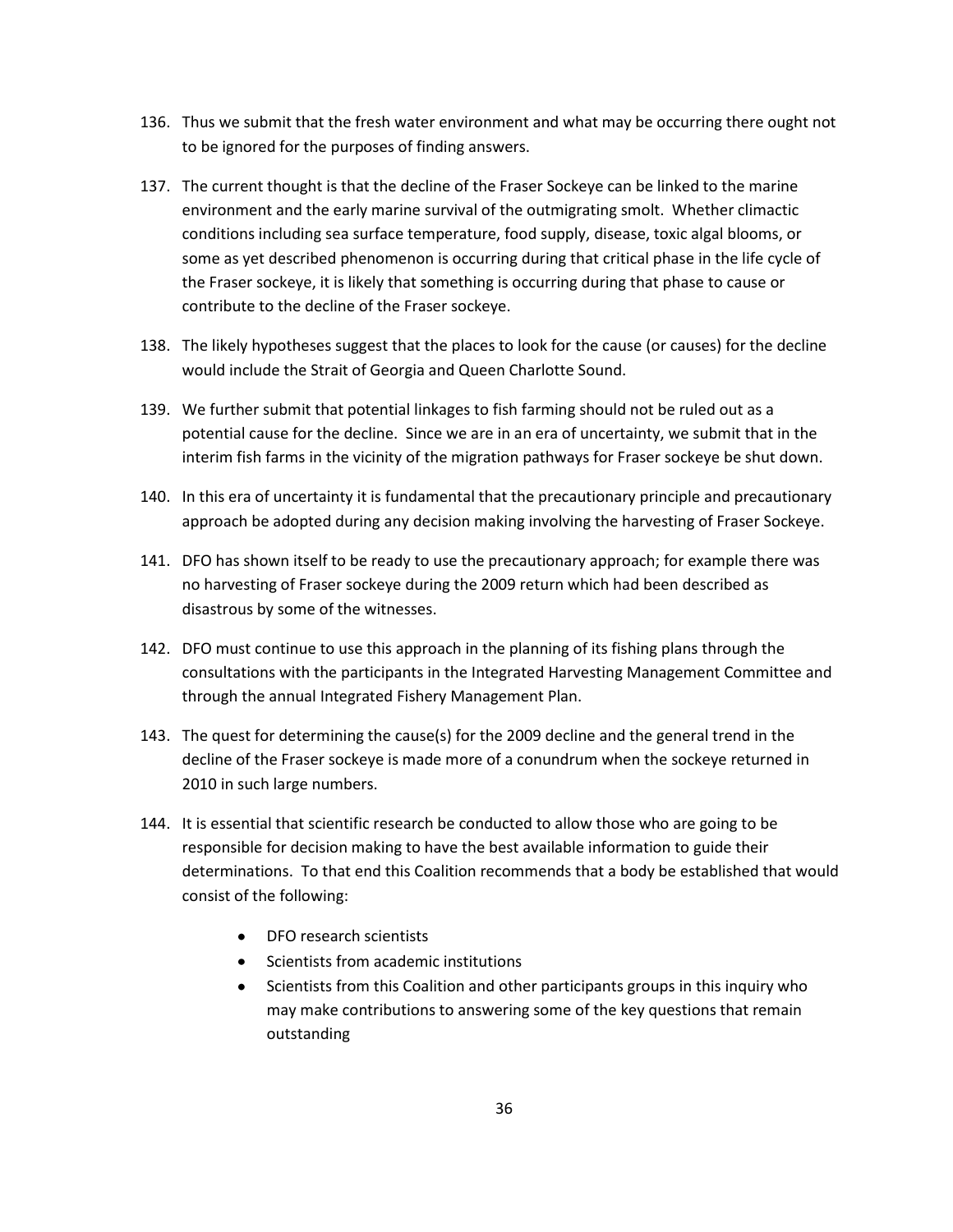136. Thus we submit that the fresh water environment and what may be occurring there ought not to be ignored for the purposes of finding answers.

137. The current thought is that the decline of the Fraser Sockeye can be linked to the marine environment and the early marine survival of the outmigrating smolt. Whether climactic conditions including sea surface temperature, food supply, disease, toxic algal blooms, or some as yet described phenomenon is occurring during that critical phase in the life cycle of the Fraser sockeye, it is likely that something is occurring during that phase to cause or contribute to the decline of the Fraser sockeye.

138. The likely hypotheses suggest that the places to look for the cause (or causes) for the decline would include the Strait of Georgia and Queen Charlotte Sound.

139. We further submit that potential linkages to fish farming should not be ruled out as a potential cause for the decline. Since we are in an era of uncertainty, we submit that in the interim fish farms in the vicinity of the migration pathways for Fraser sockeye be shut down.

140. In this era of uncertainty it is fundamental that the precautionary principle and precautionary approach be adopted during any decision making involving the harvesting of Fraser Sockeye.

141. DFO has shown itself to be ready to use the precautionary approach; for example there was no harvesting of Fraser sockeye during the 2009 return which had been described as disastrous by some of the witnesses.

142. DFO must continue to use this approach in the planning of its fishing plans through the consultations with the participants in the Integrated Harvesting Management Committee and through the annual Integrated Fishery Management Plan.

143. The quest for determining the cause(s) for the 2009 decline and the general trend in the decline of the Fraser sockeye is made more of a conundrum when the sockeye returned in 2010 in such large numbers.

144. It is essential that scientific research be conducted to allow those who are going to be responsible for decision making to have the best available information to guide their determinations. To that end this Coalition recommends that a body be established that would consist of the following:

    - DFO research scientists
    - Scientists from academic institutions
    - Scientists from this Coalition and other participants groups in this inquiry who may make contributions to answering some of the key questions that remain outstanding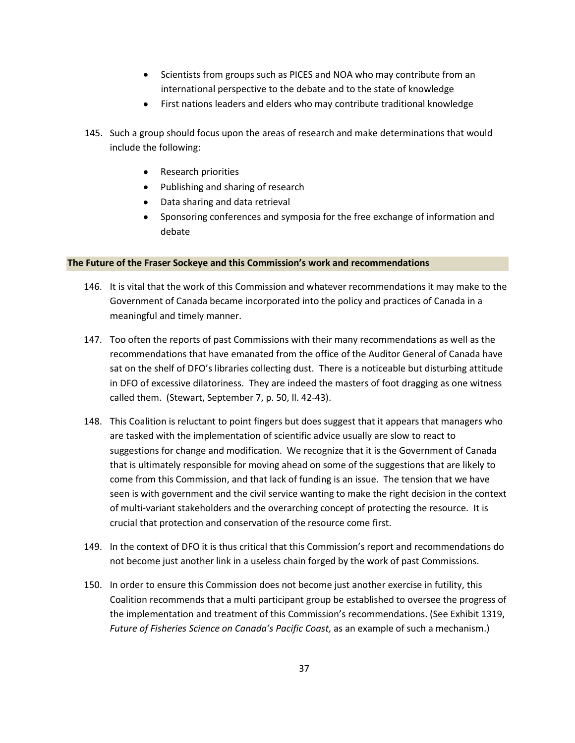- Scientists from groups such as PICES and NOA who may contribute from an international perspective to the debate and to the state of knowledge
- First nations leaders and elders who may contribute traditional knowledge

145. Such a group should focus upon the areas of research and make determinations that would include the following:

    - Research priorities
    - Publishing and sharing of research
    - Data sharing and data retrieval
    - Sponsoring conferences and symposia for the free exchange of information and debate

## The Future of the Fraser Sockeye and this Commission's work and recommendations

146. It is vital that the work of this Commission and whatever recommendations it may make to the Government of Canada became incorporated into the policy and practices of Canada in a meaningful and timely manner.

147. Too often the reports of past Commissions with their many recommendations as well as the recommendations that have emanated from the office of the Auditor General of Canada have sat on the shelf of DFO's libraries collecting dust. There is a noticeable but disturbing attitude in DFO of excessive dilatoriness. They are indeed the masters of foot dragging as one witness called them. (Stewart, September 7, p. 50, ll. 42-43).

148. This Coalition is reluctant to point fingers but does suggest that it appears that managers who are tasked with the implementation of scientific advice usually are slow to react to suggestions for change and modification. We recognize that it is the Government of Canada that is ultimately responsible for moving ahead on some of the suggestions that are likely to come from this Commission, and that lack of funding is an issue. The tension that we have seen is with government and the civil service wanting to make the right decision in the context of multi-variant stakeholders and the overarching concept of protecting the resource. It is crucial that protection and conservation of the resource come first.

149. In the context of DFO it is thus critical that this Commission's report and recommendations do not become just another link in a useless chain forged by the work of past Commissions.

150. In order to ensure this Commission does not become just another exercise in futility, this Coalition recommends that a multi participant group be established to oversee the progress of the implementation and treatment of this Commission's recommendations. (See Exhibit 1319, *Future of Fisheries Science on Canada's Pacific Coast,* as an example of such a mechanism.)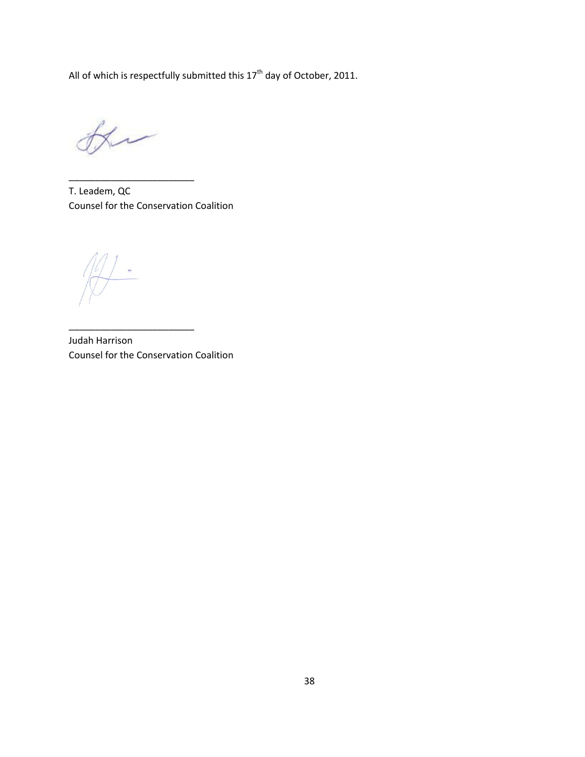All of which is respectfully submitted this 17th day of October, 2011.

________________________

T. Leadem, QC
Counsel for the Conservation Coalition

________________________

Judah Harrison
Counsel for the Conservation Coalition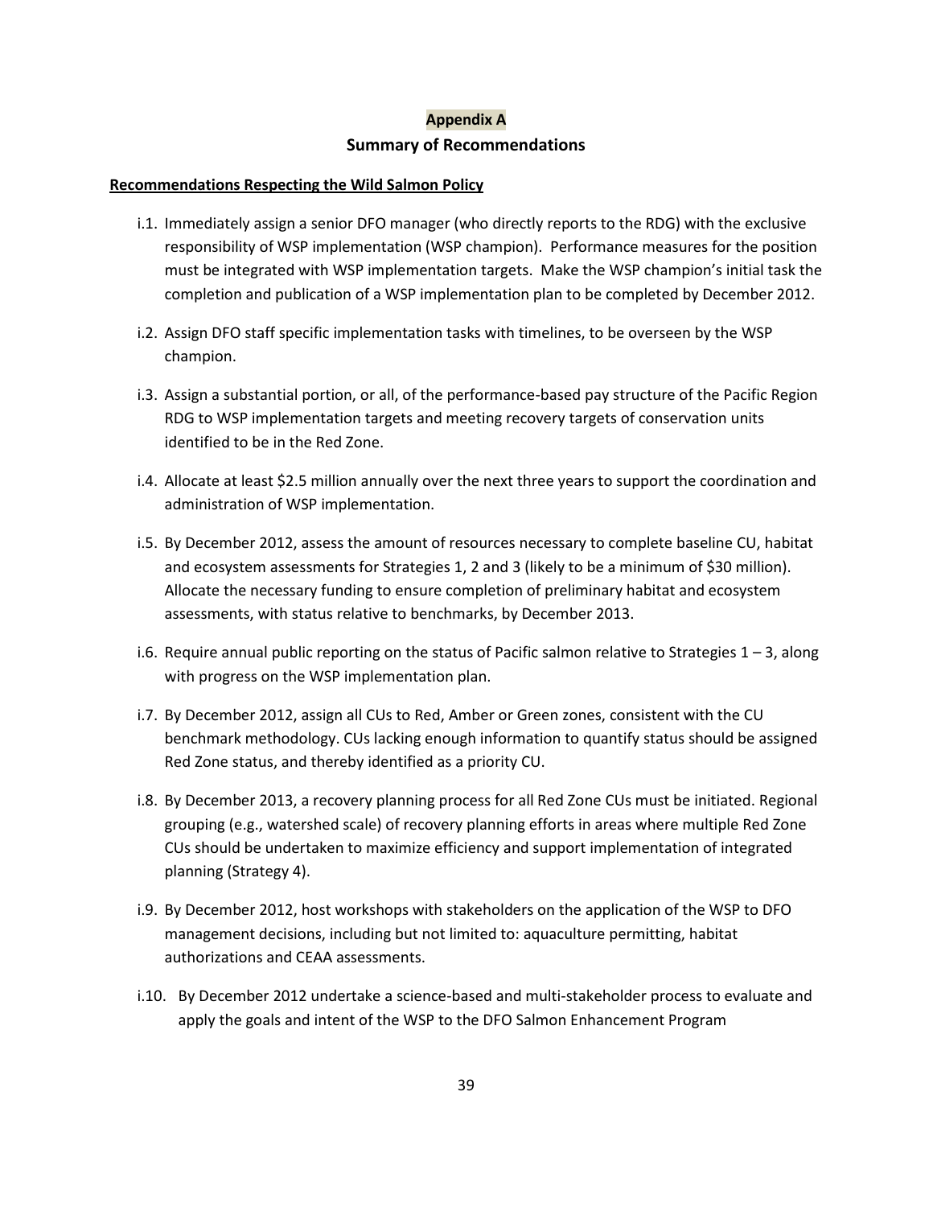## Appendix A

## Summary of Recommendations

**Recommendations Respecting the Wild Salmon Policy**

i.1. Immediately assign a senior DFO manager (who directly reports to the RDG) with the exclusive responsibility of WSP implementation (WSP champion). Performance measures for the position must be integrated with WSP implementation targets. Make the WSP champion's initial task the completion and publication of a WSP implementation plan to be completed by December 2012.

i.2. Assign DFO staff specific implementation tasks with timelines, to be overseen by the WSP champion.

i.3. Assign a substantial portion, or all, of the performance-based pay structure of the Pacific Region RDG to WSP implementation targets and meeting recovery targets of conservation units identified to be in the Red Zone.

i.4. Allocate at least $2.5 million annually over the next three years to support the coordination and administration of WSP implementation.

i.5. By December 2012, assess the amount of resources necessary to complete baseline CU, habitat and ecosystem assessments for Strategies 1, 2 and 3 (likely to be a minimum of $30 million). Allocate the necessary funding to ensure completion of preliminary habitat and ecosystem assessments, with status relative to benchmarks, by December 2013.

i.6. Require annual public reporting on the status of Pacific salmon relative to Strategies 1 – 3, along with progress on the WSP implementation plan.

i.7. By December 2012, assign all CUs to Red, Amber or Green zones, consistent with the CU benchmark methodology. CUs lacking enough information to quantify status should be assigned Red Zone status, and thereby identified as a priority CU.

i.8. By December 2013, a recovery planning process for all Red Zone CUs must be initiated. Regional grouping (e.g., watershed scale) of recovery planning efforts in areas where multiple Red Zone CUs should be undertaken to maximize efficiency and support implementation of integrated planning (Strategy 4).

i.9. By December 2012, host workshops with stakeholders on the application of the WSP to DFO management decisions, including but not limited to: aquaculture permitting, habitat authorizations and CEAA assessments.

i.10. By December 2012 undertake a science-based and multi-stakeholder process to evaluate and apply the goals and intent of the WSP to the DFO Salmon Enhancement Program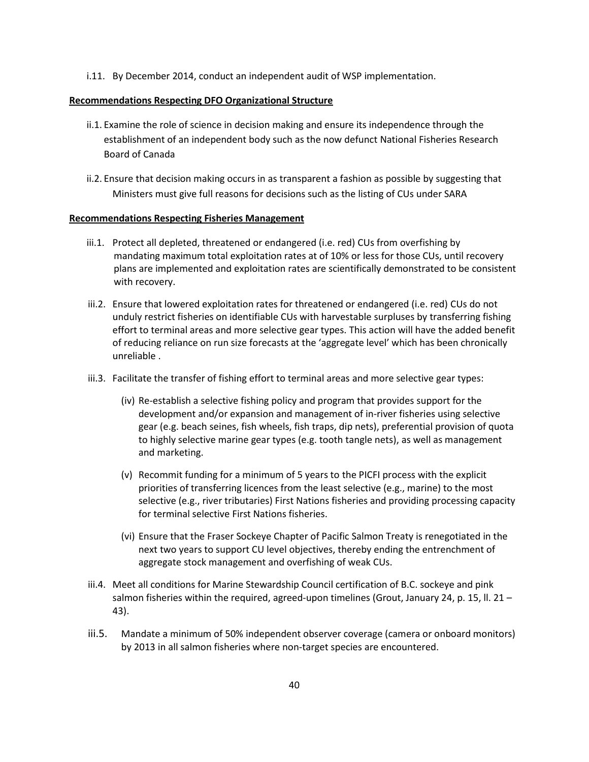i.11. By December 2014, conduct an independent audit of WSP implementation.

**Recommendations Respecting DFO Organizational Structure**

ii.1. Examine the role of science in decision making and ensure its independence through the establishment of an independent body such as the now defunct National Fisheries Research Board of Canada

ii.2. Ensure that decision making occurs in as transparent a fashion as possible by suggesting that Ministers must give full reasons for decisions such as the listing of CUs under SARA

**Recommendations Respecting Fisheries Management**

iii.1. Protect all depleted, threatened or endangered (i.e. red) CUs from overfishing by mandating maximum total exploitation rates at of 10% or less for those CUs, until recovery plans are implemented and exploitation rates are scientifically demonstrated to be consistent with recovery.

iii.2. Ensure that lowered exploitation rates for threatened or endangered (i.e. red) CUs do not unduly restrict fisheries on identifiable CUs with harvestable surpluses by transferring fishing effort to terminal areas and more selective gear types. This action will have the added benefit of reducing reliance on run size forecasts at the 'aggregate level' which has been chronically unreliable .

iii.3. Facilitate the transfer of fishing effort to terminal areas and more selective gear types:

(iv) Re-establish a selective fishing policy and program that provides support for the development and/or expansion and management of in-river fisheries using selective gear (e.g. beach seines, fish wheels, fish traps, dip nets), preferential provision of quota to highly selective marine gear types (e.g. tooth tangle nets), as well as management and marketing.

(v) Recommit funding for a minimum of 5 years to the PICFI process with the explicit priorities of transferring licences from the least selective (e.g., marine) to the most selective (e.g., river tributaries) First Nations fisheries and providing processing capacity for terminal selective First Nations fisheries.

(vi) Ensure that the Fraser Sockeye Chapter of Pacific Salmon Treaty is renegotiated in the next two years to support CU level objectives, thereby ending the entrenchment of aggregate stock management and overfishing of weak CUs.

iii.4. Meet all conditions for Marine Stewardship Council certification of B.C. sockeye and pink salmon fisheries within the required, agreed-upon timelines (Grout, January 24, p. 15, ll. 21 – 43).

iii.5. Mandate a minimum of 50% independent observer coverage (camera or onboard monitors) by 2013 in all salmon fisheries where non-target species are encountered.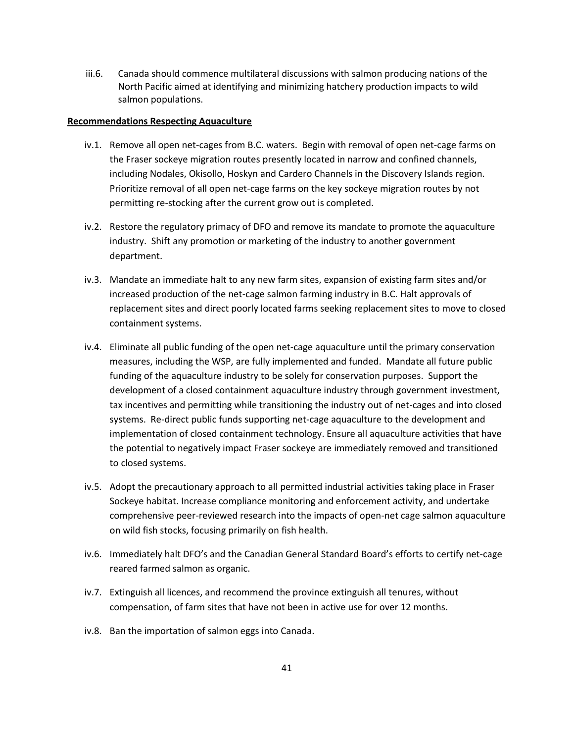iii.6. Canada should commence multilateral discussions with salmon producing nations of the North Pacific aimed at identifying and minimizing hatchery production impacts to wild salmon populations.

**Recommendations Respecting Aquaculture**

iv.1. Remove all open net-cages from B.C. waters. Begin with removal of open net-cage farms on the Fraser sockeye migration routes presently located in narrow and confined channels, including Nodales, Okisollo, Hoskyn and Cardero Channels in the Discovery Islands region. Prioritize removal of all open net-cage farms on the key sockeye migration routes by not permitting re-stocking after the current grow out is completed.

iv.2. Restore the regulatory primacy of DFO and remove its mandate to promote the aquaculture industry. Shift any promotion or marketing of the industry to another government department.

iv.3. Mandate an immediate halt to any new farm sites, expansion of existing farm sites and/or increased production of the net-cage salmon farming industry in B.C. Halt approvals of replacement sites and direct poorly located farms seeking replacement sites to move to closed containment systems.

iv.4. Eliminate all public funding of the open net-cage aquaculture until the primary conservation measures, including the WSP, are fully implemented and funded. Mandate all future public funding of the aquaculture industry to be solely for conservation purposes. Support the development of a closed containment aquaculture industry through government investment, tax incentives and permitting while transitioning the industry out of net-cages and into closed systems. Re-direct public funds supporting net-cage aquaculture to the development and implementation of closed containment technology. Ensure all aquaculture activities that have the potential to negatively impact Fraser sockeye are immediately removed and transitioned to closed systems.

iv.5. Adopt the precautionary approach to all permitted industrial activities taking place in Fraser Sockeye habitat. Increase compliance monitoring and enforcement activity, and undertake comprehensive peer-reviewed research into the impacts of open-net cage salmon aquaculture on wild fish stocks, focusing primarily on fish health.

iv.6. Immediately halt DFO's and the Canadian General Standard Board's efforts to certify net-cage reared farmed salmon as organic.

iv.7. Extinguish all licences, and recommend the province extinguish all tenures, without compensation, of farm sites that have not been in active use for over 12 months.

iv.8. Ban the importation of salmon eggs into Canada.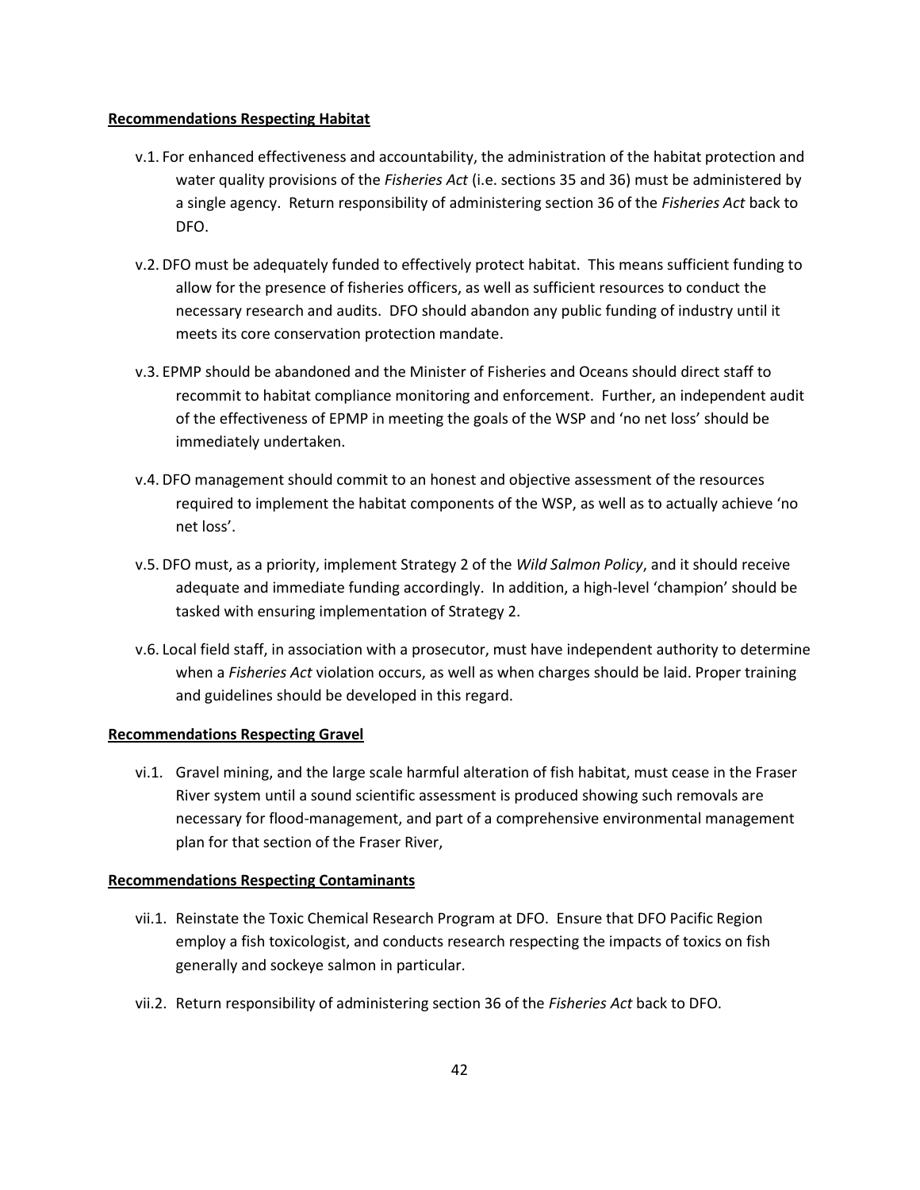**Recommendations Respecting Habitat**

v.1. For enhanced effectiveness and accountability, the administration of the habitat protection and water quality provisions of the *Fisheries Act* (i.e. sections 35 and 36) must be administered by a single agency. Return responsibility of administering section 36 of the *Fisheries Act* back to DFO.

v.2. DFO must be adequately funded to effectively protect habitat. This means sufficient funding to allow for the presence of fisheries officers, as well as sufficient resources to conduct the necessary research and audits. DFO should abandon any public funding of industry until it meets its core conservation protection mandate.

v.3. EPMP should be abandoned and the Minister of Fisheries and Oceans should direct staff to recommit to habitat compliance monitoring and enforcement. Further, an independent audit of the effectiveness of EPMP in meeting the goals of the WSP and 'no net loss' should be immediately undertaken.

v.4. DFO management should commit to an honest and objective assessment of the resources required to implement the habitat components of the WSP, as well as to actually achieve 'no net loss'.

v.5. DFO must, as a priority, implement Strategy 2 of the *Wild Salmon Policy*, and it should receive adequate and immediate funding accordingly. In addition, a high-level 'champion' should be tasked with ensuring implementation of Strategy 2.

v.6. Local field staff, in association with a prosecutor, must have independent authority to determine when a *Fisheries Act* violation occurs, as well as when charges should be laid. Proper training and guidelines should be developed in this regard.

**Recommendations Respecting Gravel**

vi.1. Gravel mining, and the large scale harmful alteration of fish habitat, must cease in the Fraser River system until a sound scientific assessment is produced showing such removals are necessary for flood-management, and part of a comprehensive environmental management plan for that section of the Fraser River,

**Recommendations Respecting Contaminants**

vii.1. Reinstate the Toxic Chemical Research Program at DFO. Ensure that DFO Pacific Region employ a fish toxicologist, and conducts research respecting the impacts of toxics on fish generally and sockeye salmon in particular.

vii.2. Return responsibility of administering section 36 of the *Fisheries Act* back to DFO.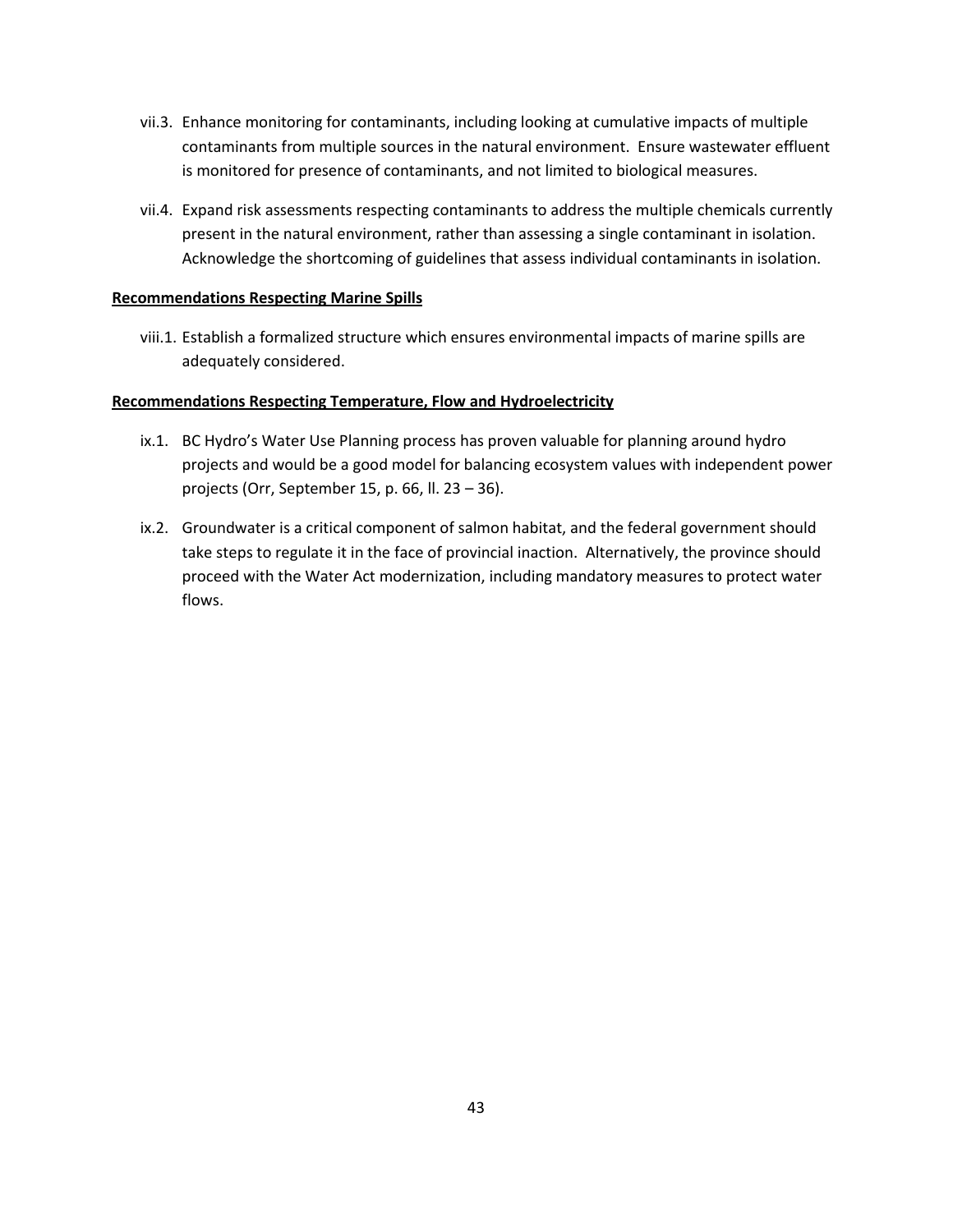vii.3. Enhance monitoring for contaminants, including looking at cumulative impacts of multiple contaminants from multiple sources in the natural environment. Ensure wastewater effluent is monitored for presence of contaminants, and not limited to biological measures.

vii.4. Expand risk assessments respecting contaminants to address the multiple chemicals currently present in the natural environment, rather than assessing a single contaminant in isolation. Acknowledge the shortcoming of guidelines that assess individual contaminants in isolation.

**Recommendations Respecting Marine Spills**

viii.1. Establish a formalized structure which ensures environmental impacts of marine spills are adequately considered.

**Recommendations Respecting Temperature, Flow and Hydroelectricity**

ix.1. BC Hydro's Water Use Planning process has proven valuable for planning around hydro projects and would be a good model for balancing ecosystem values with independent power projects (Orr, September 15, p. 66, ll. 23 – 36).

ix.2. Groundwater is a critical component of salmon habitat, and the federal government should take steps to regulate it in the face of provincial inaction. Alternatively, the province should proceed with the Water Act modernization, including mandatory measures to protect water flows.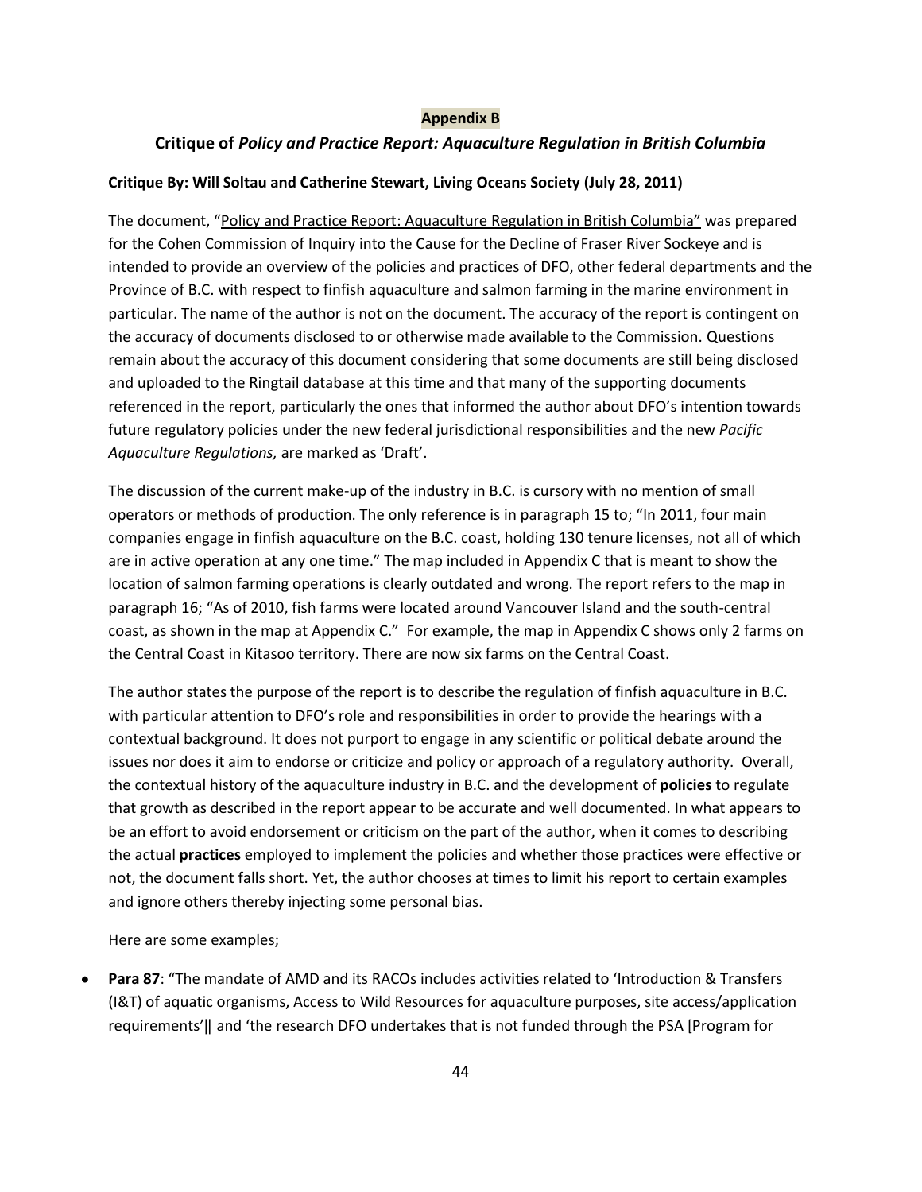**Appendix B**

## Critique of *Policy and Practice Report: Aquaculture Regulation in British Columbia*

**Critique By: Will Soltau and Catherine Stewart, Living Oceans Society (July 28, 2011)**

The document, "Policy and Practice Report: Aquaculture Regulation in British Columbia" was prepared for the Cohen Commission of Inquiry into the Cause for the Decline of Fraser River Sockeye and is intended to provide an overview of the policies and practices of DFO, other federal departments and the Province of B.C. with respect to finfish aquaculture and salmon farming in the marine environment in particular. The name of the author is not on the document. The accuracy of the report is contingent on the accuracy of documents disclosed to or otherwise made available to the Commission. Questions remain about the accuracy of this document considering that some documents are still being disclosed and uploaded to the Ringtail database at this time and that many of the supporting documents referenced in the report, particularly the ones that informed the author about DFO's intention towards future regulatory policies under the new federal jurisdictional responsibilities and the new *Pacific Aquaculture Regulations,* are marked as 'Draft'.

The discussion of the current make-up of the industry in B.C. is cursory with no mention of small operators or methods of production. The only reference is in paragraph 15 to; "In 2011, four main companies engage in finfish aquaculture on the B.C. coast, holding 130 tenure licenses, not all of which are in active operation at any one time." The map included in Appendix C that is meant to show the location of salmon farming operations is clearly outdated and wrong. The report refers to the map in paragraph 16; "As of 2010, fish farms were located around Vancouver Island and the south-central coast, as shown in the map at Appendix C." For example, the map in Appendix C shows only 2 farms on the Central Coast in Kitasoo territory. There are now six farms on the Central Coast.

The author states the purpose of the report is to describe the regulation of finfish aquaculture in B.C. with particular attention to DFO's role and responsibilities in order to provide the hearings with a contextual background. It does not purport to engage in any scientific or political debate around the issues nor does it aim to endorse or criticize and policy or approach of a regulatory authority. Overall, the contextual history of the aquaculture industry in B.C. and the development of **policies** to regulate that growth as described in the report appear to be accurate and well documented. In what appears to be an effort to avoid endorsement or criticism on the part of the author, when it comes to describing the actual **practices** employed to implement the policies and whether those practices were effective or not, the document falls short. Yet, the author chooses at times to limit his report to certain examples and ignore others thereby injecting some personal bias.

Here are some examples;

- **Para 87**: "The mandate of AMD and its RACOs includes activities related to 'Introduction & Transfers (I&T) of aquatic organisms, Access to Wild Resources for aquaculture purposes, site access/application requirements'‖ and 'the research DFO undertakes that is not funded through the PSA [Program for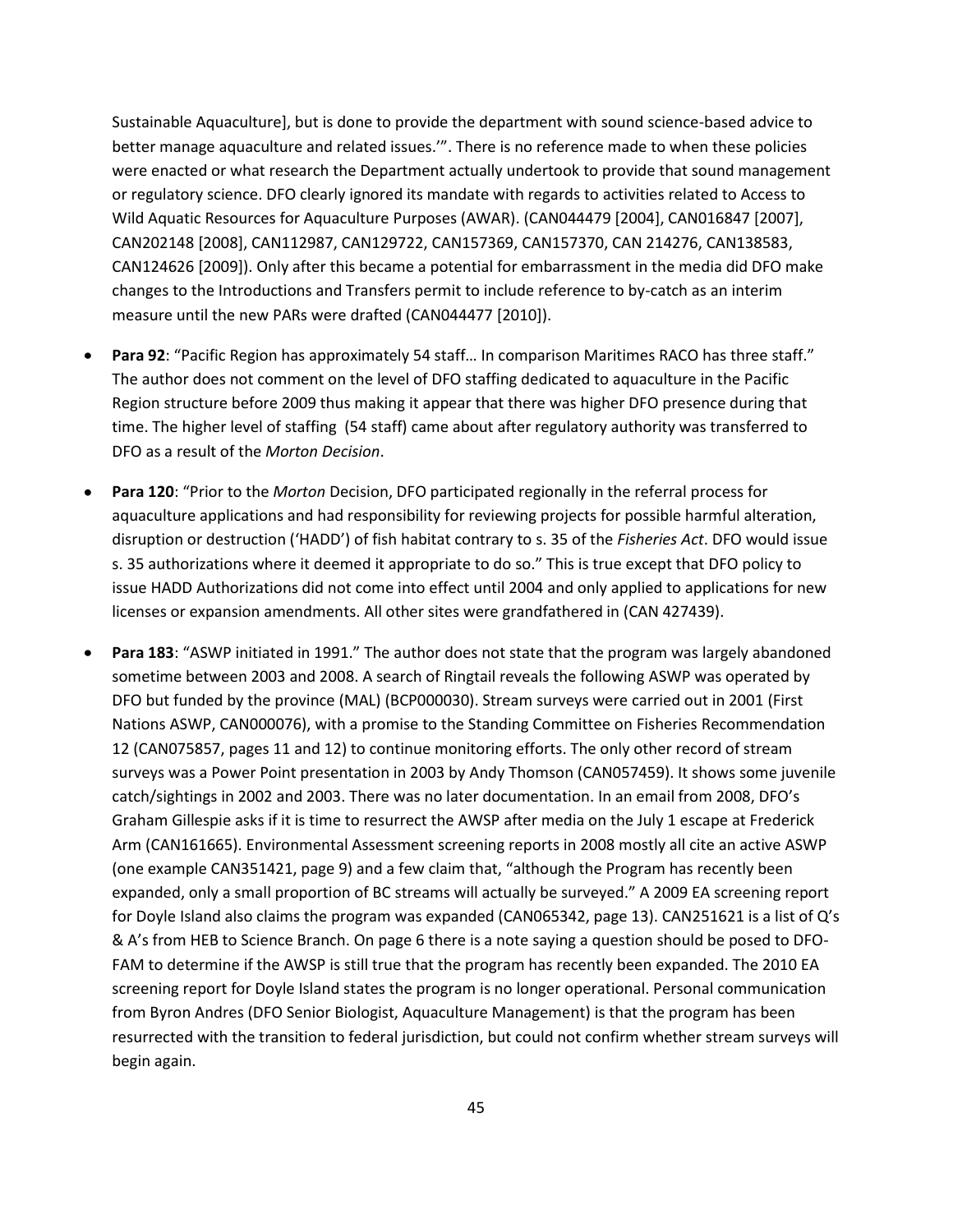Sustainable Aquaculture], but is done to provide the department with sound science-based advice to better manage aquaculture and related issues.'". There is no reference made to when these policies were enacted or what research the Department actually undertook to provide that sound management or regulatory science. DFO clearly ignored its mandate with regards to activities related to Access to Wild Aquatic Resources for Aquaculture Purposes (AWAR). (CAN044479 [2004], CAN016847 [2007], CAN202148 [2008], CAN112987, CAN129722, CAN157369, CAN157370, CAN 214276, CAN138583, CAN124626 [2009]). Only after this became a potential for embarrassment in the media did DFO make changes to the Introductions and Transfers permit to include reference to by-catch as an interim measure until the new PARs were drafted (CAN044477 [2010]).

- **Para 92**: "Pacific Region has approximately 54 staff… In comparison Maritimes RACO has three staff." The author does not comment on the level of DFO staffing dedicated to aquaculture in the Pacific Region structure before 2009 thus making it appear that there was higher DFO presence during that time. The higher level of staffing (54 staff) came about after regulatory authority was transferred to DFO as a result of the *Morton Decision*.

- **Para 120**: "Prior to the *Morton* Decision, DFO participated regionally in the referral process for aquaculture applications and had responsibility for reviewing projects for possible harmful alteration, disruption or destruction ('HADD') of fish habitat contrary to s. 35 of the *Fisheries Act*. DFO would issue s. 35 authorizations where it deemed it appropriate to do so." This is true except that DFO policy to issue HADD Authorizations did not come into effect until 2004 and only applied to applications for new licenses or expansion amendments. All other sites were grandfathered in (CAN 427439).

- **Para 183**: "ASWP initiated in 1991." The author does not state that the program was largely abandoned sometime between 2003 and 2008. A search of Ringtail reveals the following ASWP was operated by DFO but funded by the province (MAL) (BCP000030). Stream surveys were carried out in 2001 (First Nations ASWP, CAN000076), with a promise to the Standing Committee on Fisheries Recommendation 12 (CAN075857, pages 11 and 12) to continue monitoring efforts. The only other record of stream surveys was a Power Point presentation in 2003 by Andy Thomson (CAN057459). It shows some juvenile catch/sightings in 2002 and 2003. There was no later documentation. In an email from 2008, DFO's Graham Gillespie asks if it is time to resurrect the AWSP after media on the July 1 escape at Frederick Arm (CAN161665). Environmental Assessment screening reports in 2008 mostly all cite an active ASWP (one example CAN351421, page 9) and a few claim that, "although the Program has recently been expanded, only a small proportion of BC streams will actually be surveyed." A 2009 EA screening report for Doyle Island also claims the program was expanded (CAN065342, page 13). CAN251621 is a list of Q's & A's from HEB to Science Branch. On page 6 there is a note saying a question should be posed to DFO-FAM to determine if the AWSP is still true that the program has recently been expanded. The 2010 EA screening report for Doyle Island states the program is no longer operational. Personal communication from Byron Andres (DFO Senior Biologist, Aquaculture Management) is that the program has been resurrected with the transition to federal jurisdiction, but could not confirm whether stream surveys will begin again.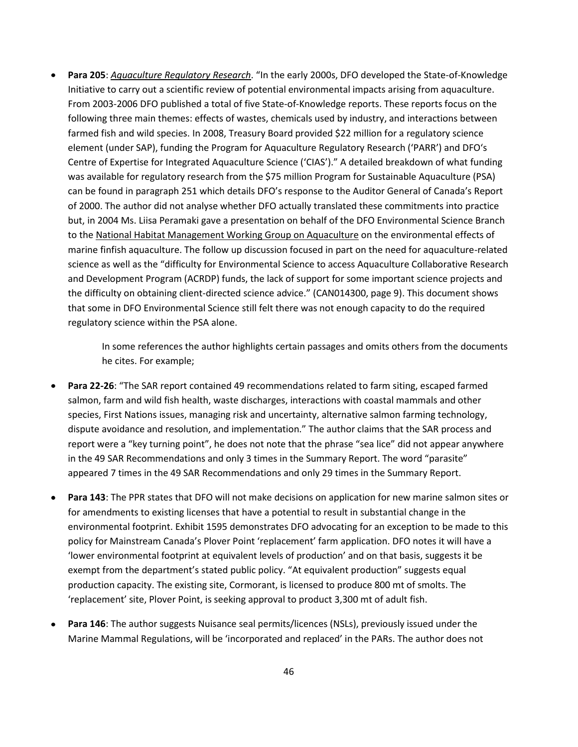- **Para 205**: *Aquaculture Regulatory Research*. "In the early 2000s, DFO developed the State-of-Knowledge Initiative to carry out a scientific review of potential environmental impacts arising from aquaculture. From 2003-2006 DFO published a total of five State-of-Knowledge reports. These reports focus on the following three main themes: effects of wastes, chemicals used by industry, and interactions between farmed fish and wild species. In 2008, Treasury Board provided $22 million for a regulatory science element (under SAP), funding the Program for Aquaculture Regulatory Research ('PARR') and DFO's Centre of Expertise for Integrated Aquaculture Science ('CIAS')." A detailed breakdown of what funding was available for regulatory research from the $75 million Program for Sustainable Aquaculture (PSA) can be found in paragraph 251 which details DFO's response to the Auditor General of Canada's Report of 2000. The author did not analyse whether DFO actually translated these commitments into practice but, in 2004 Ms. Liisa Peramaki gave a presentation on behalf of the DFO Environmental Science Branch to the National Habitat Management Working Group on Aquaculture on the environmental effects of marine finfish aquaculture. The follow up discussion focused in part on the need for aquaculture-related science as well as the "difficulty for Environmental Science to access Aquaculture Collaborative Research and Development Program (ACRDP) funds, the lack of support for some important science projects and the difficulty on obtaining client-directed science advice." (CAN014300, page 9). This document shows that some in DFO Environmental Science still felt there was not enough capacity to do the required regulatory science within the PSA alone.

  In some references the author highlights certain passages and omits others from the documents he cites. For example;

- **Para 22-26**: "The SAR report contained 49 recommendations related to farm siting, escaped farmed salmon, farm and wild fish health, waste discharges, interactions with coastal mammals and other species, First Nations issues, managing risk and uncertainty, alternative salmon farming technology, dispute avoidance and resolution, and implementation." The author claims that the SAR process and report were a "key turning point", he does not note that the phrase "sea lice" did not appear anywhere in the 49 SAR Recommendations and only 3 times in the Summary Report. The word "parasite" appeared 7 times in the 49 SAR Recommendations and only 29 times in the Summary Report.

- **Para 143**: The PPR states that DFO will not make decisions on application for new marine salmon sites or for amendments to existing licenses that have a potential to result in substantial change in the environmental footprint. Exhibit 1595 demonstrates DFO advocating for an exception to be made to this policy for Mainstream Canada's Plover Point 'replacement' farm application. DFO notes it will have a 'lower environmental footprint at equivalent levels of production' and on that basis, suggests it be exempt from the department's stated public policy. "At equivalent production" suggests equal production capacity. The existing site, Cormorant, is licensed to produce 800 mt of smolts. The 'replacement' site, Plover Point, is seeking approval to product 3,300 mt of adult fish.

- **Para 146**: The author suggests Nuisance seal permits/licences (NSLs), previously issued under the Marine Mammal Regulations, will be 'incorporated and replaced' in the PARs. The author does not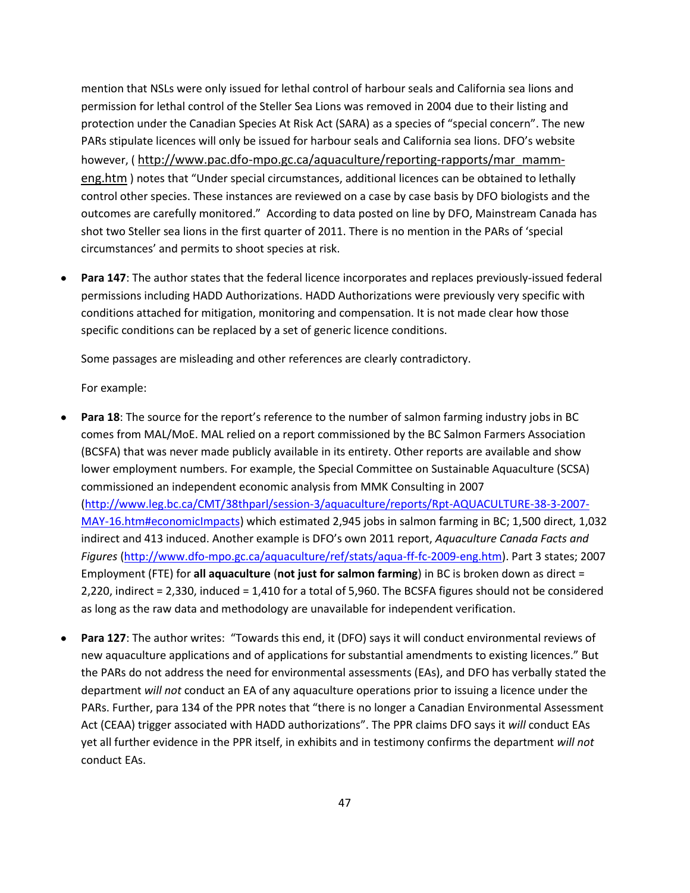mention that NSLs were only issued for lethal control of harbour seals and California sea lions and permission for lethal control of the Steller Sea Lions was removed in 2004 due to their listing and protection under the Canadian Species At Risk Act (SARA) as a species of "special concern". The new PARs stipulate licences will only be issued for harbour seals and California sea lions. DFO's website however, ( http://www.pac.dfo-mpo.gc.ca/aquaculture/reporting-rapports/mar_mamm-eng.htm ) notes that "Under special circumstances, additional licences can be obtained to lethally control other species. These instances are reviewed on a case by case basis by DFO biologists and the outcomes are carefully monitored." According to data posted on line by DFO, Mainstream Canada has shot two Steller sea lions in the first quarter of 2011. There is no mention in the PARs of 'special circumstances' and permits to shoot species at risk.

- **Para 147**: The author states that the federal licence incorporates and replaces previously-issued federal permissions including HADD Authorizations. HADD Authorizations were previously very specific with conditions attached for mitigation, monitoring and compensation. It is not made clear how those specific conditions can be replaced by a set of generic licence conditions.

  Some passages are misleading and other references are clearly contradictory.

  For example:

- **Para 18**: The source for the report's reference to the number of salmon farming industry jobs in BC comes from MAL/MoE. MAL relied on a report commissioned by the BC Salmon Farmers Association (BCSFA) that was never made publicly available in its entirety. Other reports are available and show lower employment numbers. For example, the Special Committee on Sustainable Aquaculture (SCSA) commissioned an independent economic analysis from MMK Consulting in 2007 (http://www.leg.bc.ca/CMT/38thparl/session-3/aquaculture/reports/Rpt-AQUACULTURE-38-3-2007-MAY-16.htm#economicImpacts) which estimated 2,945 jobs in salmon farming in BC; 1,500 direct, 1,032 indirect and 413 induced. Another example is DFO's own 2011 report, *Aquaculture Canada Facts and Figures* (http://www.dfo-mpo.gc.ca/aquaculture/ref/stats/aqua-ff-fc-2009-eng.htm). Part 3 states; 2007 Employment (FTE) for **all aquaculture** (**not just for salmon farming**) in BC is broken down as direct = 2,220, indirect = 2,330, induced = 1,410 for a total of 5,960. The BCSFA figures should not be considered as long as the raw data and methodology are unavailable for independent verification.

- **Para 127**: The author writes: "Towards this end, it (DFO) says it will conduct environmental reviews of new aquaculture applications and of applications for substantial amendments to existing licences." But the PARs do not address the need for environmental assessments (EAs), and DFO has verbally stated the department *will not* conduct an EA of any aquaculture operations prior to issuing a licence under the PARs. Further, para 134 of the PPR notes that "there is no longer a Canadian Environmental Assessment Act (CEAA) trigger associated with HADD authorizations". The PPR claims DFO says it *will* conduct EAs yet all further evidence in the PPR itself, in exhibits and in testimony confirms the department *will not* conduct EAs.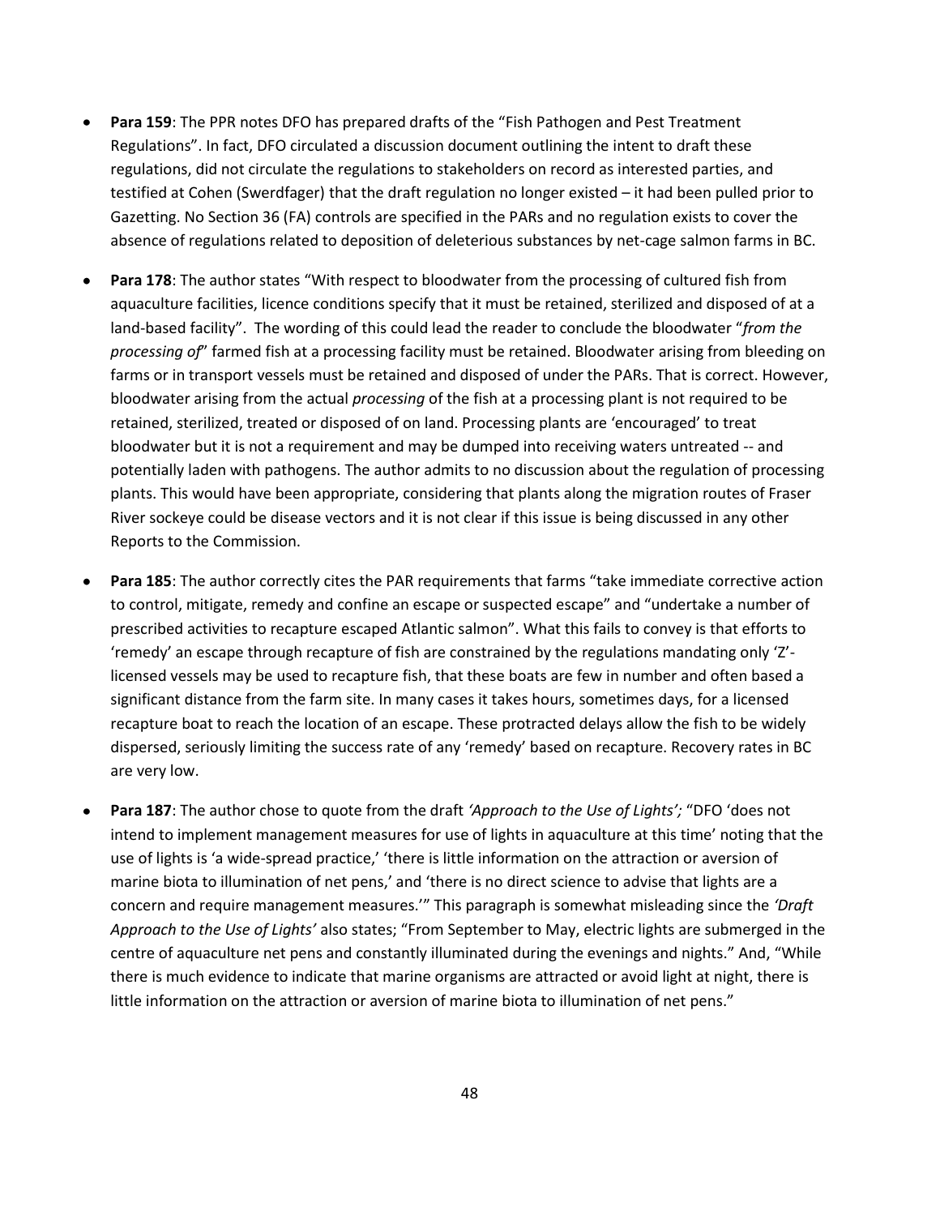- **Para 159**: The PPR notes DFO has prepared drafts of the "Fish Pathogen and Pest Treatment Regulations". In fact, DFO circulated a discussion document outlining the intent to draft these regulations, did not circulate the regulations to stakeholders on record as interested parties, and testified at Cohen (Swerdfager) that the draft regulation no longer existed – it had been pulled prior to Gazetting. No Section 36 (FA) controls are specified in the PARs and no regulation exists to cover the absence of regulations related to deposition of deleterious substances by net-cage salmon farms in BC.

- **Para 178**: The author states "With respect to bloodwater from the processing of cultured fish from aquaculture facilities, licence conditions specify that it must be retained, sterilized and disposed of at a land-based facility". The wording of this could lead the reader to conclude the bloodwater "*from the processing of*" farmed fish at a processing facility must be retained. Bloodwater arising from bleeding on farms or in transport vessels must be retained and disposed of under the PARs. That is correct. However, bloodwater arising from the actual *processing* of the fish at a processing plant is not required to be retained, sterilized, treated or disposed of on land. Processing plants are 'encouraged' to treat bloodwater but it is not a requirement and may be dumped into receiving waters untreated -- and potentially laden with pathogens. The author admits to no discussion about the regulation of processing plants. This would have been appropriate, considering that plants along the migration routes of Fraser River sockeye could be disease vectors and it is not clear if this issue is being discussed in any other Reports to the Commission.

- **Para 185**: The author correctly cites the PAR requirements that farms "take immediate corrective action to control, mitigate, remedy and confine an escape or suspected escape" and "undertake a number of prescribed activities to recapture escaped Atlantic salmon". What this fails to convey is that efforts to 'remedy' an escape through recapture of fish are constrained by the regulations mandating only 'Z'-licensed vessels may be used to recapture fish, that these boats are few in number and often based a significant distance from the farm site. In many cases it takes hours, sometimes days, for a licensed recapture boat to reach the location of an escape. These protracted delays allow the fish to be widely dispersed, seriously limiting the success rate of any 'remedy' based on recapture. Recovery rates in BC are very low.

- **Para 187**: The author chose to quote from the draft *'Approach to the Use of Lights';* "DFO 'does not intend to implement management measures for use of lights in aquaculture at this time' noting that the use of lights is 'a wide-spread practice,' 'there is little information on the attraction or aversion of marine biota to illumination of net pens,' and 'there is no direct science to advise that lights are a concern and require management measures.'" This paragraph is somewhat misleading since the *'Draft Approach to the Use of Lights'* also states; "From September to May, electric lights are submerged in the centre of aquaculture net pens and constantly illuminated during the evenings and nights." And, "While there is much evidence to indicate that marine organisms are attracted or avoid light at night, there is little information on the attraction or aversion of marine biota to illumination of net pens."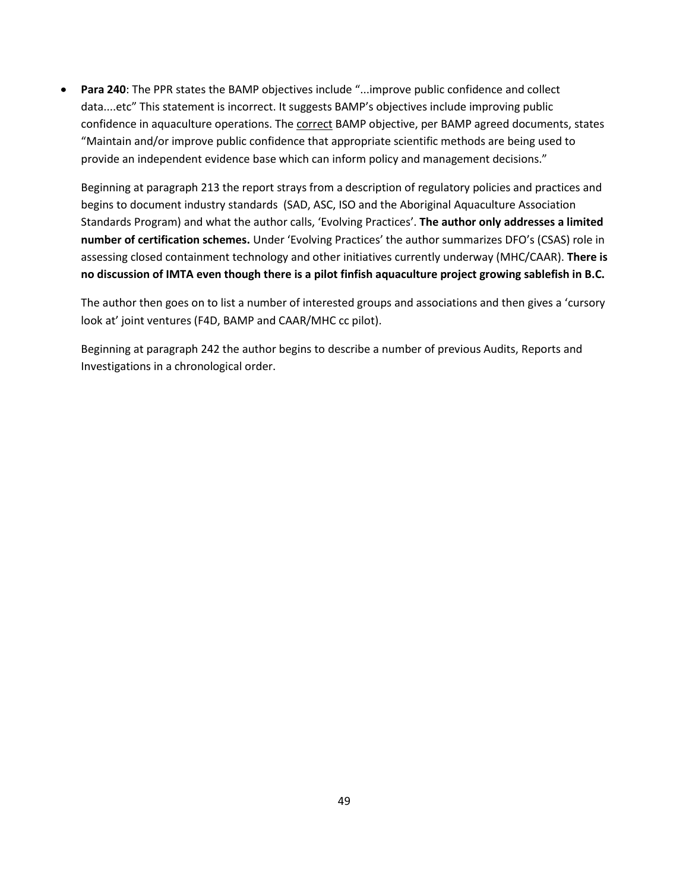- **Para 240**: The PPR states the BAMP objectives include "...improve public confidence and collect data....etc" This statement is incorrect. It suggests BAMP's objectives include improving public confidence in aquaculture operations. The correct BAMP objective, per BAMP agreed documents, states "Maintain and/or improve public confidence that appropriate scientific methods are being used to provide an independent evidence base which can inform policy and management decisions."

  Beginning at paragraph 213 the report strays from a description of regulatory policies and practices and begins to document industry standards (SAD, ASC, ISO and the Aboriginal Aquaculture Association Standards Program) and what the author calls, 'Evolving Practices'. **The author only addresses a limited number of certification schemes.** Under 'Evolving Practices' the author summarizes DFO's (CSAS) role in assessing closed containment technology and other initiatives currently underway (MHC/CAAR). **There is no discussion of IMTA even though there is a pilot finfish aquaculture project growing sablefish in B.C.**

  The author then goes on to list a number of interested groups and associations and then gives a 'cursory look at' joint ventures (F4D, BAMP and CAAR/MHC cc pilot).

  Beginning at paragraph 242 the author begins to describe a number of previous Audits, Reports and Investigations in a chronological order.